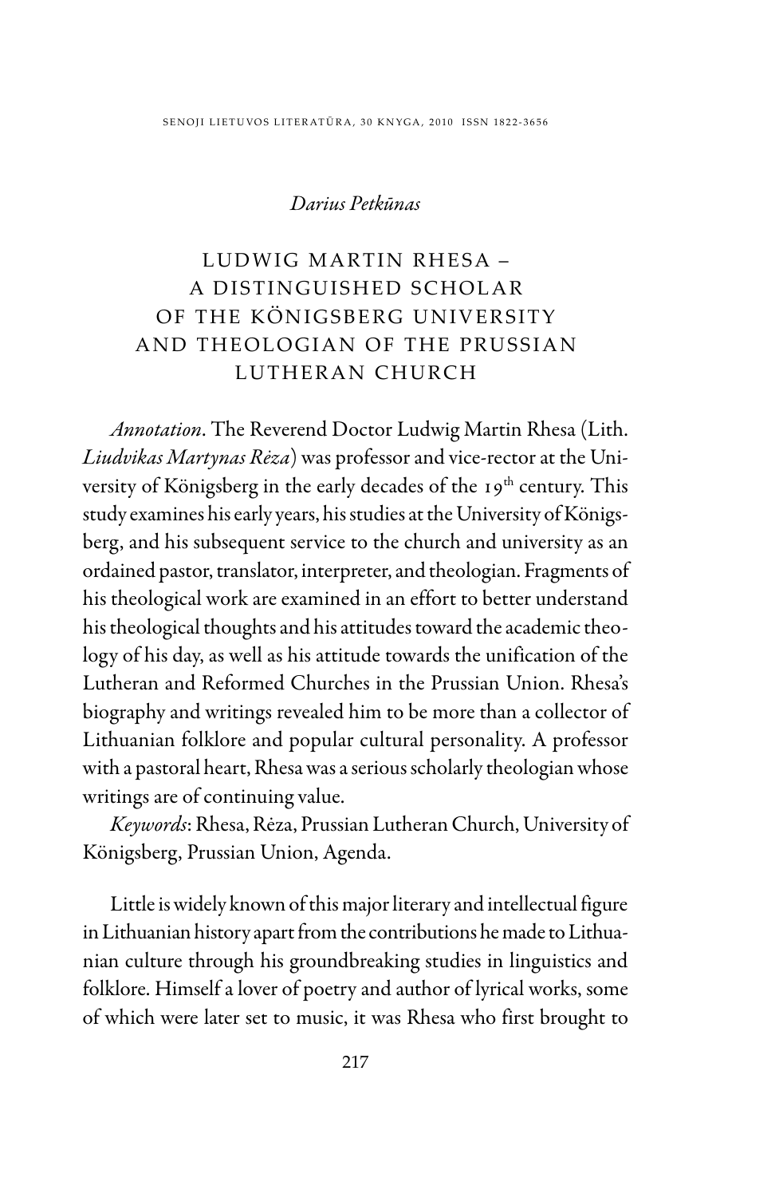*Darius Petkūnas*

# LUDWIG MARTIN RHESA – A DISTINGUISHED SCHOLAR OF THE KÖNIGSBERG UNIVERSITY AND THEOLOGIAN OF THE PRUSSIAN LUTHERAN CHURCH

*Annotation*. The Reverend Doctor Ludwig Martin Rhesa (Lith. *Liudvikas Martynas Rėza*) was professor and vice-rector at the University of Königsberg in the early decades of the 19th century. This study examines his early years, his studies at the University of Königsberg, and his subsequent service to the church and university as an ordained pastor, translator, interpreter, and theologian. Fragments of his theological work are examined in an effort to better understand his theological thoughts and his attitudes toward the academic theology of his day, as well as his attitude towards the unification of the Lutheran and Reformed Churches in the Prussian Union. Rhesa's biography and writings revealed him to be more than a collector of Lithuanian folklore and popular cultural personality. A professor with a pastoral heart, Rhesa was a serious scholarly theologian whose writings are of continuing value.

*Keywords*: Rhesa, Rėza, Prussian Lutheran Church, University of Königsberg, Prussian Union, Agenda.

Little is widely known of this major literary and intellectual figure in Lithuanian history apart from the contributions he made to Lithuanian culture through his groundbreaking studies in linguistics and folklore. Himself a lover of poetry and author of lyrical works, some of which were later set to music, it was Rhesa who first brought to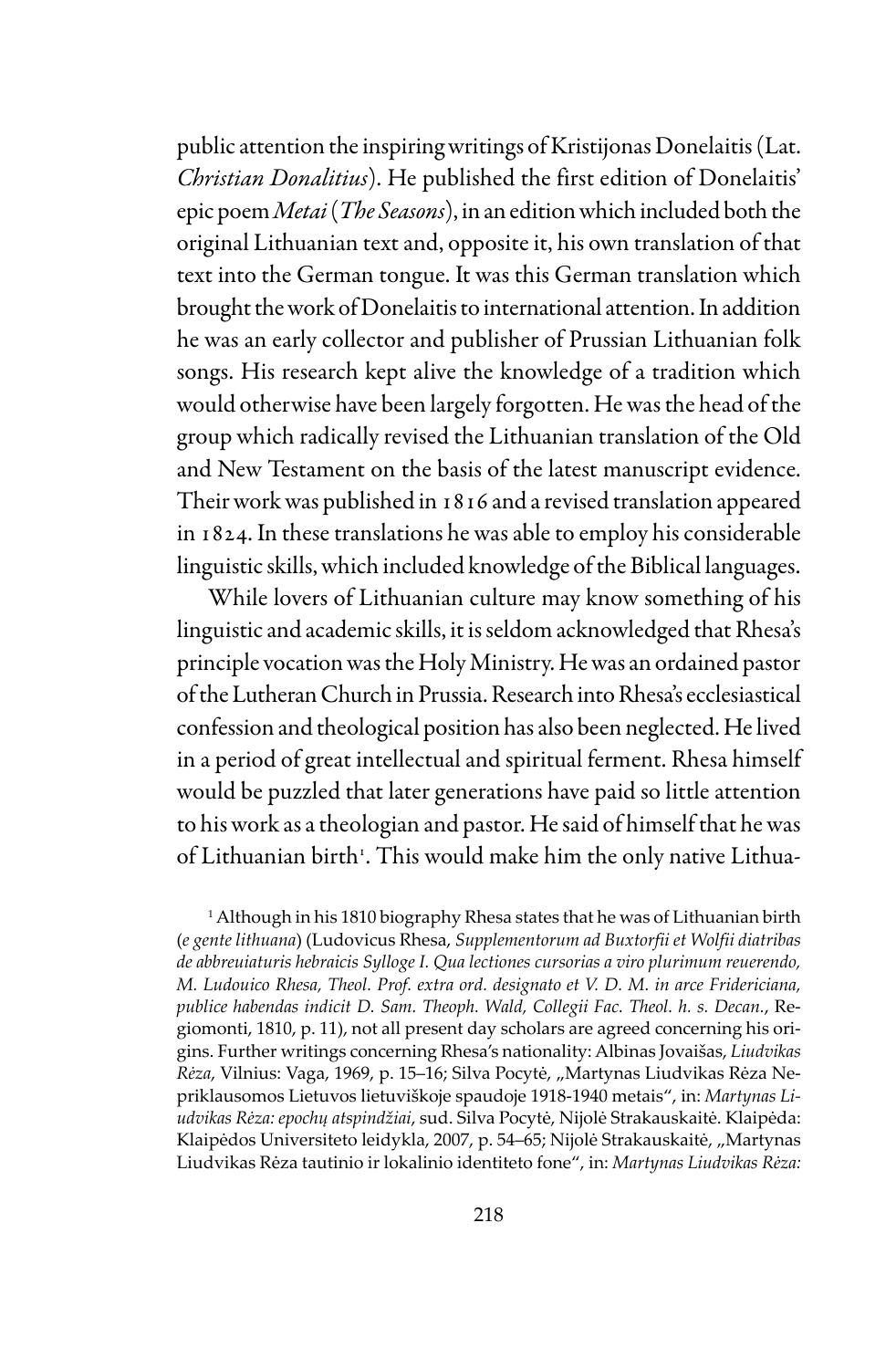public attention the inspiring writings of Kristijonas Donelaitis (Lat. *Christian Donalitius*). He published the first edition of Donelaitis' epic poem *Metai* (*The Seasons*), in an edition which included both the original Lithuanian text and, opposite it, his own translation of that text into the German tongue. It was this German translation which brought the work of Donelaitis to international attention. In addition he was an early collector and publisher of Prussian Lithuanian folk songs. His research kept alive the knowledge of a tradition which would otherwise have been largely forgotten. He was the head of the group which radically revised the Lithuanian translation of the Old and New Testament on the basis of the latest manuscript evidence. Their work was published in 1816 and a revised translation appeared in 1824. In these translations he was able to employ his considerable linguistic skills, which included knowledge of the Biblical languages.

While lovers of Lithuanian culture may know something of his linguistic and academic skills, it is seldom acknowledged that Rhesa's principle vocation was the Holy Ministry. He was an ordained pastor of the Lutheran Church in Prussia. Research into Rhesa's ecclesiastical confession and theological position has also been neglected. He lived in a period of great intellectual and spiritual ferment. Rhesa himself would be puzzled that later generations have paid so little attention to his work as a theologian and pastor. He said of himself that he was of Lithuanian birth[1]. This would make him the only native Lithua-

[1] Although in his 1810 biography Rhesa states that he was of Lithuanian birth (*e gente lithuana*) (Ludovicus Rhesa, *Supplementorum ad Buxtorfii et Wolfii diatribas de abbreuiaturis hebraicis Sylloge I. Qua lectiones cursorias a viro plurimum reuerendo, M. Ludouico Rhesa, Theol. Prof. extra ord. designato et V. D. M. in arce Fridericiana, publice habendas indicit D. Sam. Theoph. Wald, Collegii Fac. Theol. h. s. Decan.*, Regiomonti, 1810, p. 11), not all present day scholars are agreed concerning his origins. Further writings concerning Rhesa's nationality: Albinas Jovaišas, *Liudvikas Rėza*, Vilnius: Vaga, 1969, p. 15–16; Silva Pocytė, „Martynas Liudvikas Rėza Nepriklausomos Lietuvos lietuviškoje spaudoje 1918-1940 metais", in: *Martynas Liudvikas Rėza: epochų atspindžiai*, sud. Silva Pocytė, Nijolė Strakauskaitė. Klaipėda: Klaipėdos Universiteto leidykla, 2007, p. 54–65; Nijolė Strakauskaitė, „Martynas Liudvikas Rėza tautinio ir lokalinio identiteto fone", in: *Martynas Liudvikas Rėza:*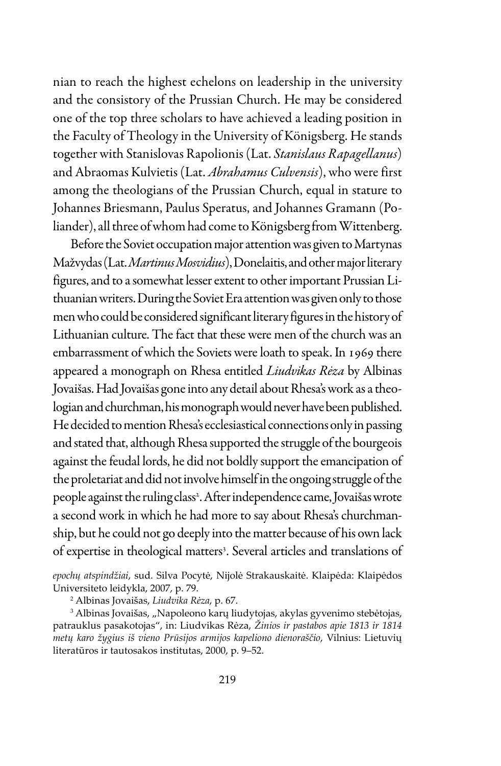nian to reach the highest echelons on leadership in the university and the consistory of the Prussian Church. He may be considered one of the top three scholars to have achieved a leading position in the Faculty of Theology in the University of Königsberg. He stands together with Stanislovas Rapolionis (Lat. *Stanislaus Rapagellanus*) and Abraomas Kulvietis (Lat. *Abrahamus Culvensis*), who were first among the theologians of the Prussian Church, equal in stature to Johannes Briesmann, Paulus Speratus, and Johannes Gramann (Poliander), all three of whom had come to Königsberg from Wittenberg.

Before the Soviet occupation major attention was given to Martynas Mažvydas (Lat. *Martinus Mosvidius*), Donelaitis, and other major literary figures, and to a somewhat lesser extent to other important Prussian Lithuanian writers. During the Soviet Era attention was given only to those men who could be considered significant literary figures in the history of Lithuanian culture. The fact that these were men of the church was an embarrassment of which the Soviets were loath to speak. In 1969 there appeared a monograph on Rhesa entitled *Liudvikas Rėza* by Albinas Jovaišas. Had Jovaišas gone into any detail about Rhesa's work as a theologian and churchman, his monograph would never have been published. He decided to mention Rhesa's ecclesiastical connections only in passing and stated that, although Rhesa supported the struggle of the bourgeois against the feudal lords, he did not boldly support the emancipation of the proletariat and did not involve himself in the ongoing struggle of the people against the ruling class[2]. After independence came, Jovaišas wrote a second work in which he had more to say about Rhesa's churchmanship, but he could not go deeply into the matter because of his own lack of expertise in theological matters[3]. Several articles and translations of

*epochų atspindžiai*, sud. Silva Pocytė, Nijolė Strakauskaitė. Klaipėda: Klaipėdos Universiteto leidykla, 2007, p. 79.

[2] Albinas Jovaišas, *Liudvika Rėza*, p. 67.

[3] Albinas Jovaišas, „Napoleono karų liudytojas, akylas gyvenimo stebėtojas, patrauklus pasakotojas", in: Liudvikas Rėza, *Žinios ir pastabos apie 1813 ir 1814 metų karo žygius iš vieno Prūsijos armijos kapeliono dienoraščio*, Vilnius: Lietuvių literatūros ir tautosakos institutas, 2000, p. 9–52.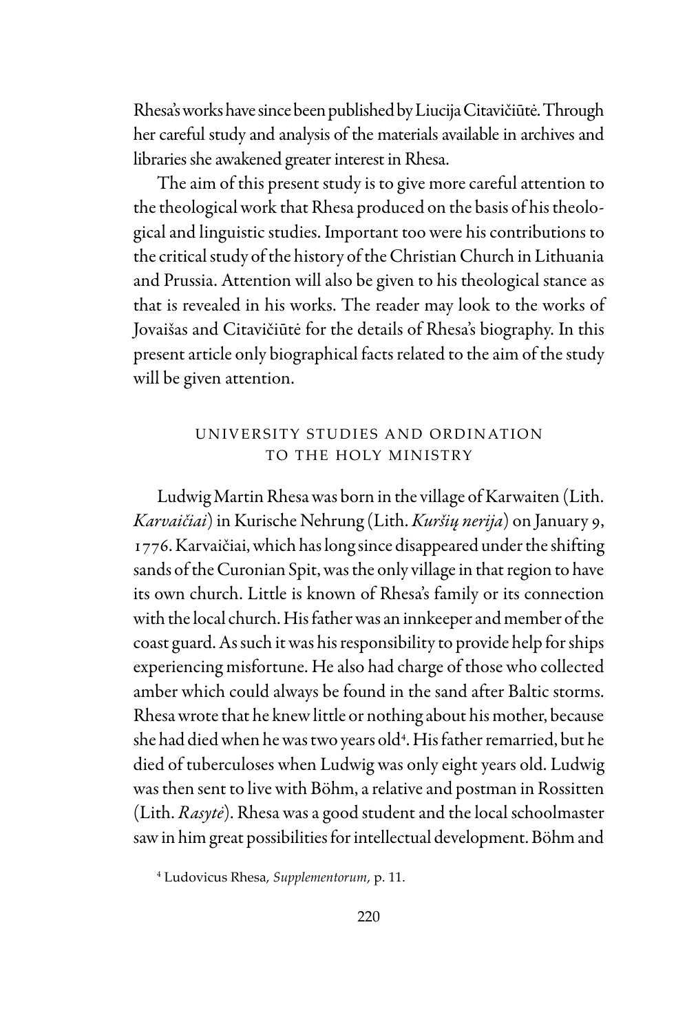Rhesa's works have since been published by Liucija Citavičiūtė. Through her careful study and analysis of the materials available in archives and libraries she awakened greater interest in Rhesa.

The aim of this present study is to give more careful attention to the theological work that Rhesa produced on the basis of his theological and linguistic studies. Important too were his contributions to the critical study of the history of the Christian Church in Lithuania and Prussia. Attention will also be given to his theological stance as that is revealed in his works. The reader may look to the works of Jovaišas and Citavičiūtė for the details of Rhesa's biography. In this present article only biographical facts related to the aim of the study will be given attention.

## UNIVERSITY STUDIES AND ORDINATION TO THE HOLY MINISTRY

Ludwig Martin Rhesa was born in the village of Karwaiten (Lith. *Karvaičiai*) in Kurische Nehrung (Lith. *Kuršių nerija*) on January 9, 1776. Karvaičiai, which has long since disappeared under the shifting sands of the Curonian Spit, was the only village in that region to have its own church. Little is known of Rhesa's family or its connection with the local church. His father was an innkeeper and member of the coast guard. As such it was his responsibility to provide help for ships experiencing misfortune. He also had charge of those who collected amber which could always be found in the sand after Baltic storms. Rhesa wrote that he knew little or nothing about his mother, because she had died when he was two years old[4]. His father remarried, but he died of tuberculoses when Ludwig was only eight years old. Ludwig was then sent to live with Böhm, a relative and postman in Rossitten (Lith. *Rasytė*). Rhesa was a good student and the local schoolmaster saw in him great possibilities for intellectual development. Böhm and

[4] Ludovicus Rhesa, *Supplementorum*, p. 11.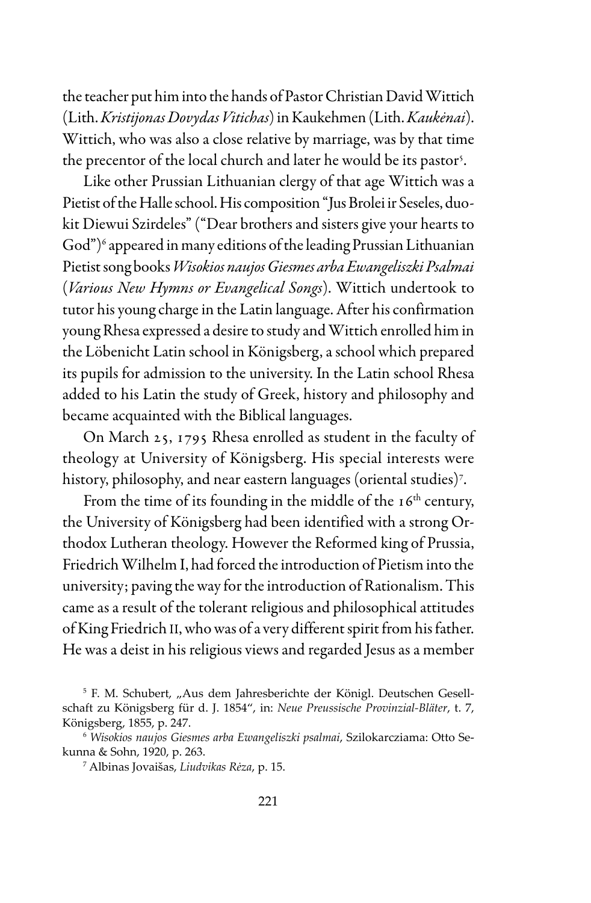the teacher put him into the hands of Pastor Christian David Wittich (Lith. *Kristijonas Dovydas Vitichas*) in Kaukehmen (Lith. *Kaukėnai*). Wittich, who was also a close relative by marriage, was by that time the precentor of the local church and later he would be its pastor[5].

Like other Prussian Lithuanian clergy of that age Wittich was a Pietist of the Halle school. His composition "Jus Brolei ir Seseles, duokit Diewui Szirdeles" ("Dear brothers and sisters give your hearts to God")[6] appeared in many editions of the leading Prussian Lithuanian Pietist song books *Wisokios naujos Giesmes arba Ewangeliszki Psalmai* (*Various New Hymns or Evangelical Songs*). Wittich undertook to tutor his young charge in the Latin language. After his confirmation young Rhesa expressed a desire to study and Wittich enrolled him in the Löbenicht Latin school in Königsberg, a school which prepared its pupils for admission to the university. In the Latin school Rhesa added to his Latin the study of Greek, history and philosophy and became acquainted with the Biblical languages.

On March 25, 1795 Rhesa enrolled as student in the faculty of theology at University of Königsberg. His special interests were history, philosophy, and near eastern languages (oriental studies)[7].

From the time of its founding in the middle of the 16th century, the University of Königsberg had been identified with a strong Orthodox Lutheran theology. However the Reformed king of Prussia, Friedrich Wilhelm I, had forced the introduction of Pietism into the university; paving the way for the introduction of Rationalism. This came as a result of the tolerant religious and philosophical attitudes of King Friedrich II, who was of a very different spirit from his father. He was a deist in his religious views and regarded Jesus as a member

---

[5] F. M. Schubert, „Aus dem Jahresberichte der Königl. Deutschen Gesellschaft zu Königsberg für d. J. 1854", in: *Neue Preussische Provinzial-Bläter*, t. 7, Königsberg, 1855, p. 247.

[6] *Wisokios naujos Giesmes arba Ewangeliszki psalmai*, Szilokarcziama: Otto Sekunna & Sohn, 1920, p. 263.

[7] Albinas Jovaišas, *Liudvikas Rėza*, p. 15.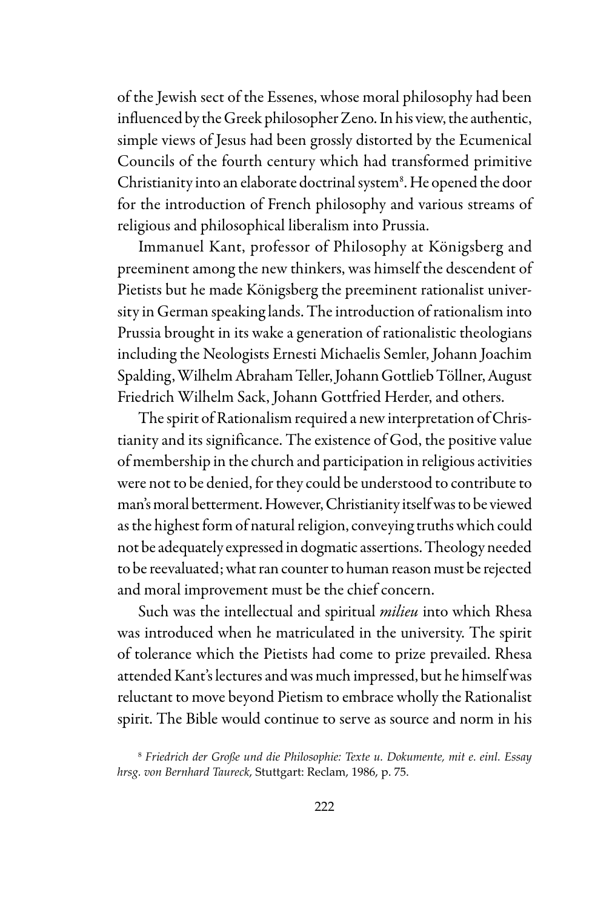of the Jewish sect of the Essenes, whose moral philosophy had been influenced by the Greek philosopher Zeno. In his view, the authentic, simple views of Jesus had been grossly distorted by the Ecumenical Councils of the fourth century which had transformed primitive Christianity into an elaborate doctrinal system[8]. He opened the door for the introduction of French philosophy and various streams of religious and philosophical liberalism into Prussia.

Immanuel Kant, professor of Philosophy at Königsberg and preeminent among the new thinkers, was himself the descendent of Pietists but he made Königsberg the preeminent rationalist university in German speaking lands. The introduction of rationalism into Prussia brought in its wake a generation of rationalistic theologians including the Neologists Ernesti Michaelis Semler, Johann Joachim Spalding, Wilhelm Abraham Teller, Johann Gottlieb Töllner, August Friedrich Wilhelm Sack, Johann Gottfried Herder, and others.

The spirit of Rationalism required a new interpretation of Christianity and its significance. The existence of God, the positive value of membership in the church and participation in religious activities were not to be denied, for they could be understood to contribute to man's moral betterment. However, Christianity itself was to be viewed as the highest form of natural religion, conveying truths which could not be adequately expressed in dogmatic assertions. Theology needed to be reevaluated; what ran counter to human reason must be rejected and moral improvement must be the chief concern.

Such was the intellectual and spiritual *milieu* into which Rhesa was introduced when he matriculated in the university. The spirit of tolerance which the Pietists had come to prize prevailed. Rhesa attended Kant's lectures and was much impressed, but he himself was reluctant to move beyond Pietism to embrace wholly the Rationalist spirit. The Bible would continue to serve as source and norm in his

[8] *Friedrich der Große und die Philosophie: Texte u. Dokumente, mit e. einl. Essay hrsg. von Bernhard Taureck*, Stuttgart: Reclam, 1986, p. 75.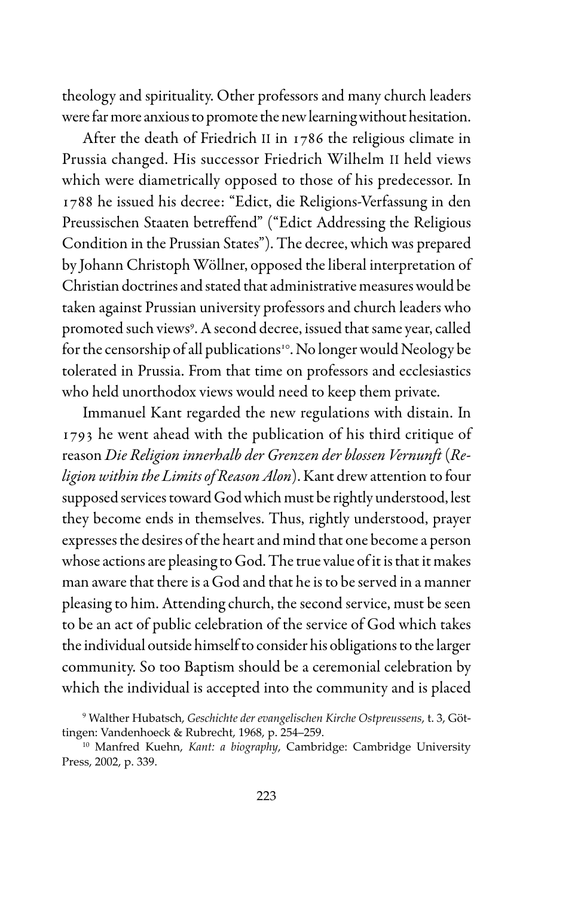theology and spirituality. Other professors and many church leaders were far more anxious to promote the new learning without hesitation.

After the death of Friedrich II in 1786 the religious climate in Prussia changed. His successor Friedrich Wilhelm II held views which were diametrically opposed to those of his predecessor. In 1788 he issued his decree: "Edict, die Religions-Verfassung in den Preussischen Staaten betreffend" ("Edict Addressing the Religious Condition in the Prussian States"). The decree, which was prepared by Johann Christoph Wöllner, opposed the liberal interpretation of Christian doctrines and stated that administrative measures would be taken against Prussian university professors and church leaders who promoted such views[9]. A second decree, issued that same year, called for the censorship of all publications[10]. No longer would Neology be tolerated in Prussia. From that time on professors and ecclesiastics who held unorthodox views would need to keep them private.

Immanuel Kant regarded the new regulations with distain. In 1793 he went ahead with the publication of his third critique of reason *Die Religion innerhalb der Grenzen der blossen Vernunft* (*Religion within the Limits of Reason Alon*). Kant drew attention to four supposed services toward God which must be rightly understood, lest they become ends in themselves. Thus, rightly understood, prayer expresses the desires of the heart and mind that one become a person whose actions are pleasing to God. The true value of it is that it makes man aware that there is a God and that he is to be served in a manner pleasing to him. Attending church, the second service, must be seen to be an act of public celebration of the service of God which takes the individual outside himself to consider his obligations to the larger community. So too Baptism should be a ceremonial celebration by which the individual is accepted into the community and is placed

[9] Walther Hubatsch, *Geschichte der evangelischen Kirche Ostpreussens*, t. 3, Göttingen: Vandenhoeck & Rubrecht, 1968, p. 254–259.

[10] Manfred Kuehn, *Kant: a biography*, Cambridge: Cambridge University Press, 2002, p. 339.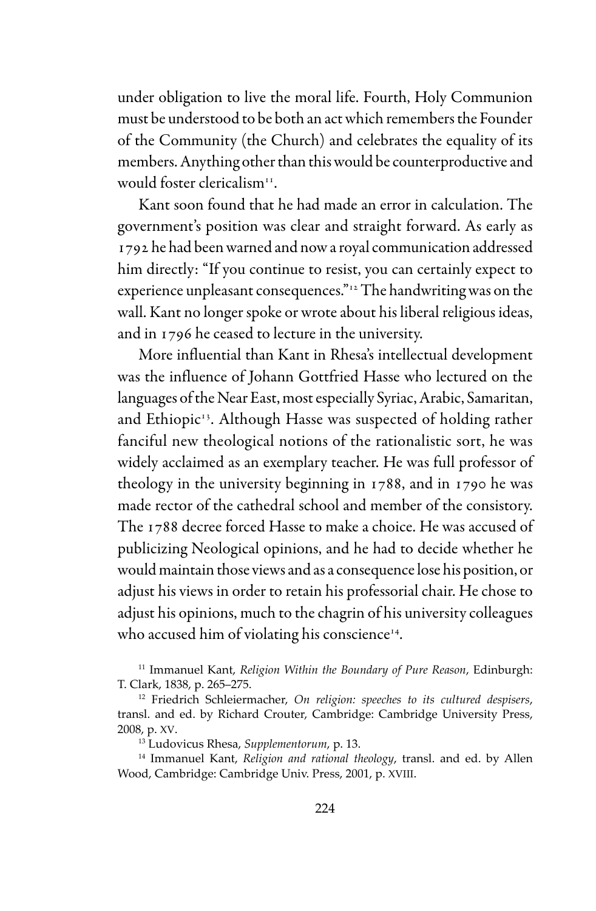under obligation to live the moral life. Fourth, Holy Communion must be understood to be both an act which remembers the Founder of the Community (the Church) and celebrates the equality of its members. Anything other than this would be counterproductive and would foster clericalism[11].

Kant soon found that he had made an error in calculation. The government's position was clear and straight forward. As early as 1792 he had been warned and now a royal communication addressed him directly: "If you continue to resist, you can certainly expect to experience unpleasant consequences."[12] The handwriting was on the wall. Kant no longer spoke or wrote about his liberal religious ideas, and in 1796 he ceased to lecture in the university.

More influential than Kant in Rhesa's intellectual development was the influence of Johann Gottfried Hasse who lectured on the languages of the Near East, most especially Syriac, Arabic, Samaritan, and Ethiopic[13]. Although Hasse was suspected of holding rather fanciful new theological notions of the rationalistic sort, he was widely acclaimed as an exemplary teacher. He was full professor of theology in the university beginning in 1788, and in 1790 he was made rector of the cathedral school and member of the consistory. The 1788 decree forced Hasse to make a choice. He was accused of publicizing Neological opinions, and he had to decide whether he would maintain those views and as a consequence lose his position, or adjust his views in order to retain his professorial chair. He chose to adjust his opinions, much to the chagrin of his university colleagues who accused him of violating his conscience[14].

[11] Immanuel Kant, *Religion Within the Boundary of Pure Reason*, Edinburgh: T. Clark, 1838, p. 265–275.

[12] Friedrich Schleiermacher, *On religion: speeches to its cultured despisers*, transl. and ed. by Richard Crouter, Cambridge: Cambridge University Press, 2008, p. XV.

[13] Ludovicus Rhesa, *Supplementorum*, p. 13.

[14] Immanuel Kant, *Religion and rational theology*, transl. and ed. by Allen Wood, Cambridge: Cambridge Univ. Press, 2001, p. XVIII.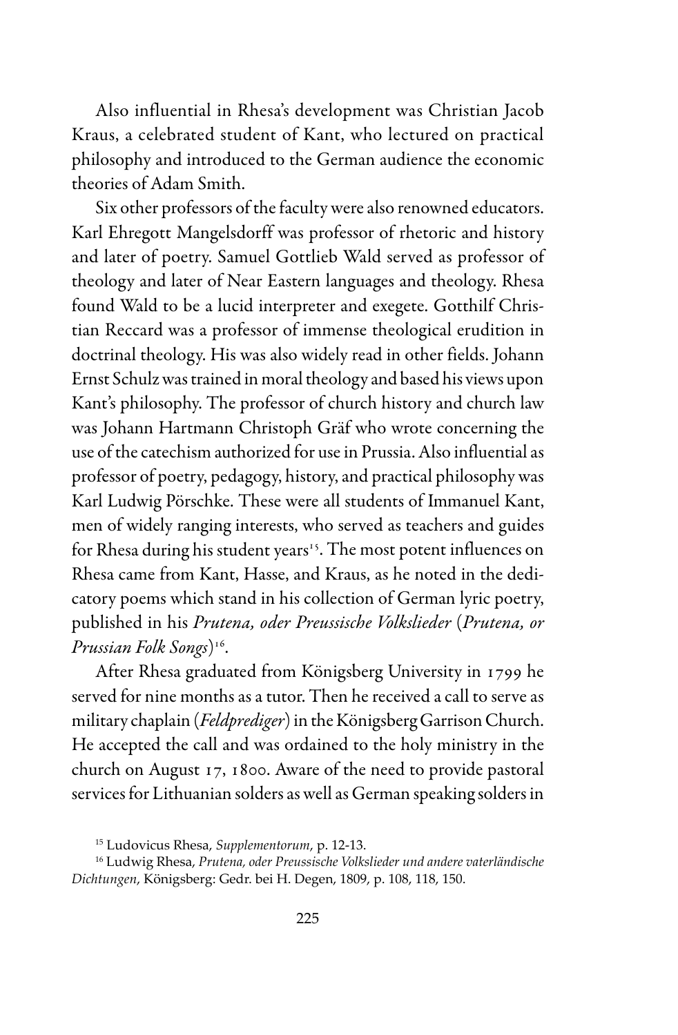Also influential in Rhesa's development was Christian Jacob Kraus, a celebrated student of Kant, who lectured on practical philosophy and introduced to the German audience the economic theories of Adam Smith.

Six other professors of the faculty were also renowned educators. Karl Ehregott Mangelsdorff was professor of rhetoric and history and later of poetry. Samuel Gottlieb Wald served as professor of theology and later of Near Eastern languages and theology. Rhesa found Wald to be a lucid interpreter and exegete. Gotthilf Christian Reccard was a professor of immense theological erudition in doctrinal theology. His was also widely read in other fields. Johann Ernst Schulz was trained in moral theology and based his views upon Kant's philosophy. The professor of church history and church law was Johann Hartmann Christoph Gräf who wrote concerning the use of the catechism authorized for use in Prussia. Also influential as professor of poetry, pedagogy, history, and practical philosophy was Karl Ludwig Pörschke. These were all students of Immanuel Kant, men of widely ranging interests, who served as teachers and guides for Rhesa during his student years[15]. The most potent influences on Rhesa came from Kant, Hasse, and Kraus, as he noted in the dedicatory poems which stand in his collection of German lyric poetry, published in his *Prutena, oder Preussische Volkslieder* (*Prutena, or Prussian Folk Songs*)[16].

After Rhesa graduated from Königsberg University in 1799 he served for nine months as a tutor. Then he received a call to serve as military chaplain (*Feldprediger*) in the Königsberg Garrison Church. He accepted the call and was ordained to the holy ministry in the church on August 17, 1800. Aware of the need to provide pastoral services for Lithuanian solders as well as German speaking solders in

[15] Ludovicus Rhesa, *Supplementorum*, p. 12-13.

[16] Ludwig Rhesa, *Prutena, oder Preussische Volkslieder und andere vaterländische Dichtungen*, Königsberg: Gedr. bei H. Degen, 1809, p. 108, 118, 150.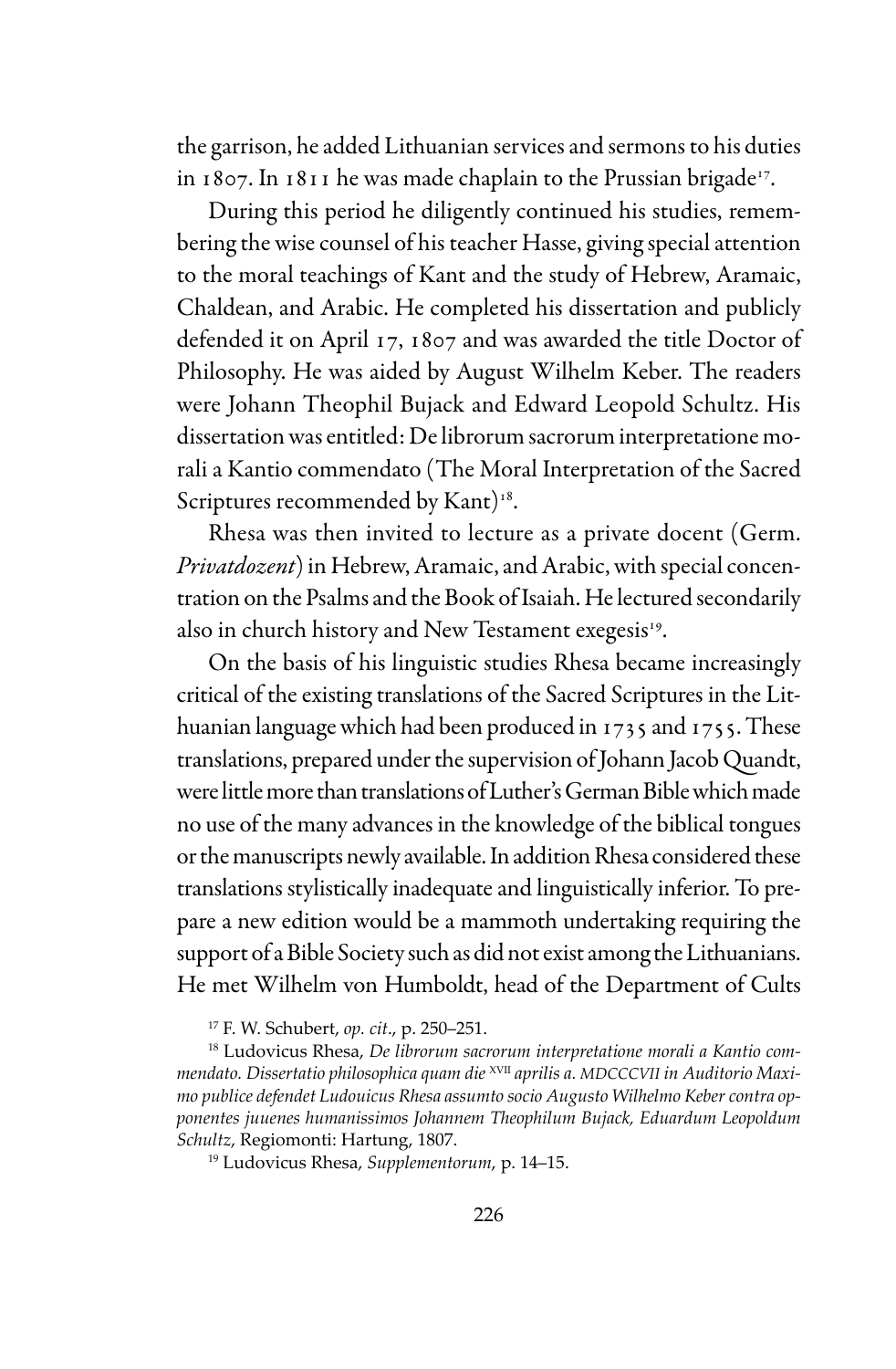the garrison, he added Lithuanian services and sermons to his duties in 1807. In 1811 he was made chaplain to the Prussian brigade[17].

During this period he diligently continued his studies, remembering the wise counsel of his teacher Hasse, giving special attention to the moral teachings of Kant and the study of Hebrew, Aramaic, Chaldean, and Arabic. He completed his dissertation and publicly defended it on April 17, 1807 and was awarded the title Doctor of Philosophy. He was aided by August Wilhelm Keber. The readers were Johann Theophil Bujack and Edward Leopold Schultz. His dissertation was entitled: De librorum sacrorum interpretatione morali a Kantio commendato (The Moral Interpretation of the Sacred Scriptures recommended by Kant)[18].

Rhesa was then invited to lecture as a private docent (Germ. *Privatdozent*) in Hebrew, Aramaic, and Arabic, with special concentration on the Psalms and the Book of Isaiah. He lectured secondarily also in church history and New Testament exegesis[19].

On the basis of his linguistic studies Rhesa became increasingly critical of the existing translations of the Sacred Scriptures in the Lithuanian language which had been produced in 1735 and 1755. These translations, prepared under the supervision of Johann Jacob Quandt, were little more than translations of Luther's German Bible which made no use of the many advances in the knowledge of the biblical tongues or the manuscripts newly available. In addition Rhesa considered these translations stylistically inadequate and linguistically inferior. To prepare a new edition would be a mammoth undertaking requiring the support of a Bible Society such as did not exist among the Lithuanians. He met Wilhelm von Humboldt, head of the Department of Cults

[17] F. W. Schubert, *op. cit*., p. 250–251.

[18] Ludovicus Rhesa, *De librorum sacrorum interpretatione morali a Kantio commendato. Dissertatio philosophica quam die* XVII *aprilis a. MDCCCVII in Auditorio Maximo publice defendet Ludouicus Rhesa assumto socio Augusto Wilhelmo Keber contra opponentes juuenes humanissimos Johannem Theophilum Bujack, Eduardum Leopoldum Schultz*, Regiomonti: Hartung, 1807.

[19] Ludovicus Rhesa, *Supplementorum*, p. 14–15.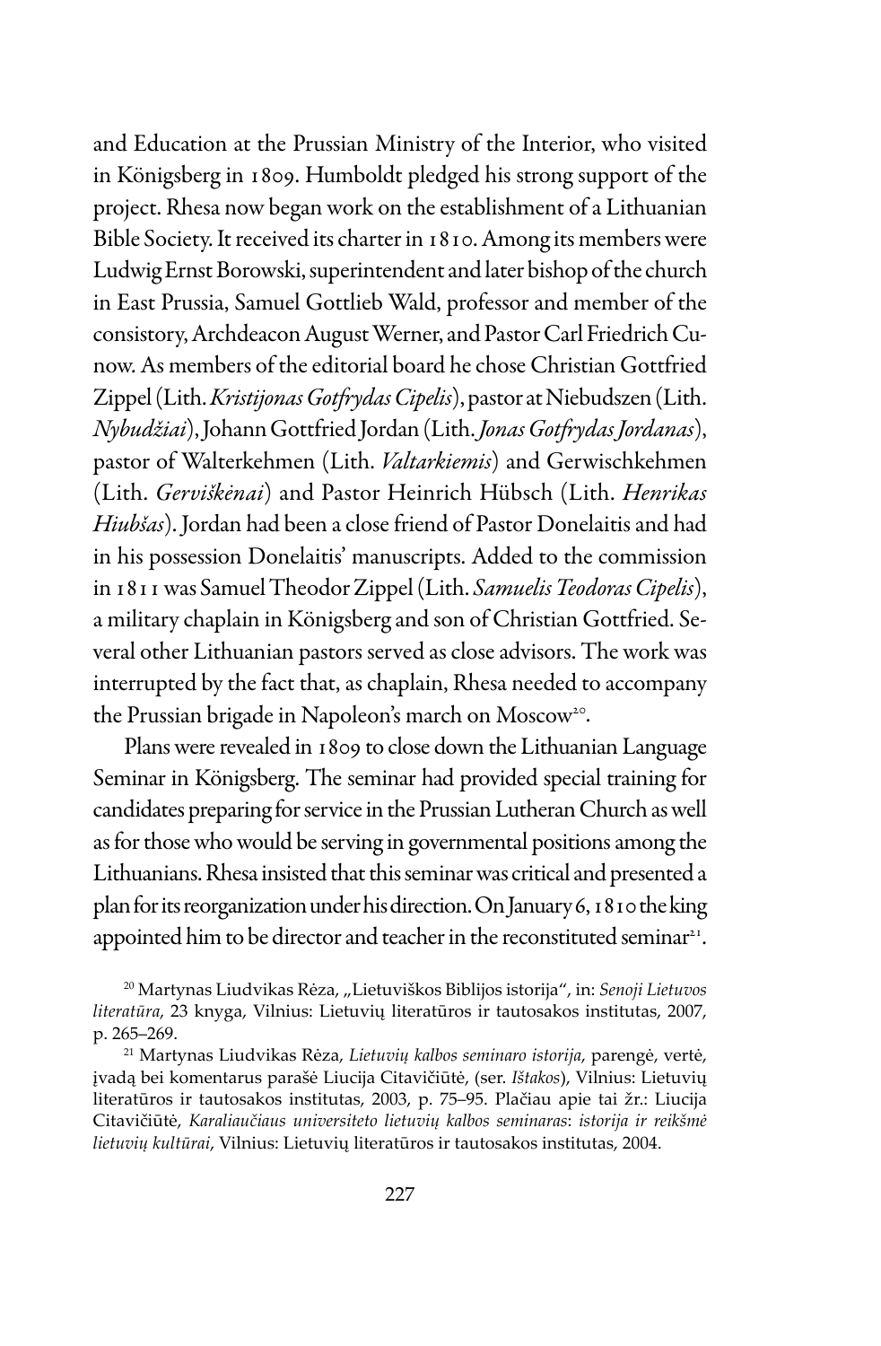and Education at the Prussian Ministry of the Interior, who visited in Königsberg in 1809. Humboldt pledged his strong support of the project. Rhesa now began work on the establishment of a Lithuanian Bible Society. It received its charter in 1810. Among its members were Ludwig Ernst Borowski, superintendent and later bishop of the church in East Prussia, Samuel Gottlieb Wald, professor and member of the consistory, Archdeacon August Werner, and Pastor Carl Friedrich Cunow. As members of the editorial board he chose Christian Gottfried Zippel (Lith. *Kristijonas Gotfrydas Cipelis*), pastor at Niebudszen (Lith. *Nybudžiai*), Johann Gottfried Jordan (Lith. *Jonas Gotfrydas Jordanas*), pastor of Walterkehmen (Lith. *Valtarkiemis*) and Gerwischkehmen (Lith. *Gerviškėnai*) and Pastor Heinrich Hübsch (Lith. *Henrikas Hiubšas*). Jordan had been a close friend of Pastor Donelaitis and had in his possession Donelaitis' manuscripts. Added to the commission in 1811 was Samuel Theodor Zippel (Lith. *Samuelis Teodoras Cipelis*), a military chaplain in Königsberg and son of Christian Gottfried. Several other Lithuanian pastors served as close advisors. The work was interrupted by the fact that, as chaplain, Rhesa needed to accompany the Prussian brigade in Napoleon's march on Moscow[20].

Plans were revealed in 1809 to close down the Lithuanian Language Seminar in Königsberg. The seminar had provided special training for candidates preparing for service in the Prussian Lutheran Church as well as for those who would be serving in governmental positions among the Lithuanians. Rhesa insisted that this seminar was critical and presented a plan for its reorganization under his direction. On January 6, 1810 the king appointed him to be director and teacher in the reconstituted seminar[21].

[20] Martynas Liudvikas Rėza, „Lietuviškos Biblijos istorija", in: *Senoji Lietuvos literatūra*, 23 knyga, Vilnius: Lietuvių literatūros ir tautosakos institutas, 2007, p. 265–269.

[21] Martynas Liudvikas Rėza, *Lietuvių kalbos seminaro istorija*, parengė, vertė, įvadą bei komentarus parašė Liucija Citavičiūtė, (ser. *Ištakos*), Vilnius: Lietuvių literatūros ir tautosakos institutas, 2003, p. 75–95. Plačiau apie tai žr.: Liucija Citavičiūtė, *Karaliaučiaus universiteto lietuvių kalbos seminaras: istorija ir reikšmė lietuvių kultūrai*, Vilnius: Lietuvių literatūros ir tautosakos institutas, 2004.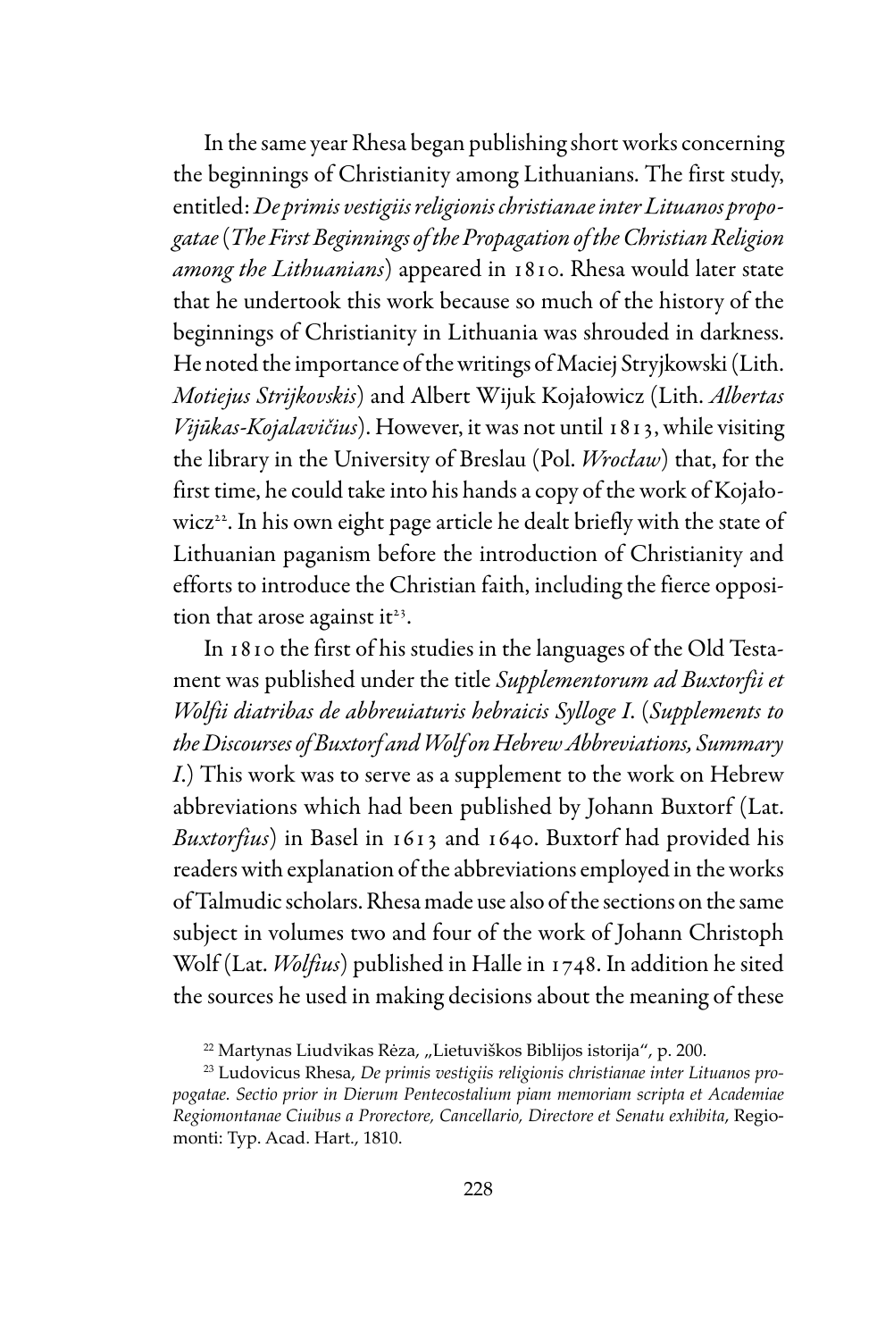In the same year Rhesa began publishing short works concerning the beginnings of Christianity among Lithuanians. The first study, entitled: *De primis vestigiis religionis christianae inter Lituanos propogatae* (*The First Beginnings of the Propagation of the Christian Religion among the Lithuanians*) appeared in 1810. Rhesa would later state that he undertook this work because so much of the history of the beginnings of Christianity in Lithuania was shrouded in darkness. He noted the importance of the writings of Maciej Stryjkowski (Lith. *Motiejus Strijkovskis*) and Albert Wijuk Kojałowicz (Lith. *Albertas Vijūkas-Kojalavičius*). However, it was not until 1813, while visiting the library in the University of Breslau (Pol. *Wrocław*) that, for the first time, he could take into his hands a copy of the work of Kojałowicz[22]. In his own eight page article he dealt briefly with the state of Lithuanian paganism before the introduction of Christianity and efforts to introduce the Christian faith, including the fierce opposition that arose against it[23].

In 1810 the first of his studies in the languages of the Old Testament was published under the title *Supplementorum ad Buxtorfii et Wolfii diatribas de abbreuiaturis hebraicis Sylloge I.* (*Supplements to the Discourses of Buxtorf and Wolf on Hebrew Abbreviations, Summary I.*) This work was to serve as a supplement to the work on Hebrew abbreviations which had been published by Johann Buxtorf (Lat. *Buxtorfius*) in Basel in 1613 and 1640. Buxtorf had provided his readers with explanation of the abbreviations employed in the works of Talmudic scholars. Rhesa made use also of the sections on the same subject in volumes two and four of the work of Johann Christoph Wolf (Lat. *Wolfius*) published in Halle in 1748. In addition he sited the sources he used in making decisions about the meaning of these

[22] Martynas Liudvikas Rėza, „Lietuviškos Biblijos istorija", p. 200.

[23] Ludovicus Rhesa, *De primis vestigiis religionis christianae inter Lituanos propogatae. Sectio prior in Dierum Pentecostalium piam memoriam scripta et Academiae Regiomontanae Ciuibus a Prorectore, Cancellario, Directore et Senatu exhibita*, Regiomonti: Typ. Acad. Hart., 1810.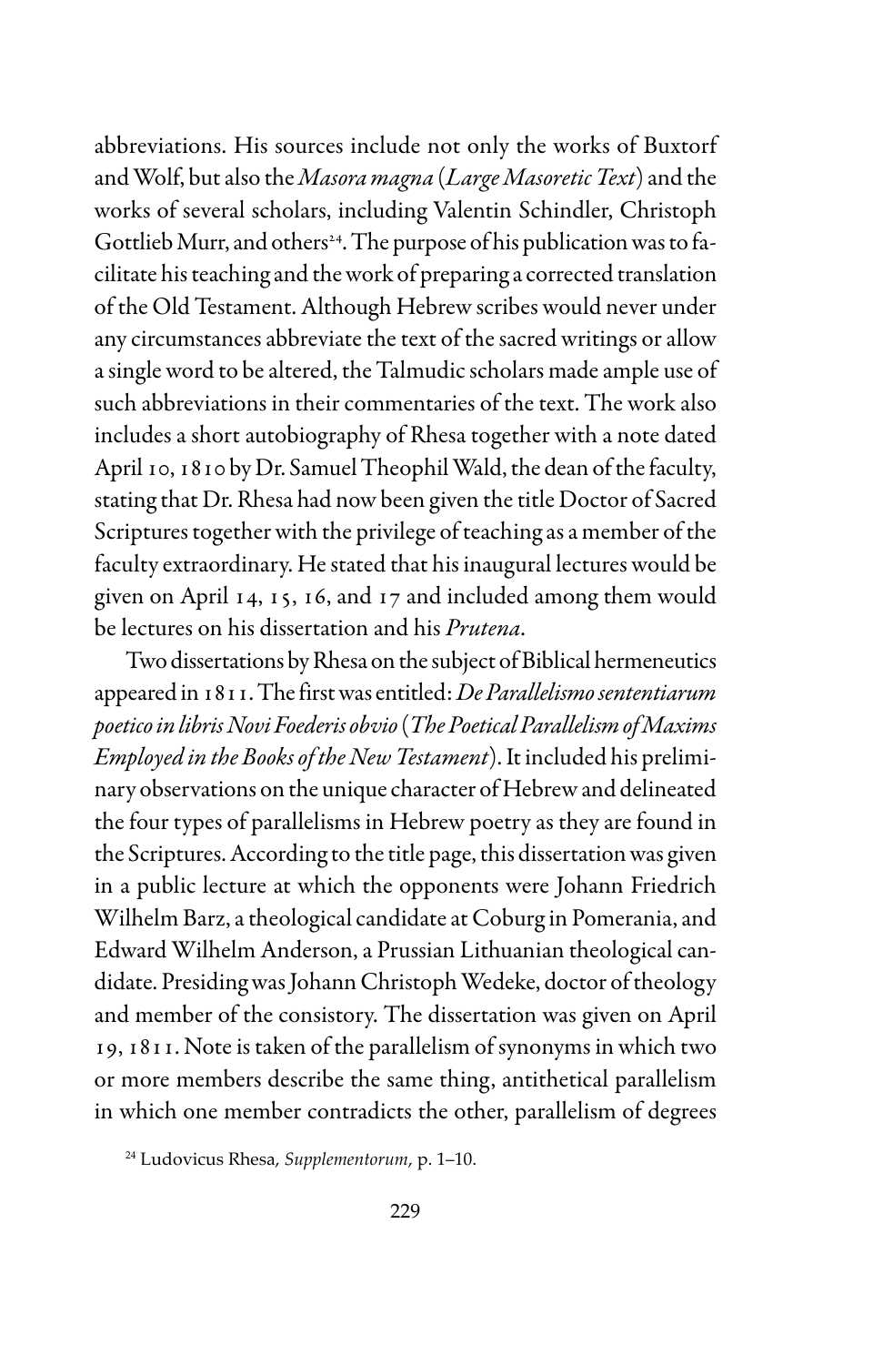abbreviations. His sources include not only the works of Buxtorf and Wolf, but also the *Masora magna* (*Large Masoretic Text*) and the works of several scholars, including Valentin Schindler, Christoph Gottlieb Murr, and others[24]. The purpose of his publication was to facilitate his teaching and the work of preparing a corrected translation of the Old Testament. Although Hebrew scribes would never under any circumstances abbreviate the text of the sacred writings or allow a single word to be altered, the Talmudic scholars made ample use of such abbreviations in their commentaries of the text. The work also includes a short autobiography of Rhesa together with a note dated April 10, 1810 by Dr. Samuel Theophil Wald, the dean of the faculty, stating that Dr. Rhesa had now been given the title Doctor of Sacred Scriptures together with the privilege of teaching as a member of the faculty extraordinary. He stated that his inaugural lectures would be given on April 14, 15, 16, and 17 and included among them would be lectures on his dissertation and his *Prutena*.

Two dissertations by Rhesa on the subject of Biblical hermeneutics appeared in 1811. The first was entitled: *De Parallelismo sententiarum poetico in libris Novi Foederis obvio* (*The Poetical Parallelism of Maxims Employed in the Books of the New Testament*). It included his preliminary observations on the unique character of Hebrew and delineated the four types of parallelisms in Hebrew poetry as they are found in the Scriptures. According to the title page, this dissertation was given in a public lecture at which the opponents were Johann Friedrich Wilhelm Barz, a theological candidate at Coburg in Pomerania, and Edward Wilhelm Anderson, a Prussian Lithuanian theological candidate. Presiding was Johann Christoph Wedeke, doctor of theology and member of the consistory. The dissertation was given on April 19, 1811. Note is taken of the parallelism of synonyms in which two or more members describe the same thing, antithetical parallelism in which one member contradicts the other, parallelism of degrees

[24] Ludovicus Rhesa, *Supplementorum*, p. 1–10.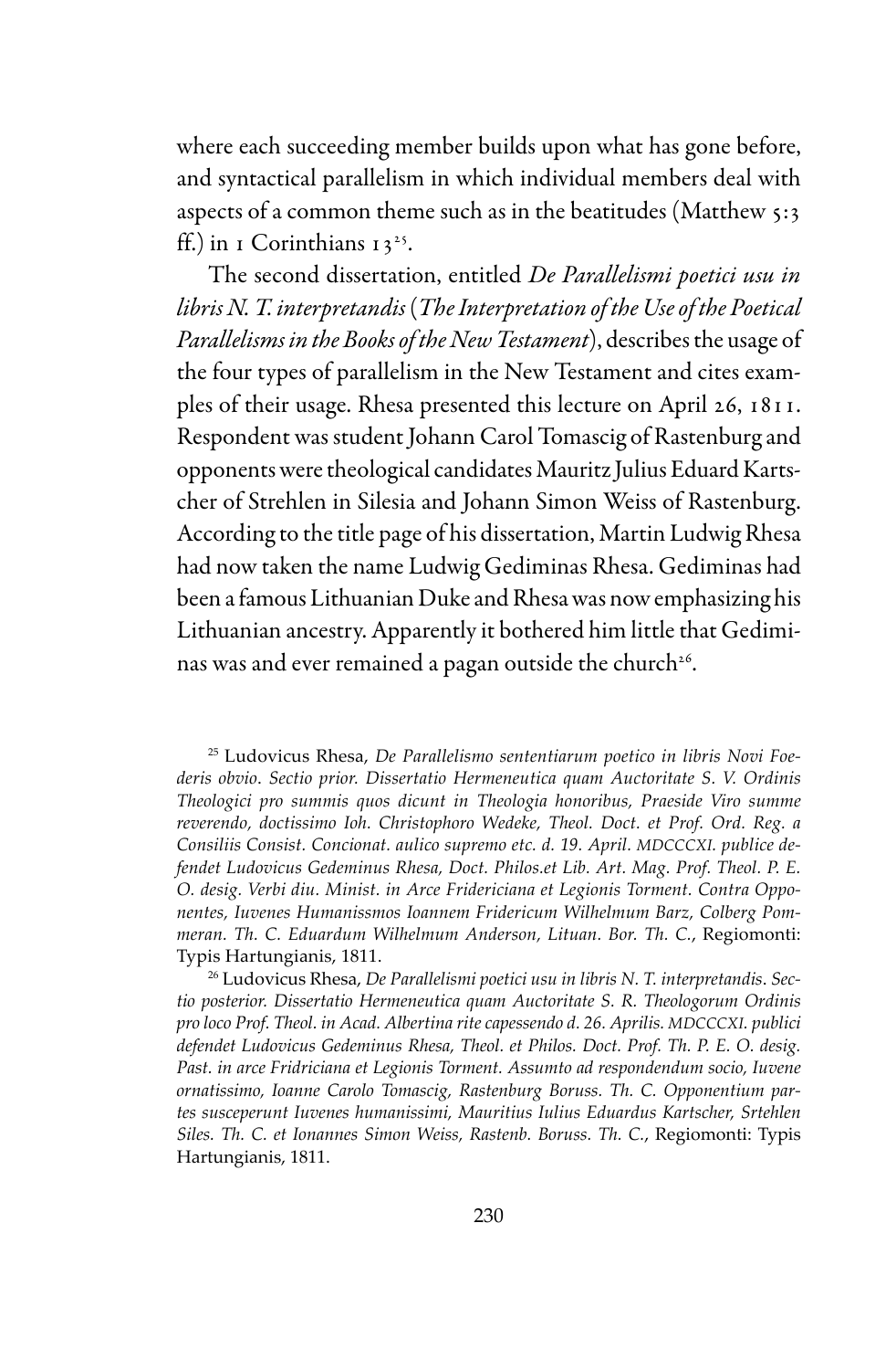where each succeeding member builds upon what has gone before, and syntactical parallelism in which individual members deal with aspects of a common theme such as in the beatitudes (Matthew 5:3 ff.) in 1 Corinthians 13[25].

The second dissertation, entitled *De Parallelismi poetici usu in libris N. T. interpretandis* (*The Interpretation of the Use of the Poetical Parallelisms in the Books of the New Testament*), describes the usage of the four types of parallelism in the New Testament and cites examples of their usage. Rhesa presented this lecture on April 26, 1811. Respondent was student Johann Carol Tomascig of Rastenburg and opponents were theological candidates Mauritz Julius Eduard Kartscher of Strehlen in Silesia and Johann Simon Weiss of Rastenburg. According to the title page of his dissertation, Martin Ludwig Rhesa had now taken the name Ludwig Gediminas Rhesa. Gediminas had been a famous Lithuanian Duke and Rhesa was now emphasizing his Lithuanian ancestry. Apparently it bothered him little that Gediminas was and ever remained a pagan outside the church[26].

[25] Ludovicus Rhesa, *De Parallelismo sententiarum poetico in libris Novi Foederis obvio. Sectio prior. Dissertatio Hermeneutica quam Auctoritate S. V. Ordinis Theologici pro summis quos dicunt in Theologia honoribus, Praeside Viro summe reverendo, doctissimo Ioh. Christophoro Wedeke, Theol. Doct. et Prof. Ord. Reg. a Consiliis Consist. Concionat. aulico supremo etc. d. 19. April. MDCCCXI. publice defendet Ludovicus Gedeminus Rhesa, Doct. Philos.et Lib. Art. Mag. Prof. Theol. P. E. O. desig. Verbi diu. Minist. in Arce Fridericiana et Legionis Torment. Contra Opponentes, Iuvenes Humanissmos Ioannem Fridericum Wilhelmum Barz, Colberg Pommeran. Th. C. Eduardum Wilhelmum Anderson, Lituan. Bor. Th. C.*, Regiomonti: Typis Hartungianis, 1811.

[26] Ludovicus Rhesa, *De Parallelismi poetici usu in libris N. T. interpretandis. Sectio posterior. Dissertatio Hermeneutica quam Auctoritate S. R. Theologorum Ordinis pro loco Prof. Theol. in Acad. Albertina rite capessendo d. 26. Aprilis. MDCCCXI. publici defendet Ludovicus Gedeminus Rhesa, Theol. et Philos. Doct. Prof. Th. P. E. O. desig. Past. in arce Fridriciana et Legionis Torment. Assumto ad respondendum socio, Iuvene ornatissimo, Ioanne Carolo Tomascig, Rastenburg Boruss. Th. C. Opponentium partes susceperunt Iuvenes humanissimi, Mauritius Iulius Eduardus Kartscher, Srtehlen Siles. Th. C. et Ionannes Simon Weiss, Rastenb. Boruss. Th. C.*, Regiomonti: Typis Hartungianis, 1811.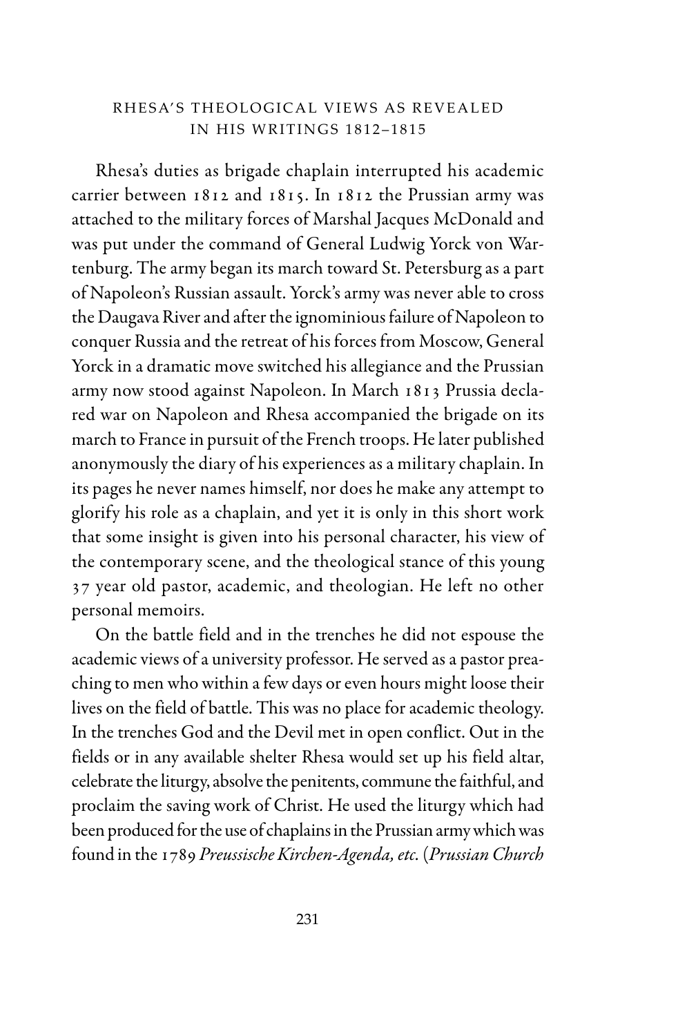## RHESA'S THEOLOGICAL VIEWS AS REVEALED IN HIS WRITINGS 1812–1815

Rhesa's duties as brigade chaplain interrupted his academic carrier between 1812 and 1815. In 1812 the Prussian army was attached to the military forces of Marshal Jacques McDonald and was put under the command of General Ludwig Yorck von Wartenburg. The army began its march toward St. Petersburg as a part of Napoleon's Russian assault. Yorck's army was never able to cross the Daugava River and after the ignominious failure of Napoleon to conquer Russia and the retreat of his forces from Moscow, General Yorck in a dramatic move switched his allegiance and the Prussian army now stood against Napoleon. In March 1813 Prussia declared war on Napoleon and Rhesa accompanied the brigade on its march to France in pursuit of the French troops. He later published anonymously the diary of his experiences as a military chaplain. In its pages he never names himself, nor does he make any attempt to glorify his role as a chaplain, and yet it is only in this short work that some insight is given into his personal character, his view of the contemporary scene, and the theological stance of this young 37 year old pastor, academic, and theologian. He left no other personal memoirs.

On the battle field and in the trenches he did not espouse the academic views of a university professor. He served as a pastor preaching to men who within a few days or even hours might loose their lives on the field of battle. This was no place for academic theology. In the trenches God and the Devil met in open conflict. Out in the fields or in any available shelter Rhesa would set up his field altar, celebrate the liturgy, absolve the penitents, commune the faithful, and proclaim the saving work of Christ. He used the liturgy which had been produced for the use of chaplains in the Prussian army which was found in the 1789 *Preussische Kirchen-Agenda, etc.* (*Prussian Church*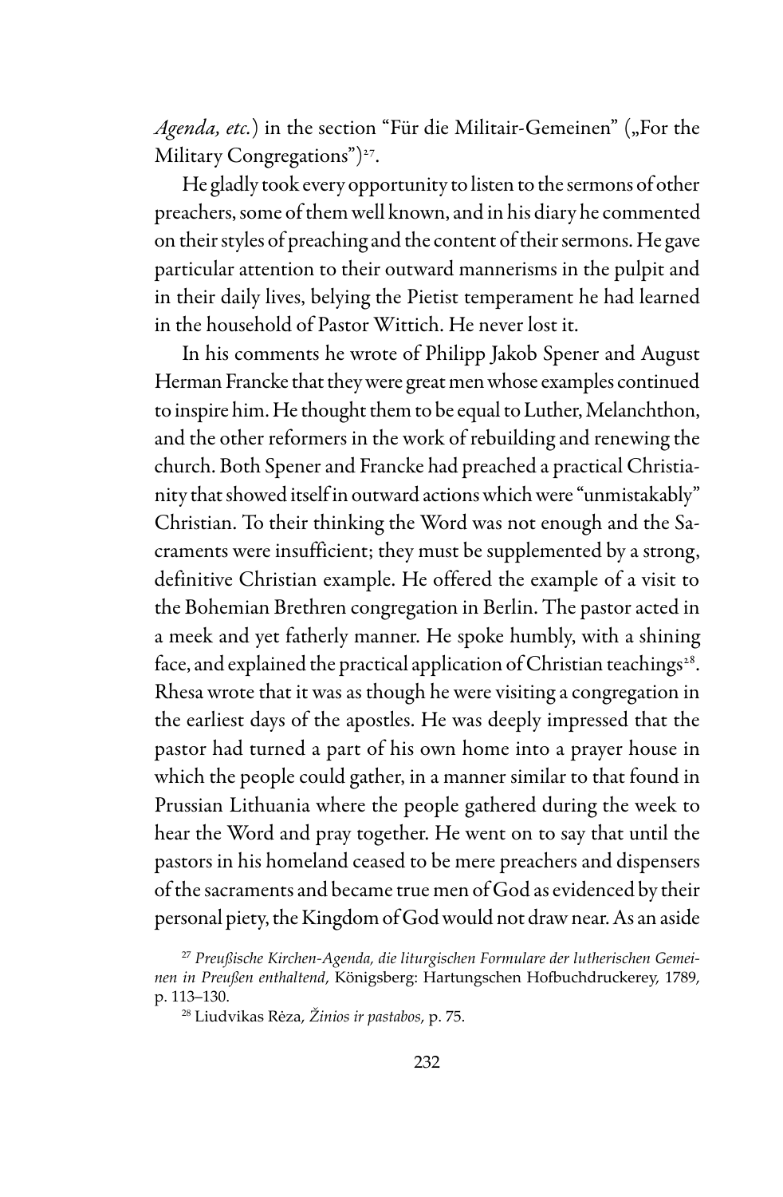*Agenda, etc.*) in the section "Für die Militair-Gemeinen" („For the Military Congregations")[27].

He gladly took every opportunity to listen to the sermons of other preachers, some of them well known, and in his diary he commented on their styles of preaching and the content of their sermons. He gave particular attention to their outward mannerisms in the pulpit and in their daily lives, belying the Pietist temperament he had learned in the household of Pastor Wittich. He never lost it.

In his comments he wrote of Philipp Jakob Spener and August Herman Francke that they were great men whose examples continued to inspire him. He thought them to be equal to Luther, Melanchthon, and the other reformers in the work of rebuilding and renewing the church. Both Spener and Francke had preached a practical Christianity that showed itself in outward actions which were "unmistakably" Christian. To their thinking the Word was not enough and the Sacraments were insufficient; they must be supplemented by a strong, definitive Christian example. He offered the example of a visit to the Bohemian Brethren congregation in Berlin. The pastor acted in a meek and yet fatherly manner. He spoke humbly, with a shining face, and explained the practical application of Christian teachings[28]. Rhesa wrote that it was as though he were visiting a congregation in the earliest days of the apostles. He was deeply impressed that the pastor had turned a part of his own home into a prayer house in which the people could gather, in a manner similar to that found in Prussian Lithuania where the people gathered during the week to hear the Word and pray together. He went on to say that until the pastors in his homeland ceased to be mere preachers and dispensers of the sacraments and became true men of God as evidenced by their personal piety, the Kingdom of God would not draw near. As an aside

[27] *Preußische Kirchen-Agenda, die liturgischen Formulare der lutherischen Gemeinen in Preußen enthaltend*, Königsberg: Hartungschen Hofbuchdruckerey, 1789, p. 113–130.

[28] Liudvikas Rėza, *Žinios ir pastabos*, p. 75.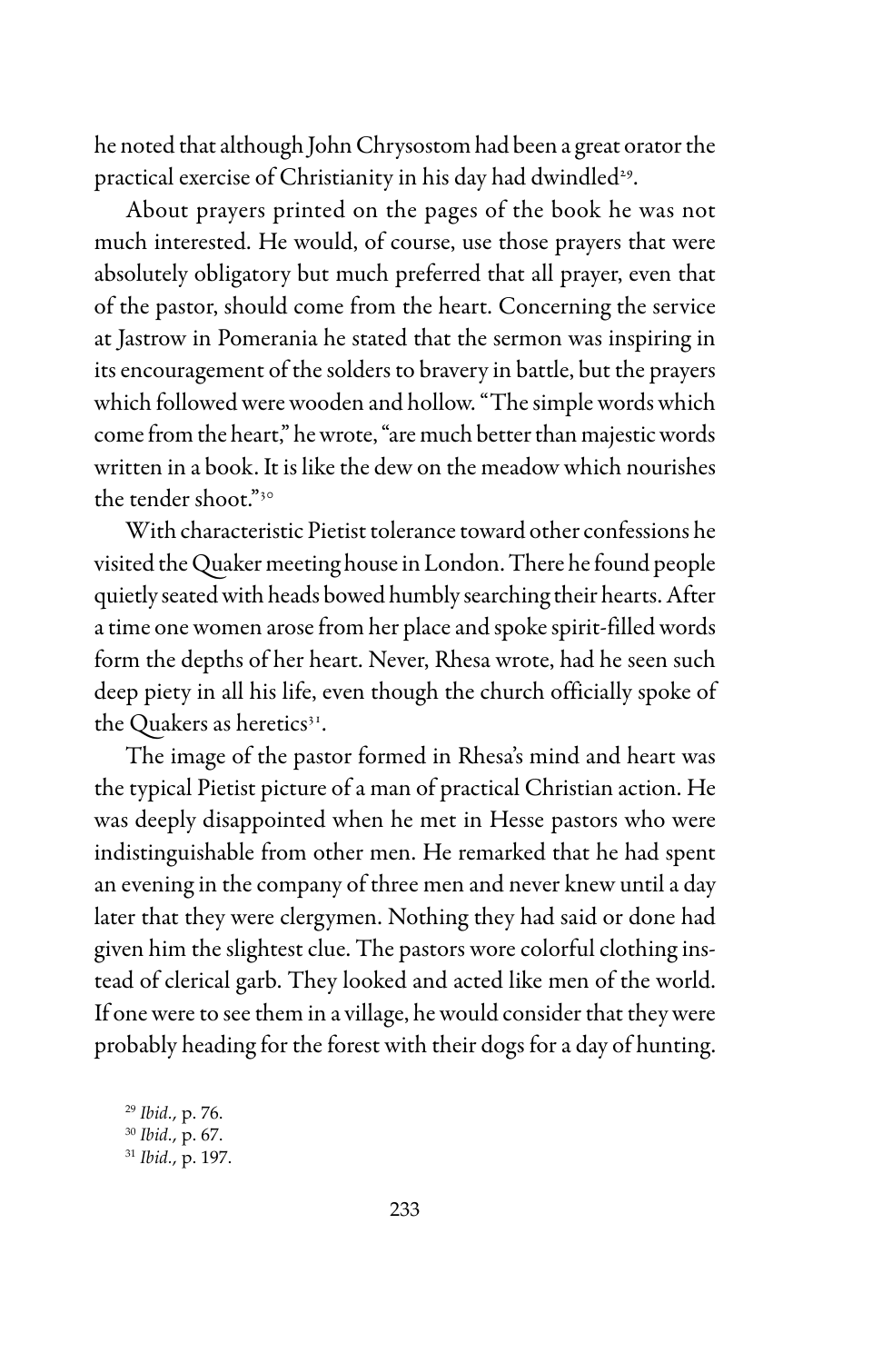he noted that although John Chrysostom had been a great orator the practical exercise of Christianity in his day had dwindled[29].

About prayers printed on the pages of the book he was not much interested. He would, of course, use those prayers that were absolutely obligatory but much preferred that all prayer, even that of the pastor, should come from the heart. Concerning the service at Jastrow in Pomerania he stated that the sermon was inspiring in its encouragement of the solders to bravery in battle, but the prayers which followed were wooden and hollow. "The simple words which come from the heart," he wrote, "are much better than majestic words written in a book. It is like the dew on the meadow which nourishes the tender shoot."[30]

With characteristic Pietist tolerance toward other confessions he visited the Quaker meeting house in London. There he found people quietly seated with heads bowed humbly searching their hearts. After a time one women arose from her place and spoke spirit-filled words form the depths of her heart. Never, Rhesa wrote, had he seen such deep piety in all his life, even though the church officially spoke of the Quakers as heretics[31].

The image of the pastor formed in Rhesa's mind and heart was the typical Pietist picture of a man of practical Christian action. He was deeply disappointed when he met in Hesse pastors who were indistinguishable from other men. He remarked that he had spent an evening in the company of three men and never knew until a day later that they were clergymen. Nothing they had said or done had given him the slightest clue. The pastors wore colorful clothing instead of clerical garb. They looked and acted like men of the world. If one were to see them in a village, he would consider that they were probably heading for the forest with their dogs for a day of hunting.

[29] *Ibid.*, p. 76.

[30] *Ibid.*, p. 67.

[31] *Ibid.*, p. 197.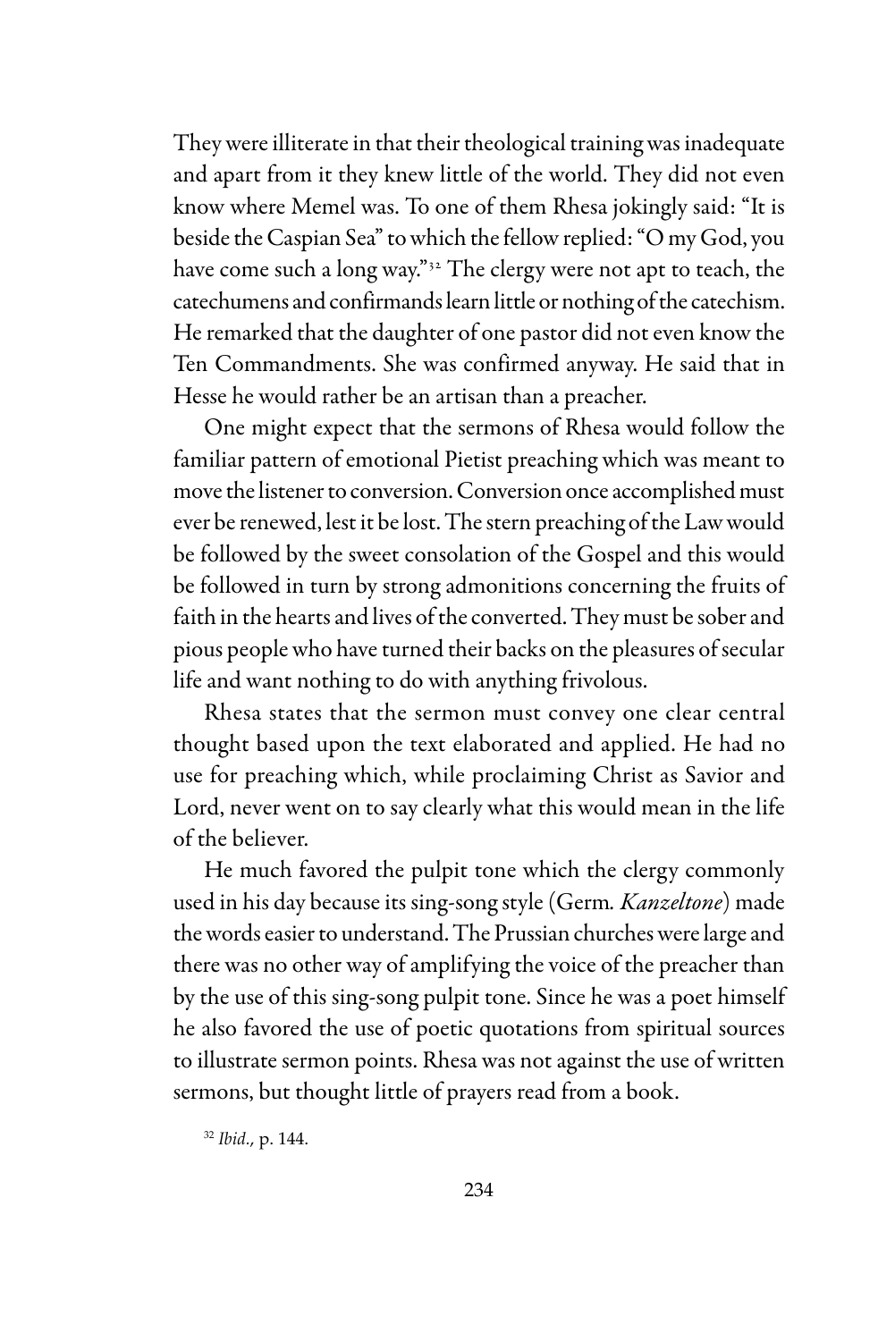They were illiterate in that their theological training was inadequate and apart from it they knew little of the world. They did not even know where Memel was. To one of them Rhesa jokingly said: "It is beside the Caspian Sea" to which the fellow replied: "O my God, you have come such a long way."[32] The clergy were not apt to teach, the catechumens and confirmands learn little or nothing of the catechism. He remarked that the daughter of one pastor did not even know the Ten Commandments. She was confirmed anyway. He said that in Hesse he would rather be an artisan than a preacher.

One might expect that the sermons of Rhesa would follow the familiar pattern of emotional Pietist preaching which was meant to move the listener to conversion. Conversion once accomplished must ever be renewed, lest it be lost. The stern preaching of the Law would be followed by the sweet consolation of the Gospel and this would be followed in turn by strong admonitions concerning the fruits of faith in the hearts and lives of the converted. They must be sober and pious people who have turned their backs on the pleasures of secular life and want nothing to do with anything frivolous.

Rhesa states that the sermon must convey one clear central thought based upon the text elaborated and applied. He had no use for preaching which, while proclaiming Christ as Savior and Lord, never went on to say clearly what this would mean in the life of the believer.

He much favored the pulpit tone which the clergy commonly used in his day because its sing-song style (Germ. *Kanzeltone*) made the words easier to understand. The Prussian churches were large and there was no other way of amplifying the voice of the preacher than by the use of this sing-song pulpit tone. Since he was a poet himself he also favored the use of poetic quotations from spiritual sources to illustrate sermon points. Rhesa was not against the use of written sermons, but thought little of prayers read from a book.

[32] *Ibid.*, p. 144.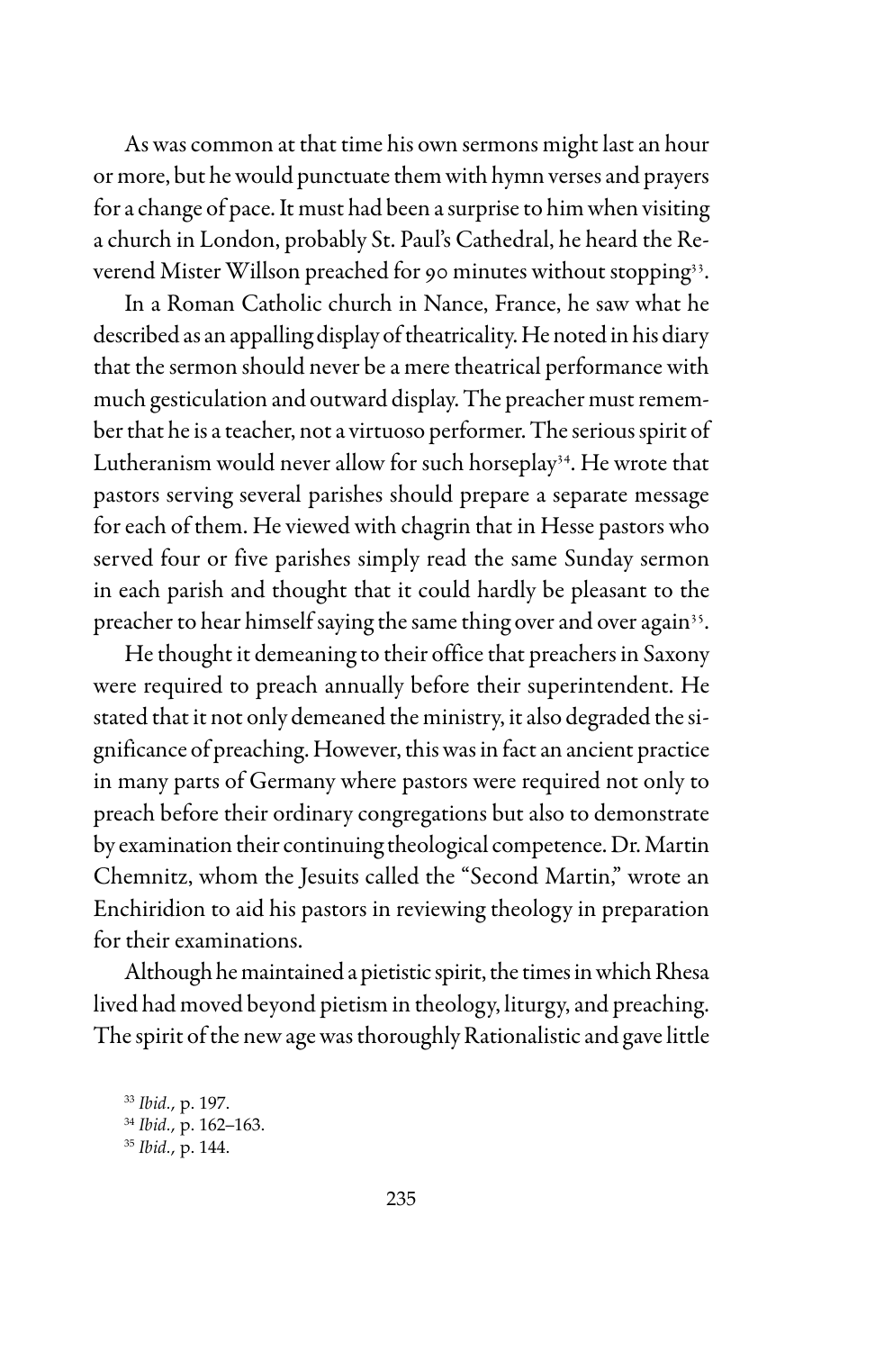As was common at that time his own sermons might last an hour or more, but he would punctuate them with hymn verses and prayers for a change of pace. It must had been a surprise to him when visiting a church in London, probably St. Paul's Cathedral, he heard the Reverend Mister Willson preached for 90 minutes without stopping[33].

In a Roman Catholic church in Nance, France, he saw what he described as an appalling display of theatricality. He noted in his diary that the sermon should never be a mere theatrical performance with much gesticulation and outward display. The preacher must remember that he is a teacher, not a virtuoso performer. The serious spirit of Lutheranism would never allow for such horseplay[34]. He wrote that pastors serving several parishes should prepare a separate message for each of them. He viewed with chagrin that in Hesse pastors who served four or five parishes simply read the same Sunday sermon in each parish and thought that it could hardly be pleasant to the preacher to hear himself saying the same thing over and over again[35].

He thought it demeaning to their office that preachers in Saxony were required to preach annually before their superintendent. He stated that it not only demeaned the ministry, it also degraded the significance of preaching. However, this was in fact an ancient practice in many parts of Germany where pastors were required not only to preach before their ordinary congregations but also to demonstrate by examination their continuing theological competence. Dr. Martin Chemnitz, whom the Jesuits called the "Second Martin," wrote an Enchiridion to aid his pastors in reviewing theology in preparation for their examinations.

Although he maintained a pietistic spirit, the times in which Rhesa lived had moved beyond pietism in theology, liturgy, and preaching. The spirit of the new age was thoroughly Rationalistic and gave little

[33] *Ibid.*, p. 197.
[34] *Ibid.*, p. 162–163.
[35] *Ibid.*, p. 144.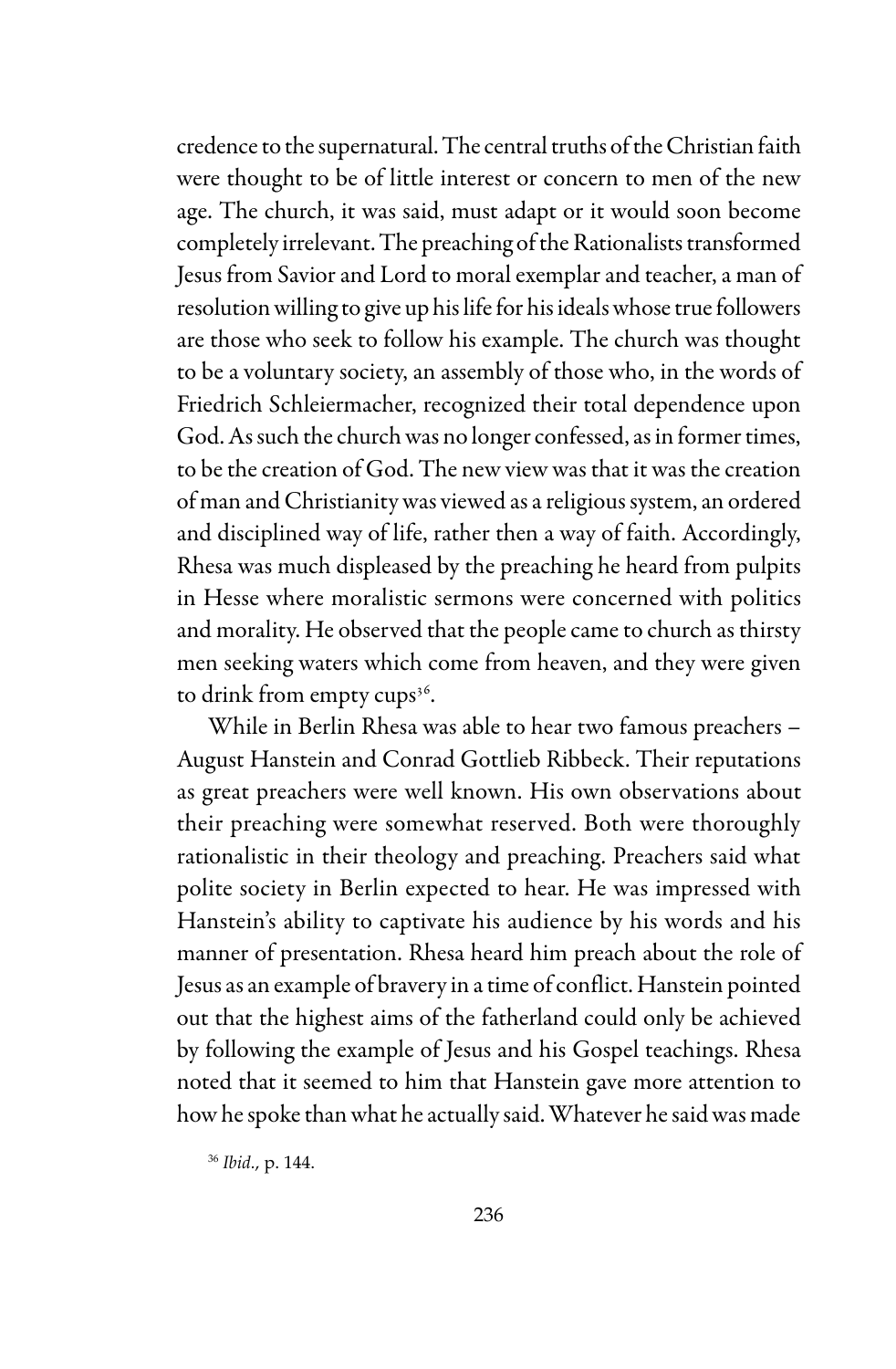credence to the supernatural. The central truths of the Christian faith were thought to be of little interest or concern to men of the new age. The church, it was said, must adapt or it would soon become completely irrelevant. The preaching of the Rationalists transformed Jesus from Savior and Lord to moral exemplar and teacher, a man of resolution willing to give up his life for his ideals whose true followers are those who seek to follow his example. The church was thought to be a voluntary society, an assembly of those who, in the words of Friedrich Schleiermacher, recognized their total dependence upon God. As such the church was no longer confessed, as in former times, to be the creation of God. The new view was that it was the creation of man and Christianity was viewed as a religious system, an ordered and disciplined way of life, rather then a way of faith. Accordingly, Rhesa was much displeased by the preaching he heard from pulpits in Hesse where moralistic sermons were concerned with politics and morality. He observed that the people came to church as thirsty men seeking waters which come from heaven, and they were given to drink from empty cups[36].

While in Berlin Rhesa was able to hear two famous preachers – August Hanstein and Conrad Gottlieb Ribbeck. Their reputations as great preachers were well known. His own observations about their preaching were somewhat reserved. Both were thoroughly rationalistic in their theology and preaching. Preachers said what polite society in Berlin expected to hear. He was impressed with Hanstein's ability to captivate his audience by his words and his manner of presentation. Rhesa heard him preach about the role of Jesus as an example of bravery in a time of conflict. Hanstein pointed out that the highest aims of the fatherland could only be achieved by following the example of Jesus and his Gospel teachings. Rhesa noted that it seemed to him that Hanstein gave more attention to how he spoke than what he actually said. Whatever he said was made

[36] *Ibid.*, p. 144.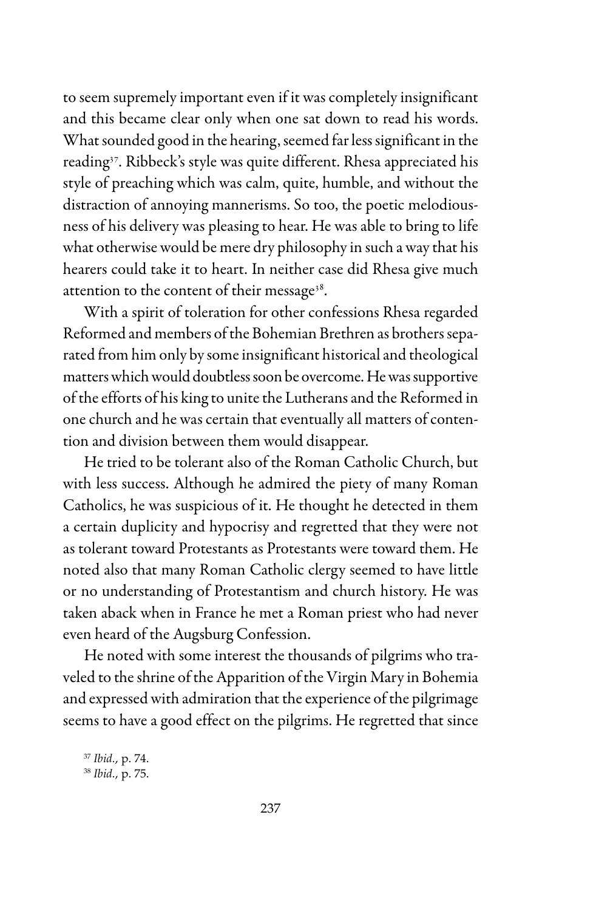to seem supremely important even if it was completely insignificant and this became clear only when one sat down to read his words. What sounded good in the hearing, seemed far less significant in the reading[37]. Ribbeck's style was quite different. Rhesa appreciated his style of preaching which was calm, quite, humble, and without the distraction of annoying mannerisms. So too, the poetic melodiousness of his delivery was pleasing to hear. He was able to bring to life what otherwise would be mere dry philosophy in such a way that his hearers could take it to heart. In neither case did Rhesa give much attention to the content of their message[38].

With a spirit of toleration for other confessions Rhesa regarded Reformed and members of the Bohemian Brethren as brothers separated from him only by some insignificant historical and theological matters which would doubtless soon be overcome. He was supportive of the efforts of his king to unite the Lutherans and the Reformed in one church and he was certain that eventually all matters of contention and division between them would disappear.

He tried to be tolerant also of the Roman Catholic Church, but with less success. Although he admired the piety of many Roman Catholics, he was suspicious of it. He thought he detected in them a certain duplicity and hypocrisy and regretted that they were not as tolerant toward Protestants as Protestants were toward them. He noted also that many Roman Catholic clergy seemed to have little or no understanding of Protestantism and church history. He was taken aback when in France he met a Roman priest who had never even heard of the Augsburg Confession.

He noted with some interest the thousands of pilgrims who traveled to the shrine of the Apparition of the Virgin Mary in Bohemia and expressed with admiration that the experience of the pilgrimage seems to have a good effect on the pilgrims. He regretted that since

[37] *Ibid.*, p. 74.

[38] *Ibid.*, p. 75.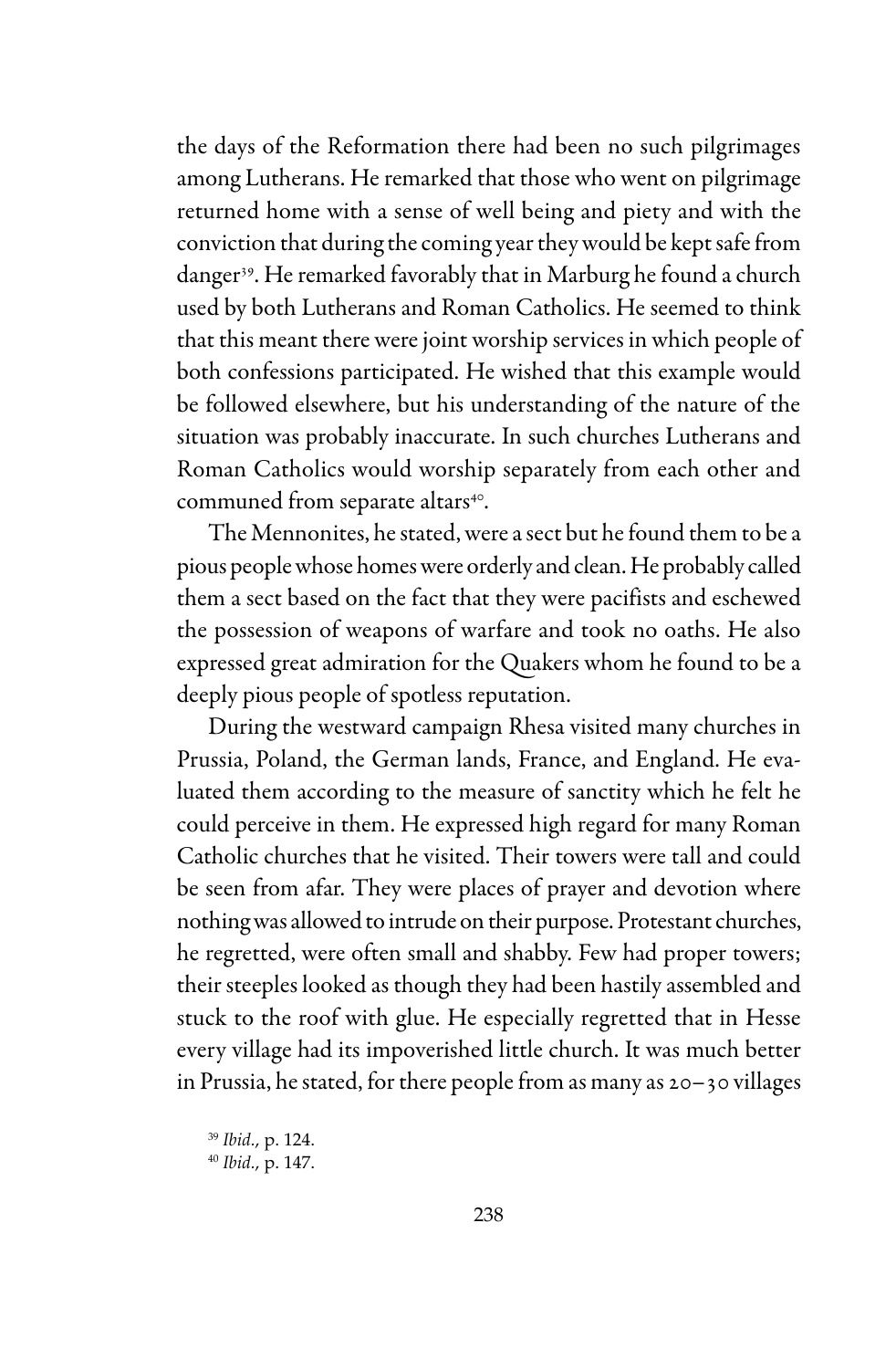the days of the Reformation there had been no such pilgrimages among Lutherans. He remarked that those who went on pilgrimage returned home with a sense of well being and piety and with the conviction that during the coming year they would be kept safe from danger[39]. He remarked favorably that in Marburg he found a church used by both Lutherans and Roman Catholics. He seemed to think that this meant there were joint worship services in which people of both confessions participated. He wished that this example would be followed elsewhere, but his understanding of the nature of the situation was probably inaccurate. In such churches Lutherans and Roman Catholics would worship separately from each other and communed from separate altars[40].

The Mennonites, he stated, were a sect but he found them to be a pious people whose homes were orderly and clean. He probably called them a sect based on the fact that they were pacifists and eschewed the possession of weapons of warfare and took no oaths. He also expressed great admiration for the Quakers whom he found to be a deeply pious people of spotless reputation.

During the westward campaign Rhesa visited many churches in Prussia, Poland, the German lands, France, and England. He evaluated them according to the measure of sanctity which he felt he could perceive in them. He expressed high regard for many Roman Catholic churches that he visited. Their towers were tall and could be seen from afar. They were places of prayer and devotion where nothing was allowed to intrude on their purpose. Protestant churches, he regretted, were often small and shabby. Few had proper towers; their steeples looked as though they had been hastily assembled and stuck to the roof with glue. He especially regretted that in Hesse every village had its impoverished little church. It was much better in Prussia, he stated, for there people from as many as 20–30 villages

[39] *Ibid.*, p. 124.

[40] *Ibid.*, p. 147.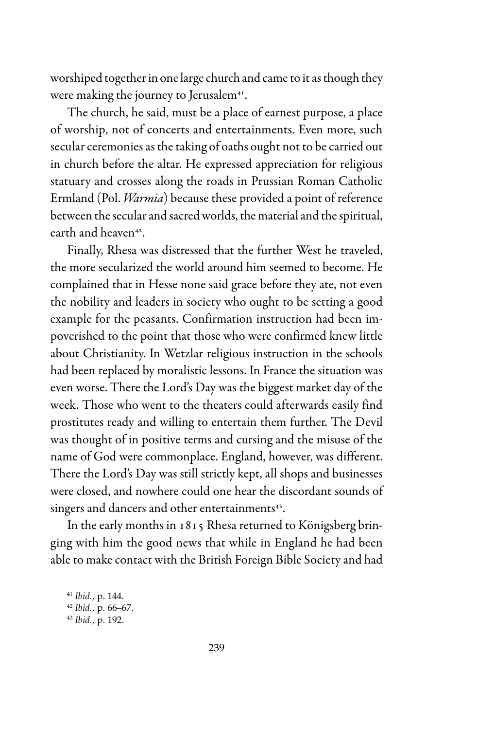worshiped together in one large church and came to it as though they were making the journey to Jerusalem[41].

The church, he said, must be a place of earnest purpose, a place of worship, not of concerts and entertainments. Even more, such secular ceremonies as the taking of oaths ought not to be carried out in church before the altar. He expressed appreciation for religious statuary and crosses along the roads in Prussian Roman Catholic Ermland (Pol. *Warmia*) because these provided a point of reference between the secular and sacred worlds, the material and the spiritual, earth and heaven[42].

Finally, Rhesa was distressed that the further West he traveled, the more secularized the world around him seemed to become. He complained that in Hesse none said grace before they ate, not even the nobility and leaders in society who ought to be setting a good example for the peasants. Confirmation instruction had been impoverished to the point that those who were confirmed knew little about Christianity. In Wetzlar religious instruction in the schools had been replaced by moralistic lessons. In France the situation was even worse. There the Lord's Day was the biggest market day of the week. Those who went to the theaters could afterwards easily find prostitutes ready and willing to entertain them further. The Devil was thought of in positive terms and cursing and the misuse of the name of God were commonplace. England, however, was different. There the Lord's Day was still strictly kept, all shops and businesses were closed, and nowhere could one hear the discordant sounds of singers and dancers and other entertainments[43].

In the early months in 1815 Rhesa returned to Königsberg bringing with him the good news that while in England he had been able to make contact with the British Foreign Bible Society and had

[41] *Ibid.*, p. 144.

[42] *Ibid.*, p. 66–67.

[43] *Ibid.*, p. 192.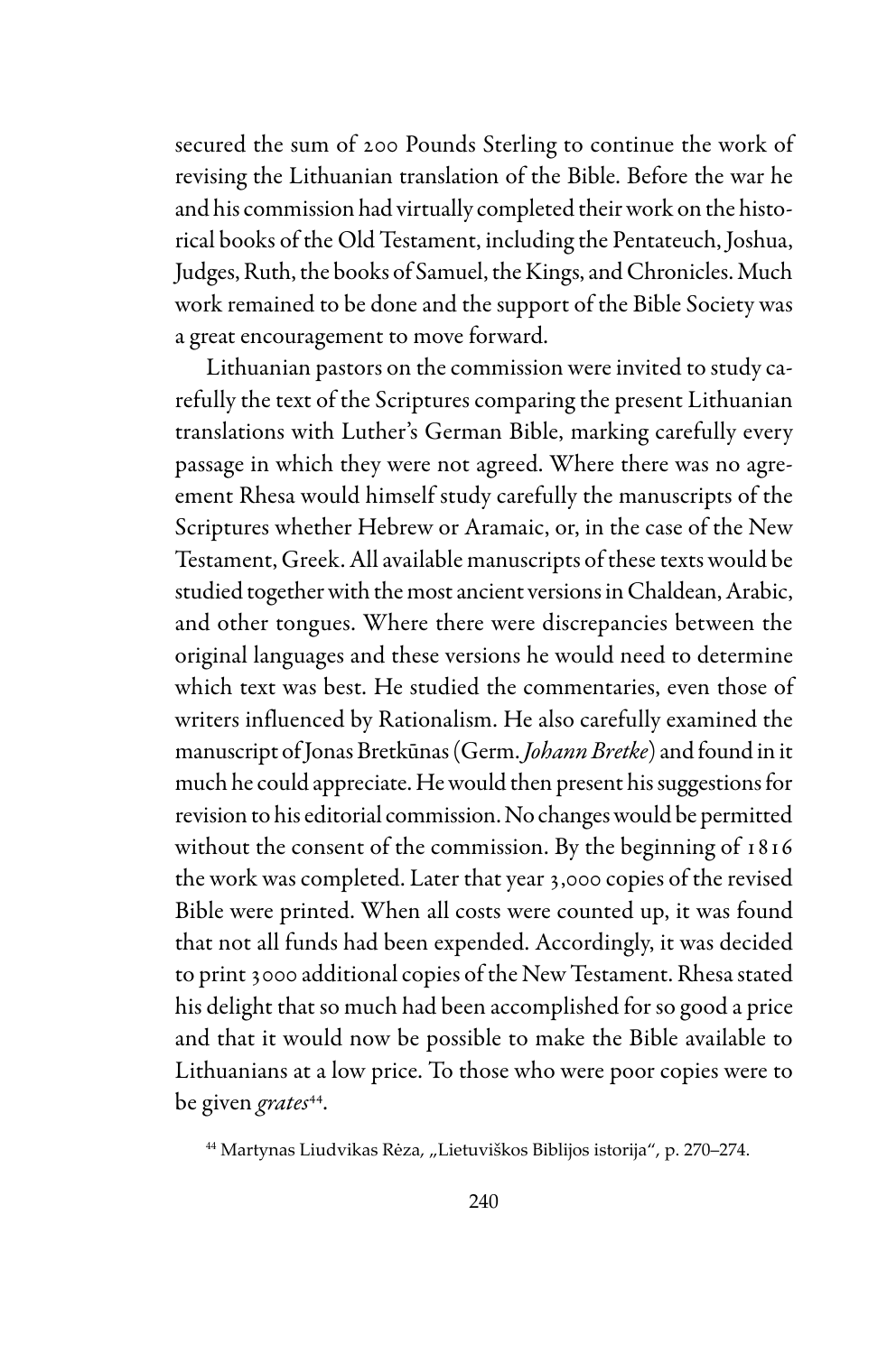secured the sum of 200 Pounds Sterling to continue the work of revising the Lithuanian translation of the Bible. Before the war he and his commission had virtually completed their work on the historical books of the Old Testament, including the Pentateuch, Joshua, Judges, Ruth, the books of Samuel, the Kings, and Chronicles. Much work remained to be done and the support of the Bible Society was a great encouragement to move forward.

Lithuanian pastors on the commission were invited to study carefully the text of the Scriptures comparing the present Lithuanian translations with Luther's German Bible, marking carefully every passage in which they were not agreed. Where there was no agreement Rhesa would himself study carefully the manuscripts of the Scriptures whether Hebrew or Aramaic, or, in the case of the New Testament, Greek. All available manuscripts of these texts would be studied together with the most ancient versions in Chaldean, Arabic, and other tongues. Where there were discrepancies between the original languages and these versions he would need to determine which text was best. He studied the commentaries, even those of writers influenced by Rationalism. He also carefully examined the manuscript of Jonas Bretkūnas (Germ. *Johann Bretke*) and found in it much he could appreciate. He would then present his suggestions for revision to his editorial commission. No changes would be permitted without the consent of the commission. By the beginning of 1816 the work was completed. Later that year 3,000 copies of the revised Bible were printed. When all costs were counted up, it was found that not all funds had been expended. Accordingly, it was decided to print 3000 additional copies of the New Testament. Rhesa stated his delight that so much had been accomplished for so good a price and that it would now be possible to make the Bible available to Lithuanians at a low price. To those who were poor copies were to be given *grates*[44].

[44] Martynas Liudvikas Rėza, „Lietuviškos Biblijos istorija", p. 270–274.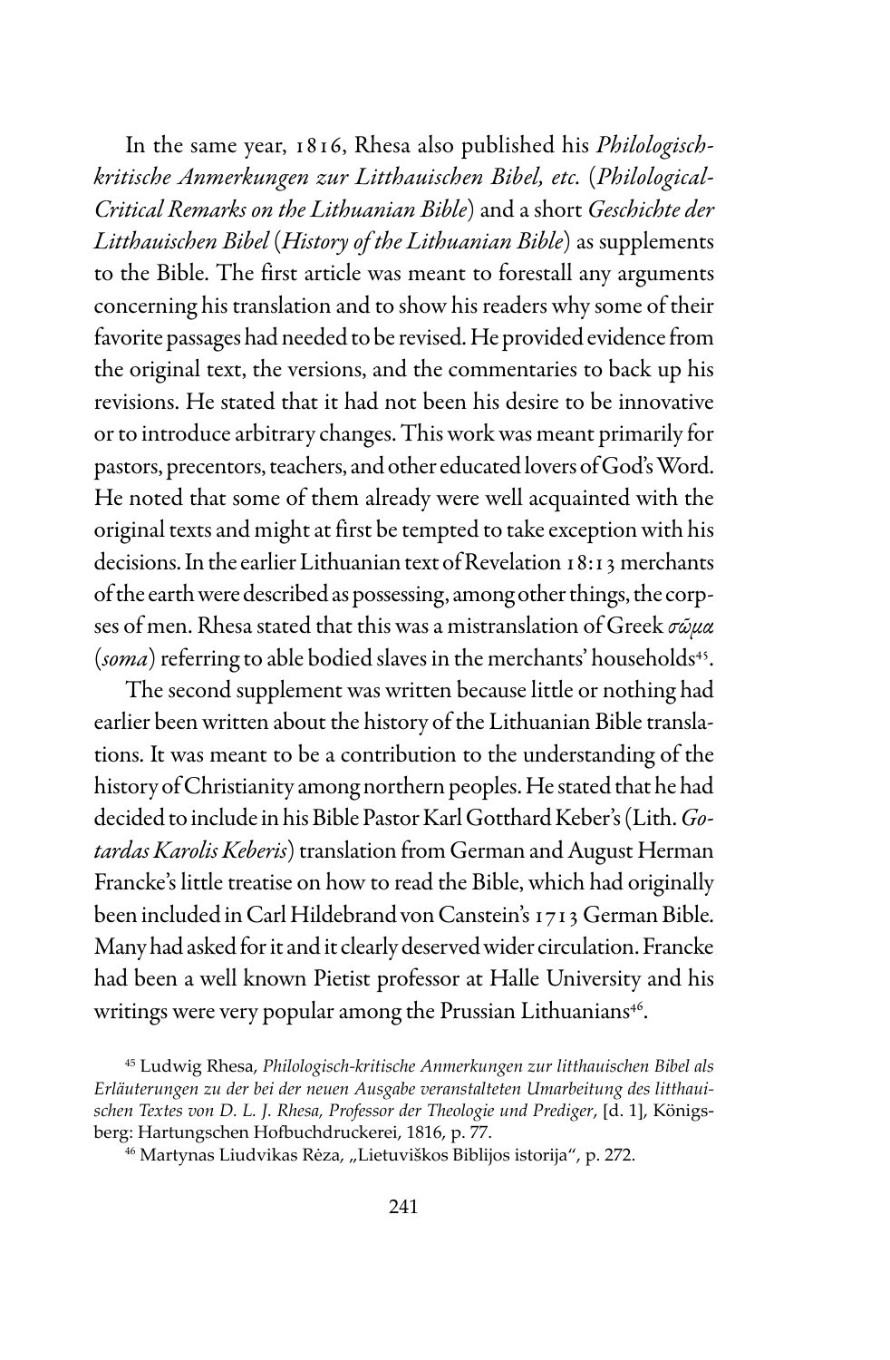In the same year, 1816, Rhesa also published his *Philologisch-kritische Anmerkungen zur Litthauischen Bibel, etc.* (*Philological-Critical Remarks on the Lithuanian Bible*) and a short *Geschichte der Litthauischen Bibel* (*History of the Lithuanian Bible*) as supplements to the Bible. The first article was meant to forestall any arguments concerning his translation and to show his readers why some of their favorite passages had needed to be revised. He provided evidence from the original text, the versions, and the commentaries to back up his revisions. He stated that it had not been his desire to be innovative or to introduce arbitrary changes. This work was meant primarily for pastors, precentors, teachers, and other educated lovers of God's Word. He noted that some of them already were well acquainted with the original texts and might at first be tempted to take exception with his decisions. In the earlier Lithuanian text of Revelation 18:13 merchants of the earth were described as possessing, among other things, the corpses of men. Rhesa stated that this was a mistranslation of Greek *σῶμα* (*soma*) referring to able bodied slaves in the merchants' households[45].

The second supplement was written because little or nothing had earlier been written about the history of the Lithuanian Bible translations. It was meant to be a contribution to the understanding of the history of Christianity among northern peoples. He stated that he had decided to include in his Bible Pastor Karl Gotthard Keber's (Lith. *Gotardas Karolis Keberis*) translation from German and August Herman Francke's little treatise on how to read the Bible, which had originally been included in Carl Hildebrand von Canstein's 1713 German Bible. Many had asked for it and it clearly deserved wider circulation. Francke had been a well known Pietist professor at Halle University and his writings were very popular among the Prussian Lithuanians[46].

[45] Ludwig Rhesa, *Philologisch-kritische Anmerkungen zur litthauischen Bibel als Erläuterungen zu der bei der neuen Ausgabe veranstalteten Umarbeitung des litthauischen Textes von D. L. J. Rhesa, Professor der Theologie und Prediger*, [d. 1], Königsberg: Hartungschen Hofbuchdruckerei, 1816, p. 77.

[46] Martynas Liudvikas Rėza, „Lietuviškos Biblijos istorija", p. 272.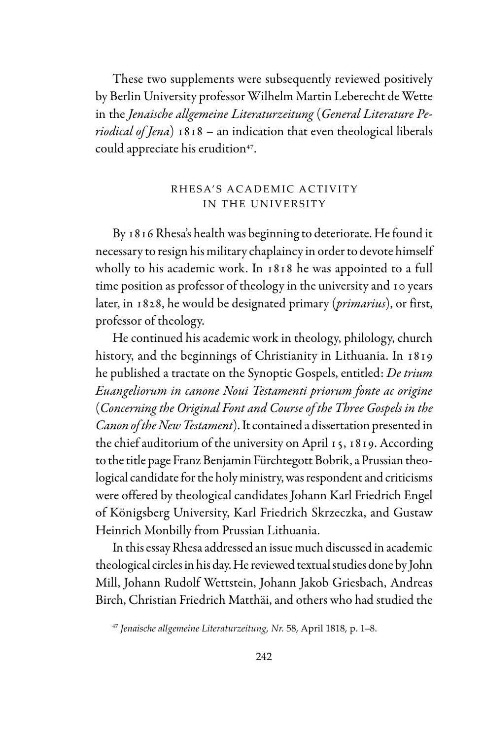These two supplements were subsequently reviewed positively by Berlin University professor Wilhelm Martin Leberecht de Wette in the *Jenaische allgemeine Literaturzeitung* (*General Literature Periodical of Jena*) 1818 – an indication that even theological liberals could appreciate his erudition[47].

## RHESA'S ACADEMIC ACTIVITY IN THE UNIVERSITY

By 1816 Rhesa's health was beginning to deteriorate. He found it necessary to resign his military chaplaincy in order to devote himself wholly to his academic work. In 1818 he was appointed to a full time position as professor of theology in the university and 10 years later, in 1828, he would be designated primary (*primarius*), or first, professor of theology.

He continued his academic work in theology, philology, church history, and the beginnings of Christianity in Lithuania. In 1819 he published a tractate on the Synoptic Gospels, entitled: *De trium Euangeliorum in canone Noui Testamenti priorum fonte ac origine* (*Concerning the Original Font and Course of the Three Gospels in the Canon of the New Testament*). It contained a dissertation presented in the chief auditorium of the university on April 15, 1819. According to the title page Franz Benjamin Fürchtegott Bobrik, a Prussian theological candidate for the holy ministry, was respondent and criticisms were offered by theological candidates Johann Karl Friedrich Engel of Königsberg University, Karl Friedrich Skrzeczka, and Gustaw Heinrich Monbilly from Prussian Lithuania.

In this essay Rhesa addressed an issue much discussed in academic theological circles in his day. He reviewed textual studies done by John Mill, Johann Rudolf Wettstein, Johann Jakob Griesbach, Andreas Birch, Christian Friedrich Matthäi, and others who had studied the

[47] *Jenaische allgemeine Literaturzeitung, Nr.* 58, April 1818, p. 1–8.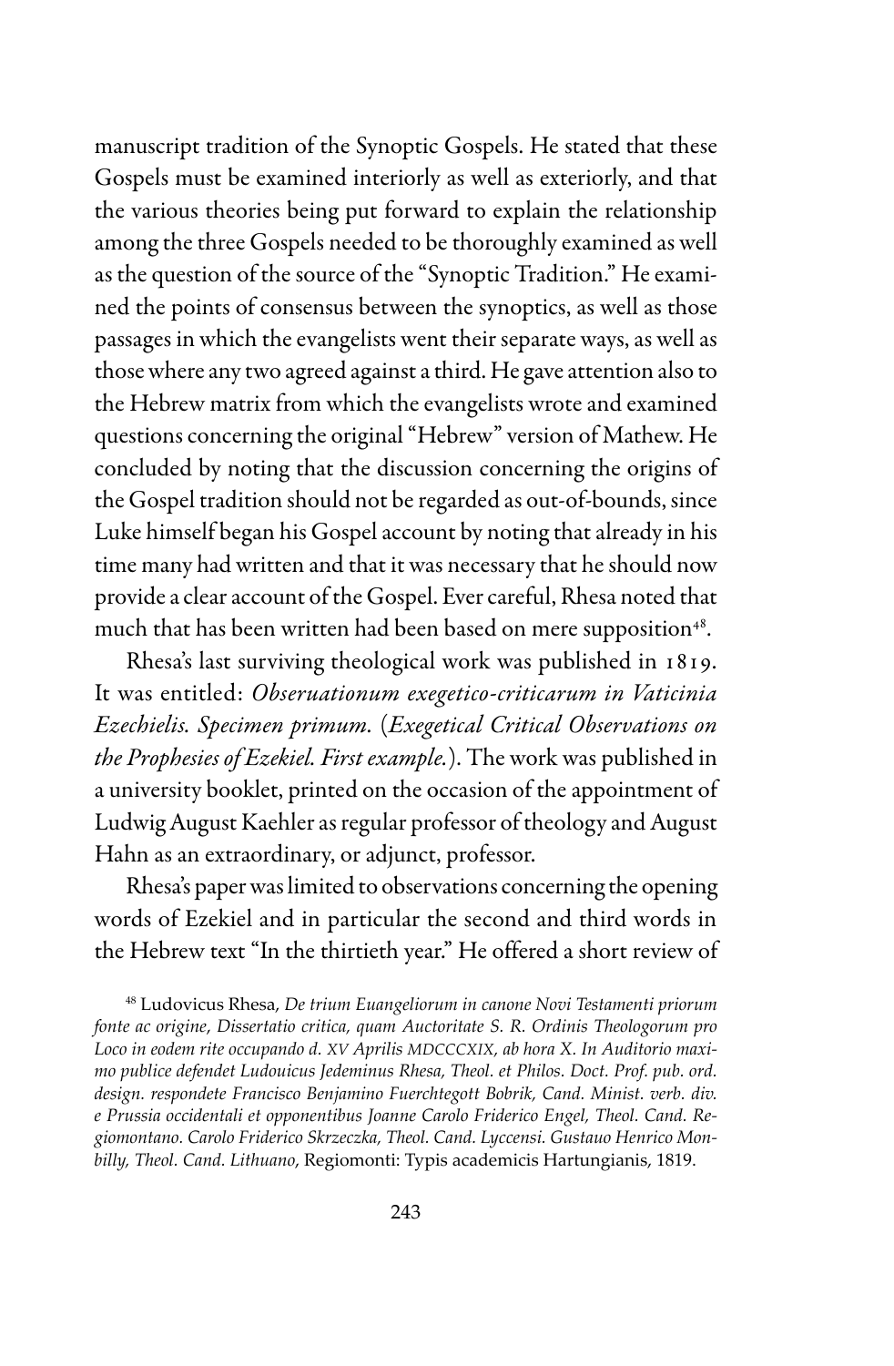manuscript tradition of the Synoptic Gospels. He stated that these Gospels must be examined interiorly as well as exteriorly, and that the various theories being put forward to explain the relationship among the three Gospels needed to be thoroughly examined as well as the question of the source of the "Synoptic Tradition." He examined the points of consensus between the synoptics, as well as those passages in which the evangelists went their separate ways, as well as those where any two agreed against a third. He gave attention also to the Hebrew matrix from which the evangelists wrote and examined questions concerning the original "Hebrew" version of Mathew. He concluded by noting that the discussion concerning the origins of the Gospel tradition should not be regarded as out-of-bounds, since Luke himself began his Gospel account by noting that already in his time many had written and that it was necessary that he should now provide a clear account of the Gospel. Ever careful, Rhesa noted that much that has been written had been based on mere supposition[48].

Rhesa's last surviving theological work was published in 1819. It was entitled: *Obseruationum exegetico-criticarum in Vaticinia Ezechielis. Specimen primum.* (*Exegetical Critical Observations on the Prophesies of Ezekiel. First example.*). The work was published in a university booklet, printed on the occasion of the appointment of Ludwig August Kaehler as regular professor of theology and August Hahn as an extraordinary, or adjunct, professor.

Rhesa's paper was limited to observations concerning the opening words of Ezekiel and in particular the second and third words in the Hebrew text "In the thirtieth year." He offered a short review of

[48] Ludovicus Rhesa, *De trium Euangeliorum in canone Novi Testamenti priorum fonte ac origine, Dissertatio critica, quam Auctoritate S. R. Ordinis Theologorum pro Loco in eodem rite occupando d. XV Aprilis MDCCCXIX, ab hora X. In Auditorio maximo publice defendet Ludouicus Jedeminus Rhesa, Theol. et Philos. Doct. Prof. pub. ord. design. respondete Francisco Benjamino Fuerchtegott Bobrik, Cand. Minist. verb. div. e Prussia occidentali et opponentibus Joanne Carolo Friderico Engel, Theol. Cand. Regiomontano. Carolo Friderico Skrzeczka, Theol. Cand. Lyccensi. Gustauo Henrico Monbilly, Theol. Cand. Lithuano*, Regiomonti: Typis academicis Hartungianis, 1819.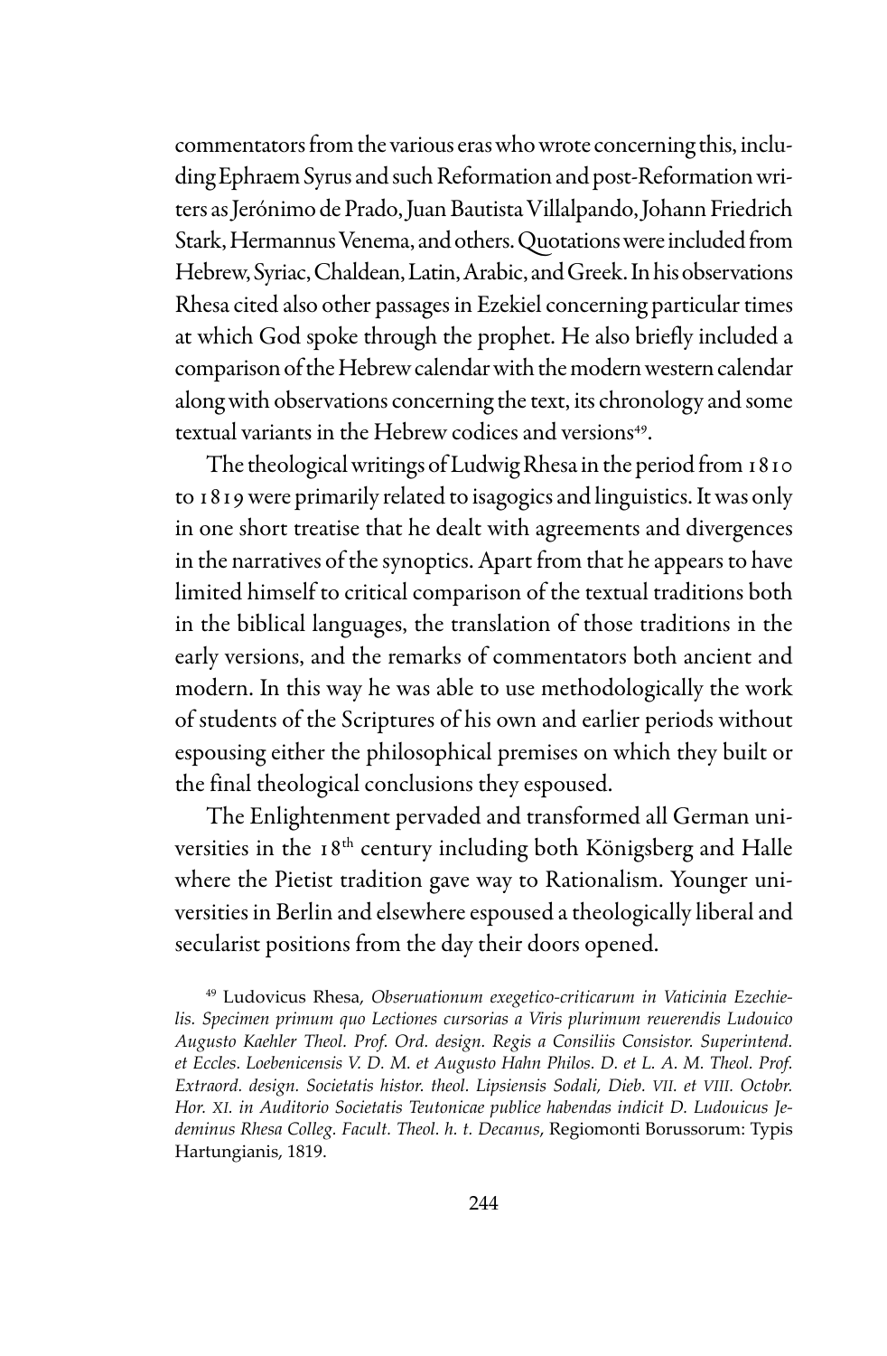commentators from the various eras who wrote concerning this, including Ephraem Syrus and such Reformation and post-Reformation writers as Jerónimo de Prado, Juan Bautista Villalpando, Johann Friedrich Stark, Hermannus Venema, and others. Quotations were included from Hebrew, Syriac, Chaldean, Latin, Arabic, and Greek. In his observations Rhesa cited also other passages in Ezekiel concerning particular times at which God spoke through the prophet. He also briefly included a comparison of the Hebrew calendar with the modern western calendar along with observations concerning the text, its chronology and some textual variants in the Hebrew codices and versions[49].

The theological writings of Ludwig Rhesa in the period from 1810 to 1819 were primarily related to isagogics and linguistics. It was only in one short treatise that he dealt with agreements and divergences in the narratives of the synoptics. Apart from that he appears to have limited himself to critical comparison of the textual traditions both in the biblical languages, the translation of those traditions in the early versions, and the remarks of commentators both ancient and modern. In this way he was able to use methodologically the work of students of the Scriptures of his own and earlier periods without espousing either the philosophical premises on which they built or the final theological conclusions they espoused.

The Enlightenment pervaded and transformed all German universities in the 18th century including both Königsberg and Halle where the Pietist tradition gave way to Rationalism. Younger universities in Berlin and elsewhere espoused a theologically liberal and secularist positions from the day their doors opened.

[49] Ludovicus Rhesa, *Obseruationum exegetico-criticarum in Vaticinia Ezechielis. Specimen primum quo Lectiones cursorias a Viris plurimum reuerendis Ludouico Augusto Kaehler Theol. Prof. Ord. design. Regis a Consiliis Consistor. Superintend. et Eccles. Loebenicensis V. D. M. et Augusto Hahn Philos. D. et L. A. M. Theol. Prof. Extraord. design. Societatis histor. theol. Lipsiensis Sodali, Dieb. VII. et VIII. Octobr. Hor. XI. in Auditorio Societatis Teutonicae publice habendas indicit D. Ludouicus Jedeminus Rhesa Colleg. Facult. Theol. h. t. Decanus*, Regiomonti Borussorum: Typis Hartungianis, 1819.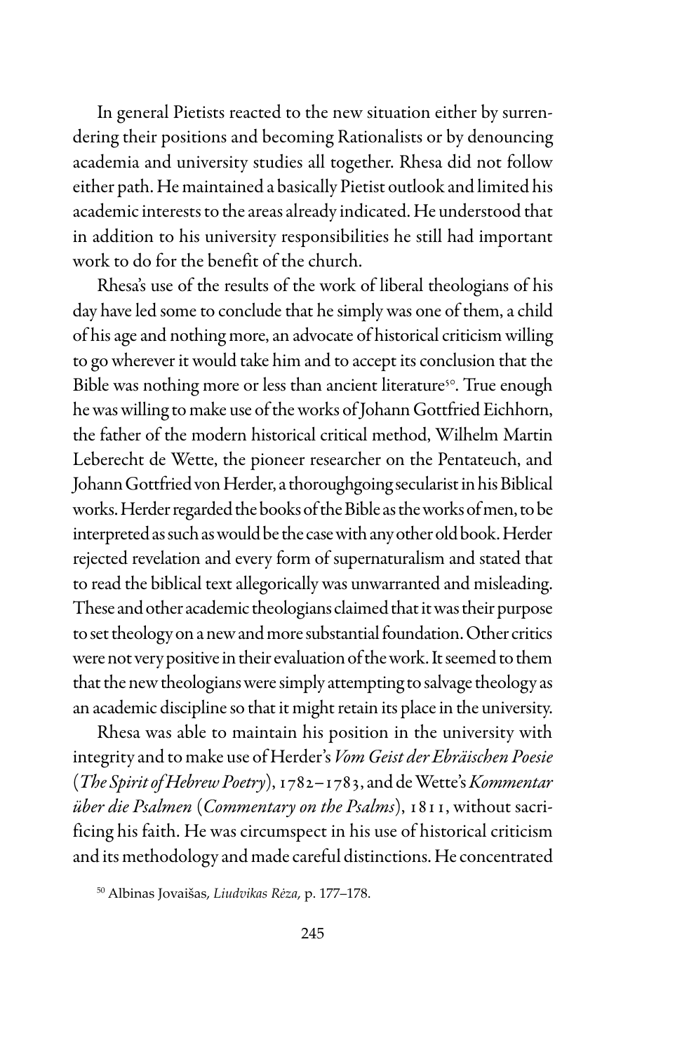In general Pietists reacted to the new situation either by surrendering their positions and becoming Rationalists or by denouncing academia and university studies all together. Rhesa did not follow either path. He maintained a basically Pietist outlook and limited his academic interests to the areas already indicated. He understood that in addition to his university responsibilities he still had important work to do for the benefit of the church.

Rhesa's use of the results of the work of liberal theologians of his day have led some to conclude that he simply was one of them, a child of his age and nothing more, an advocate of historical criticism willing to go wherever it would take him and to accept its conclusion that the Bible was nothing more or less than ancient literature[50]. True enough he was willing to make use of the works of Johann Gottfried Eichhorn, the father of the modern historical critical method, Wilhelm Martin Leberecht de Wette, the pioneer researcher on the Pentateuch, and Johann Gottfried von Herder, a thoroughgoing secularist in his Biblical works. Herder regarded the books of the Bible as the works of men, to be interpreted as such as would be the case with any other old book. Herder rejected revelation and every form of supernaturalism and stated that to read the biblical text allegorically was unwarranted and misleading. These and other academic theologians claimed that it was their purpose to set theology on a new and more substantial foundation. Other critics were not very positive in their evaluation of the work. It seemed to them that the new theologians were simply attempting to salvage theology as an academic discipline so that it might retain its place in the university.

Rhesa was able to maintain his position in the university with integrity and to make use of Herder's *Vom Geist der Ebräischen Poesie* (*The Spirit of Hebrew Poetry*), 1782–1783, and de Wette's *Kommentar über die Psalmen* (*Commentary on the Psalms*), 1811, without sacrificing his faith. He was circumspect in his use of historical criticism and its methodology and made careful distinctions. He concentrated

[50] Albinas Jovaišas, *Liudvikas Rėza*, p. 177–178.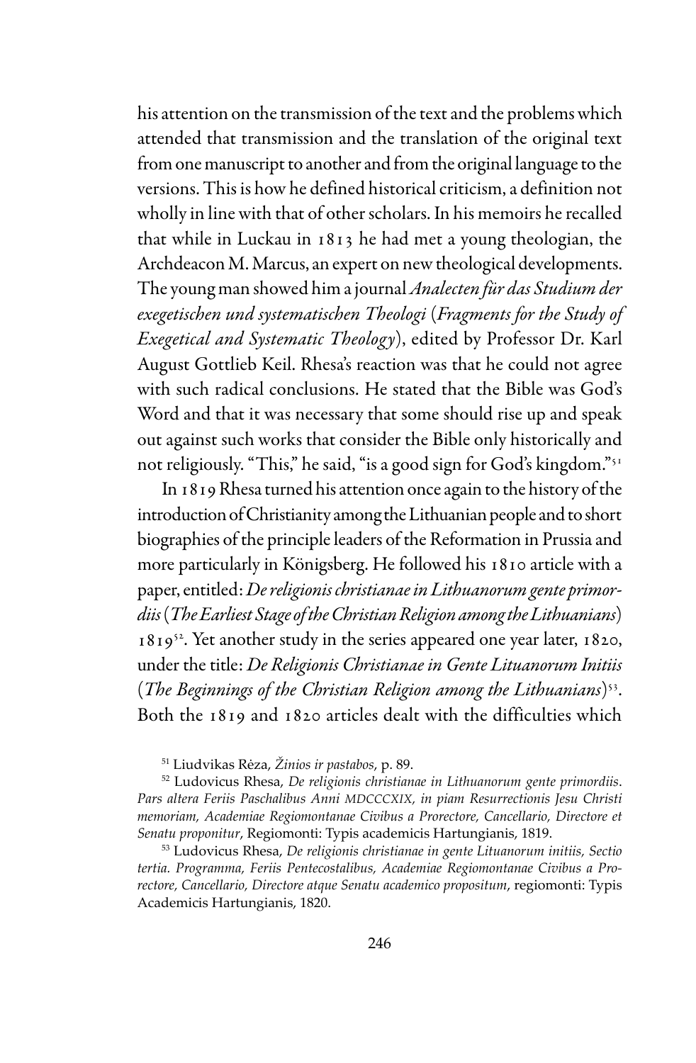his attention on the transmission of the text and the problems which attended that transmission and the translation of the original text from one manuscript to another and from the original language to the versions. This is how he defined historical criticism, a definition not wholly in line with that of other scholars. In his memoirs he recalled that while in Luckau in 1813 he had met a young theologian, the Archdeacon M. Marcus, an expert on new theological developments. The young man showed him a journal *Analecten für das Studium der exegetischen und systematischen Theologi* (*Fragments for the Study of Exegetical and Systematic Theology*), edited by Professor Dr. Karl August Gottlieb Keil. Rhesa's reaction was that he could not agree with such radical conclusions. He stated that the Bible was God's Word and that it was necessary that some should rise up and speak out against such works that consider the Bible only historically and not religiously. "This," he said, "is a good sign for God's kingdom."[51]

In 1819 Rhesa turned his attention once again to the history of the introduction of Christianity among the Lithuanian people and to short biographies of the principle leaders of the Reformation in Prussia and more particularly in Königsberg. He followed his 1810 article with a paper, entitled: *De religionis christianae in Lithuanorum gente primordiis* (*The Earliest Stage of the Christian Religion among the Lithuanians*) 1819[52]. Yet another study in the series appeared one year later, 1820, under the title: *De Religionis Christianae in Gente Lituanorum Initiis* (*The Beginnings of the Christian Religion among the Lithuanians*)[53]. Both the 1819 and 1820 articles dealt with the difficulties which

[51] Liudvikas Rėza, *Žinios ir pastabos*, p. 89.

[52] Ludovicus Rhesa, *De religionis christianae in Lithuanorum gente primordiis. Pars altera Feriis Paschalibus Anni MDCCCXIX, in piam Resurrectionis Jesu Christi memoriam, Academiae Regiomontanae Civibus a Prorectore, Cancellario, Directore et Senatu proponitur*, Regiomonti: Typis academicis Hartungianis, 1819.

[53] Ludovicus Rhesa, *De religionis christianae in gente Lituanorum initiis, Sectio tertia. Programma, Feriis Pentecostalibus, Academiae Regiomontanae Civibus a Prorectore, Cancellario, Directore atque Senatu academico propositum*, regiomonti: Typis Academicis Hartungianis, 1820.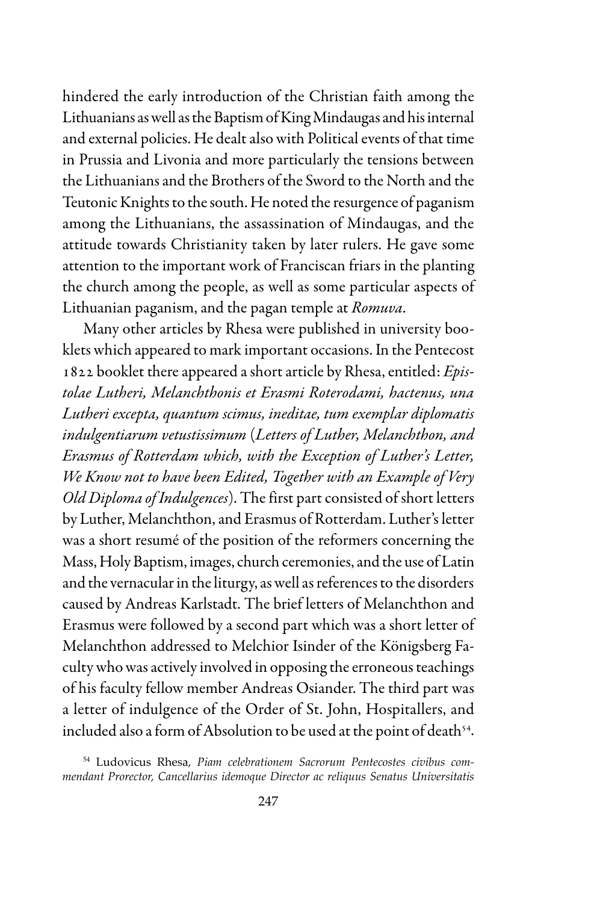hindered the early introduction of the Christian faith among the Lithuanians as well as the Baptism of King Mindaugas and his internal and external policies. He dealt also with Political events of that time in Prussia and Livonia and more particularly the tensions between the Lithuanians and the Brothers of the Sword to the North and the Teutonic Knights to the south. He noted the resurgence of paganism among the Lithuanians, the assassination of Mindaugas, and the attitude towards Christianity taken by later rulers. He gave some attention to the important work of Franciscan friars in the planting the church among the people, as well as some particular aspects of Lithuanian paganism, and the pagan temple at *Romuva*.

Many other articles by Rhesa were published in university booklets which appeared to mark important occasions. In the Pentecost 1822 booklet there appeared a short article by Rhesa, entitled: *Epistolae Lutheri, Melanchthonis et Erasmi Roterodami, hactenus, una Lutheri excepta, quantum scimus, ineditae, tum exemplar diplomatis indulgentiarum vetustissimum* (*Letters of Luther, Melanchthon, and Erasmus of Rotterdam which, with the Exception of Luther's Letter, We Know not to have been Edited, Together with an Example of Very Old Diploma of Indulgences*). The first part consisted of short letters by Luther, Melanchthon, and Erasmus of Rotterdam. Luther's letter was a short resumé of the position of the reformers concerning the Mass, Holy Baptism, images, church ceremonies, and the use of Latin and the vernacular in the liturgy, as well as references to the disorders caused by Andreas Karlstadt. The brief letters of Melanchthon and Erasmus were followed by a second part which was a short letter of Melanchthon addressed to Melchior Isinder of the Königsberg Faculty who was actively involved in opposing the erroneous teachings of his faculty fellow member Andreas Osiander. The third part was a letter of indulgence of the Order of St. John, Hospitallers, and included also a form of Absolution to be used at the point of death[54].

[54] Ludovicus Rhesa, *Piam celebrationem Sacrorum Pentecostes civibus commendant Prorector, Cancellarius idemoque Director ac reliquus Senatus Universitatis*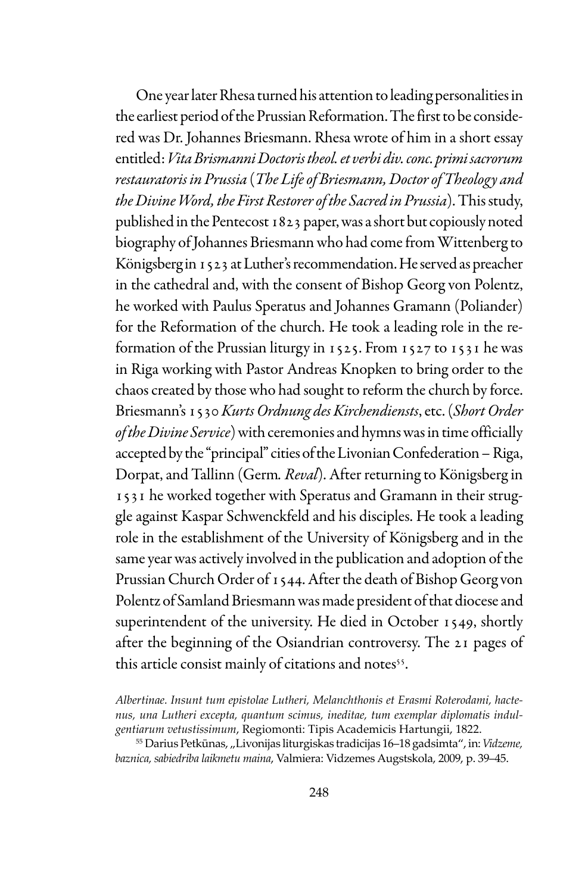One year later Rhesa turned his attention to leading personalities in the earliest period of the Prussian Reformation. The first to be considered was Dr. Johannes Briesmann. Rhesa wrote of him in a short essay entitled: *Vita Brismanni Doctoris theol. et verbi div. conc. primi sacrorum restauratoris in Prussia* (*The Life of Briesmann, Doctor of Theology and the Divine Word, the First Restorer of the Sacred in Prussia*). This study, published in the Pentecost 1823 paper, was a short but copiously noted biography of Johannes Briesmann who had come from Wittenberg to Königsberg in 1523 at Luther's recommendation. He served as preacher in the cathedral and, with the consent of Bishop Georg von Polentz, he worked with Paulus Speratus and Johannes Gramann (Poliander) for the Reformation of the church. He took a leading role in the reformation of the Prussian liturgy in 1525. From 1527 to 1531 he was in Riga working with Pastor Andreas Knopken to bring order to the chaos created by those who had sought to reform the church by force. Briesmann's 1530 *Kurts Ordnung des Kirchendiensts*, etc. (*Short Order of the Divine Service*) with ceremonies and hymns was in time officially accepted by the "principal" cities of the Livonian Confederation – Riga, Dorpat, and Tallinn (Germ. *Reval*). After returning to Königsberg in 1531 he worked together with Speratus and Gramann in their struggle against Kaspar Schwenckfeld and his disciples. He took a leading role in the establishment of the University of Königsberg and in the same year was actively involved in the publication and adoption of the Prussian Church Order of 1544. After the death of Bishop Georg von Polentz of Samland Briesmann was made president of that diocese and superintendent of the university. He died in October 1549, shortly after the beginning of the Osiandrian controversy. The 21 pages of this article consist mainly of citations and notes[55].

*Albertinae. Insunt tum epistolae Lutheri, Melanchthonis et Erasmi Roterodami, hactenus, una Lutheri excepta, quantum scimus, ineditae, tum exemplar diplomatis indulgentiarum vetustissimum*, Regiomonti: Tipis Academicis Hartungii, 1822.

[55] Darius Petkūnas, „Livonijas liturgiskas tradicijas 16–18 gadsimta", in: *Vidzeme, baznica, sabiedriba laikmetu maina*, Valmiera: Vidzemes Augstskola, 2009, p. 39–45.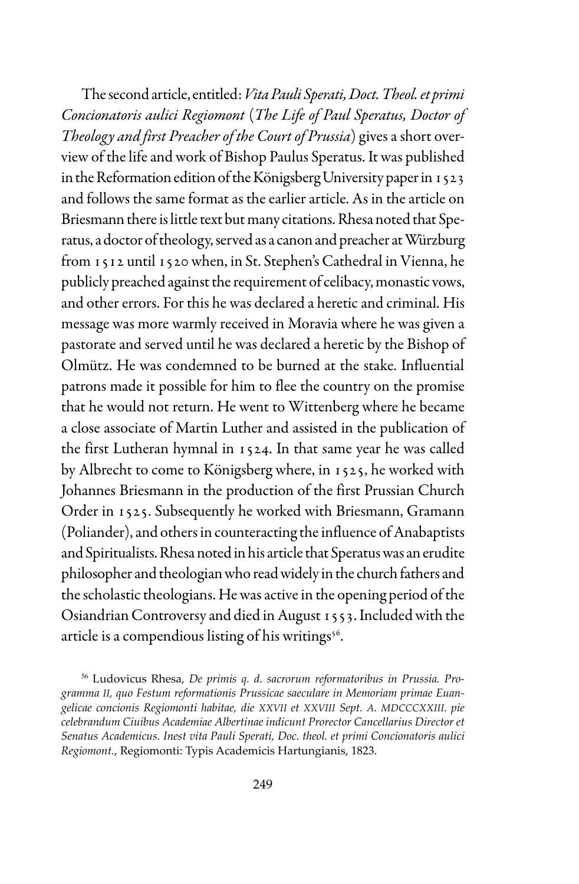The second article, entitled: *Vita Pauli Sperati, Doct. Theol. et primi Concionatoris aulici Regiomont* (*The Life of Paul Speratus, Doctor of Theology and first Preacher of the Court of Prussia*) gives a short overview of the life and work of Bishop Paulus Speratus. It was published in the Reformation edition of the Königsberg University paper in 1523 and follows the same format as the earlier article. As in the article on Briesmann there is little text but many citations. Rhesa noted that Speratus, a doctor of theology, served as a canon and preacher at Würzburg from 1512 until 1520 when, in St. Stephen's Cathedral in Vienna, he publicly preached against the requirement of celibacy, monastic vows, and other errors. For this he was declared a heretic and criminal. His message was more warmly received in Moravia where he was given a pastorate and served until he was declared a heretic by the Bishop of Olmütz. He was condemned to be burned at the stake. Influential patrons made it possible for him to flee the country on the promise that he would not return. He went to Wittenberg where he became a close associate of Martin Luther and assisted in the publication of the first Lutheran hymnal in 1524. In that same year he was called by Albrecht to come to Königsberg where, in 1525, he worked with Johannes Briesmann in the production of the first Prussian Church Order in 1525. Subsequently he worked with Briesmann, Gramann (Poliander), and others in counteracting the influence of Anabaptists and Spiritualists. Rhesa noted in his article that Speratus was an erudite philosopher and theologian who read widely in the church fathers and the scholastic theologians. He was active in the opening period of the Osiandrian Controversy and died in August 1553. Included with the article is a compendious listing of his writings[56].

[56] Ludovicus Rhesa, *De primis q. d. sacrorum reformatoribus in Prussia. Programma II, quo Festum reformationis Prussicae saeculare in Memoriam primae Euangelicae concionis Regiomonti habitae, die XXVII et XXVIII Sept. A. MDCCCXXIII. pie celebrandum Ciuibus Academiae Albertinae indicunt Prorector Cancellarius Director et Senatus Academicus. Inest vita Pauli Sperati, Doc. theol. et primi Concionatoris aulici Regiomont.*, Regiomonti: Typis Academicis Hartungianis, 1823.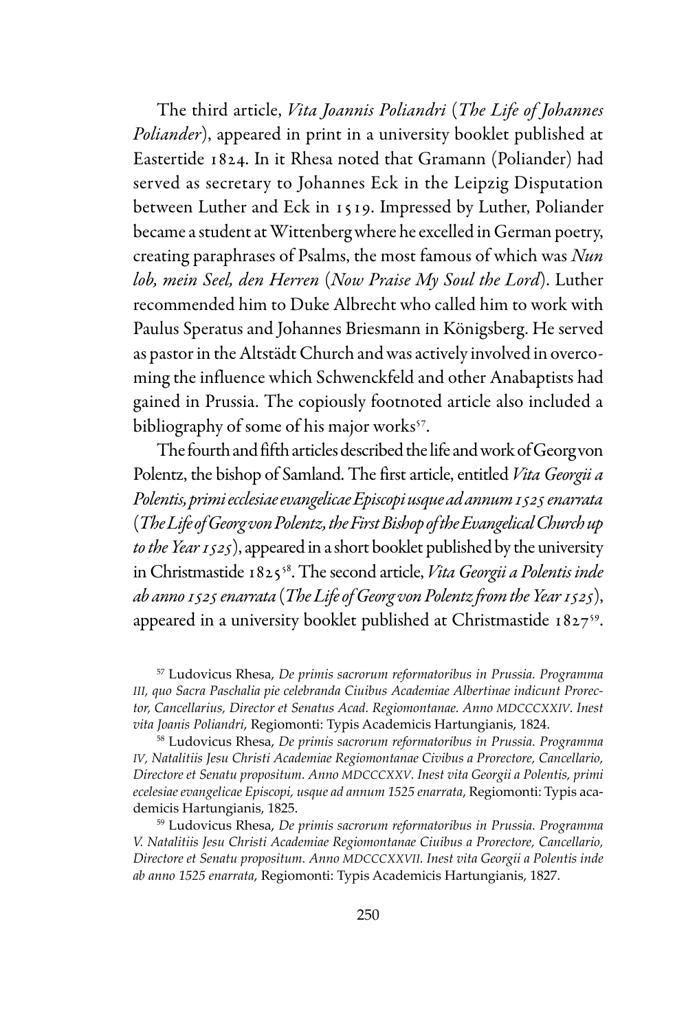The third article, *Vita Joannis Poliandri* (*The Life of Johannes Poliander*), appeared in print in a university booklet published at Eastertide 1824. In it Rhesa noted that Gramann (Poliander) had served as secretary to Johannes Eck in the Leipzig Disputation between Luther and Eck in 1519. Impressed by Luther, Poliander became a student at Wittenberg where he excelled in German poetry, creating paraphrases of Psalms, the most famous of which was *Nun lob, mein Seel, den Herren* (*Now Praise My Soul the Lord*). Luther recommended him to Duke Albrecht who called him to work with Paulus Speratus and Johannes Briesmann in Königsberg. He served as pastor in the Altstädt Church and was actively involved in overcoming the influence which Schwenckfeld and other Anabaptists had gained in Prussia. The copiously footnoted article also included a bibliography of some of his major works[57].

The fourth and fifth articles described the life and work of Georg von Polentz, the bishop of Samland. The first article, entitled *Vita Georgii a Polentis, primi ecclesiae evangelicae Episcopi usque ad annum 1525 enarrata* (*The Life of Georg von Polentz, the First Bishop of the Evangelical Church up to the Year 1525*), appeared in a short booklet published by the university in Christmastide 1825[58]. The second article, *Vita Georgii a Polentis inde ab anno 1525 enarrata* (*The Life of Georg von Polentz from the Year 1525*), appeared in a university booklet published at Christmastide 1827[59].

[57] Ludovicus Rhesa, *De primis sacrorum reformatoribus in Prussia. Programma III, quo Sacra Paschalia pie celebranda Ciuibus Academiae Albertinae indicunt Prorector, Cancellarius, Director et Senatus Acad. Regiomontanae. Anno MDCCCXXIV. Inest vita Joanis Poliandri*, Regiomonti: Typis Academicis Hartungianis, 1824.

[58] Ludovicus Rhesa, *De primis sacrorum reformatoribus in Prussia. Programma IV, Natalitiis Jesu Christi Academiae Regiomontanae Civibus a Prorectore, Cancellario, Directore et Senatu propositum. Anno MDCCCXXV. Inest vita Georgii a Polentis, primi ecelesiae evangelicae Episcopi, usque ad annum 1525 enarrata*, Regiomonti: Typis academicis Hartungianis, 1825.

[59] Ludovicus Rhesa, *De primis sacrorum reformatoribus in Prussia. Programma V. Natalitiis Jesu Christi Academiae Regiomontanae Ciuibus a Prorectore, Cancellario, Directore et Senatu propositum. Anno MDCCCXXVII. Inest vita Georgii a Polentis inde ab anno 1525 enarrata*, Regiomonti: Typis Academicis Hartungianis, 1827.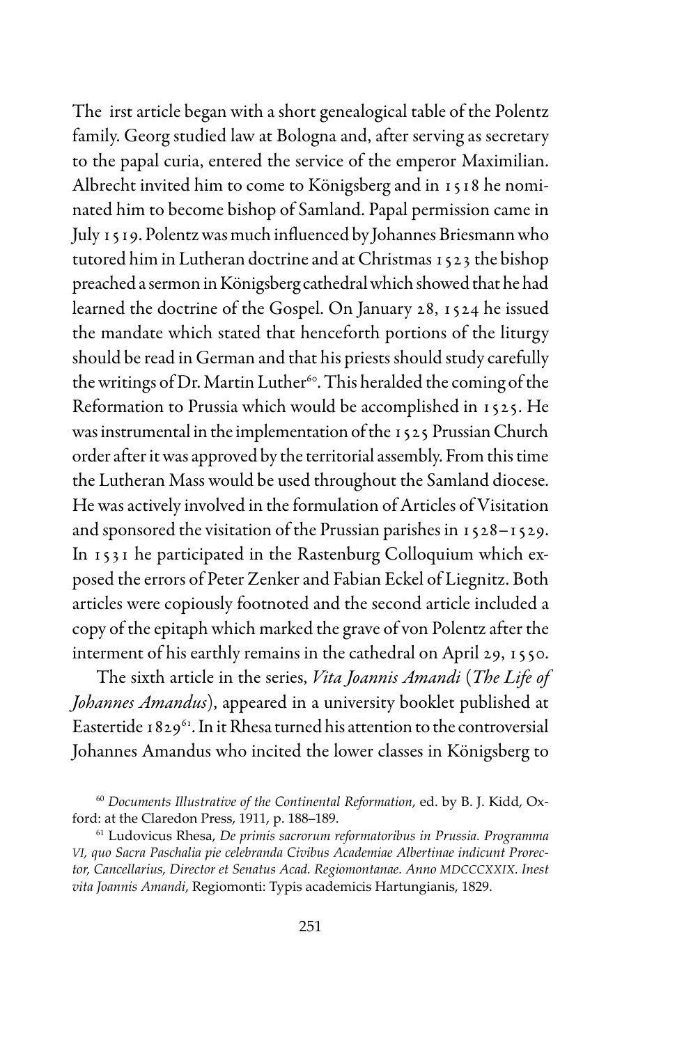The irst article began with a short genealogical table of the Polentz family. Georg studied law at Bologna and, after serving as secretary to the papal curia, entered the service of the emperor Maximilian. Albrecht invited him to come to Königsberg and in 1518 he nominated him to become bishop of Samland. Papal permission came in July 1519. Polentz was much influenced by Johannes Briesmann who tutored him in Lutheran doctrine and at Christmas 1523 the bishop preached a sermon in Königsberg cathedral which showed that he had learned the doctrine of the Gospel. On January 28, 1524 he issued the mandate which stated that henceforth portions of the liturgy should be read in German and that his priests should study carefully the writings of Dr. Martin Luther[60]. This heralded the coming of the Reformation to Prussia which would be accomplished in 1525. He was instrumental in the implementation of the 1525 Prussian Church order after it was approved by the territorial assembly. From this time the Lutheran Mass would be used throughout the Samland diocese. He was actively involved in the formulation of Articles of Visitation and sponsored the visitation of the Prussian parishes in 1528–1529. In 1531 he participated in the Rastenburg Colloquium which exposed the errors of Peter Zenker and Fabian Eckel of Liegnitz. Both articles were copiously footnoted and the second article included a copy of the epitaph which marked the grave of von Polentz after the interment of his earthly remains in the cathedral on April 29, 1550.

The sixth article in the series, *Vita Joannis Amandi* (*The Life of Johannes Amandus*), appeared in a university booklet published at Eastertide 1829[61]. In it Rhesa turned his attention to the controversial Johannes Amandus who incited the lower classes in Königsberg to

[60] *Documents Illustrative of the Continental Reformation*, ed. by B. J. Kidd, Oxford: at the Claredon Press, 1911, p. 188–189.

[61] Ludovicus Rhesa, *De primis sacrorum reformatoribus in Prussia. Programma VI, quo Sacra Paschalia pie celebranda Civibus Academiae Albertinae indicunt Prorector, Cancellarius, Director et Senatus Acad. Regiomontanae. Anno MDCCCXXIX. Inest vita Joannis Amandi*, Regiomonti: Typis academicis Hartungianis, 1829.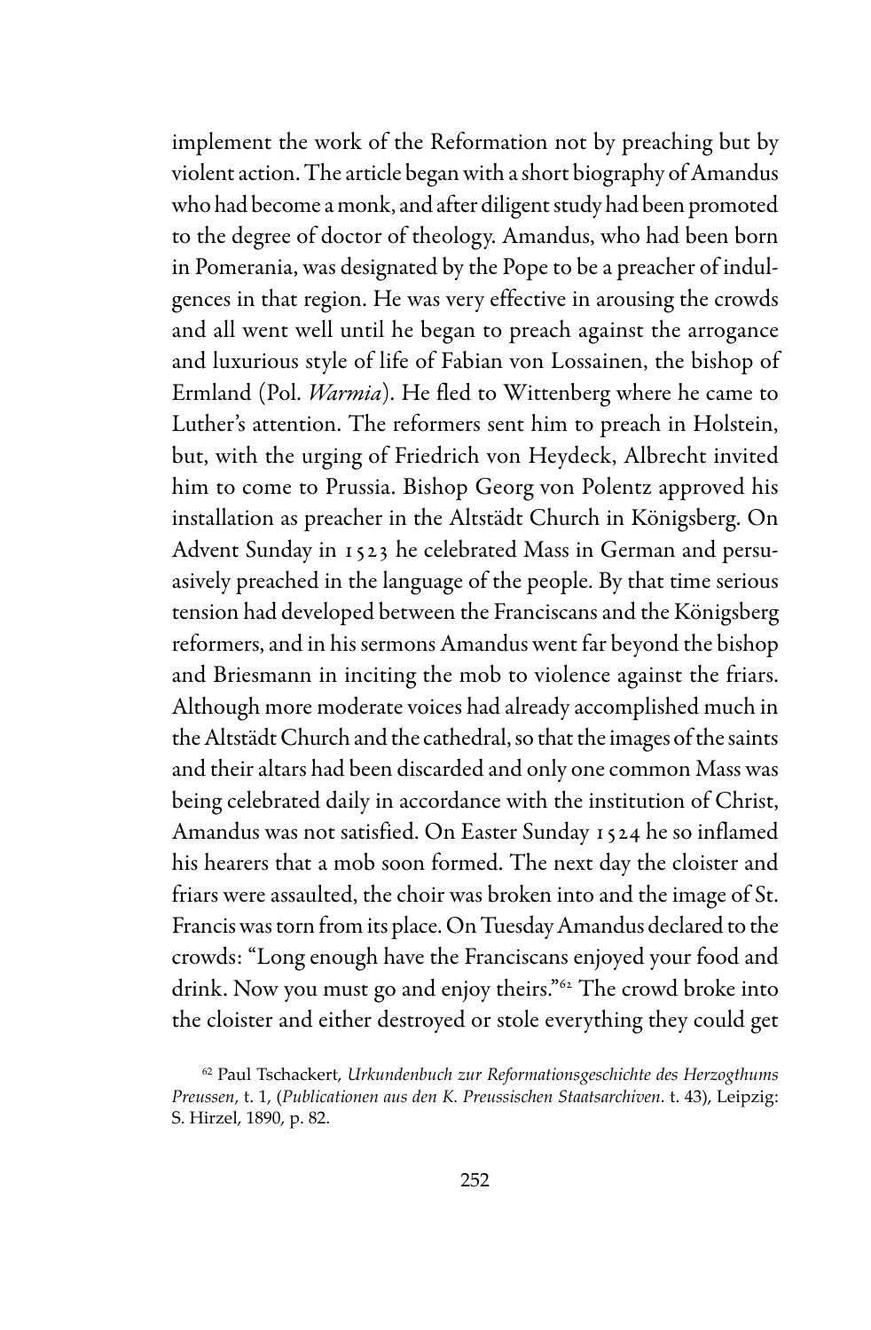implement the work of the Reformation not by preaching but by violent action. The article began with a short biography of Amandus who had become a monk, and after diligent study had been promoted to the degree of doctor of theology. Amandus, who had been born in Pomerania, was designated by the Pope to be a preacher of indulgences in that region. He was very effective in arousing the crowds and all went well until he began to preach against the arrogance and luxurious style of life of Fabian von Lossainen, the bishop of Ermland (Pol. *Warmia*). He fled to Wittenberg where he came to Luther's attention. The reformers sent him to preach in Holstein, but, with the urging of Friedrich von Heydeck, Albrecht invited him to come to Prussia. Bishop Georg von Polentz approved his installation as preacher in the Altstädt Church in Königsberg. On Advent Sunday in 1523 he celebrated Mass in German and persuasively preached in the language of the people. By that time serious tension had developed between the Franciscans and the Königsberg reformers, and in his sermons Amandus went far beyond the bishop and Briesmann in inciting the mob to violence against the friars. Although more moderate voices had already accomplished much in the Altstädt Church and the cathedral, so that the images of the saints and their altars had been discarded and only one common Mass was being celebrated daily in accordance with the institution of Christ, Amandus was not satisfied. On Easter Sunday 1524 he so inflamed his hearers that a mob soon formed. The next day the cloister and friars were assaulted, the choir was broken into and the image of St. Francis was torn from its place. On Tuesday Amandus declared to the crowds: "Long enough have the Franciscans enjoyed your food and drink. Now you must go and enjoy theirs."[62] The crowd broke into the cloister and either destroyed or stole everything they could get

[62] Paul Tschackert, *Urkundenbuch zur Reformationsgeschichte des Herzogthums Preussen*, t. 1, (*Publicationen aus den K. Preussischen Staatsarchiven*. t. 43), Leipzig: S. Hirzel, 1890, p. 82.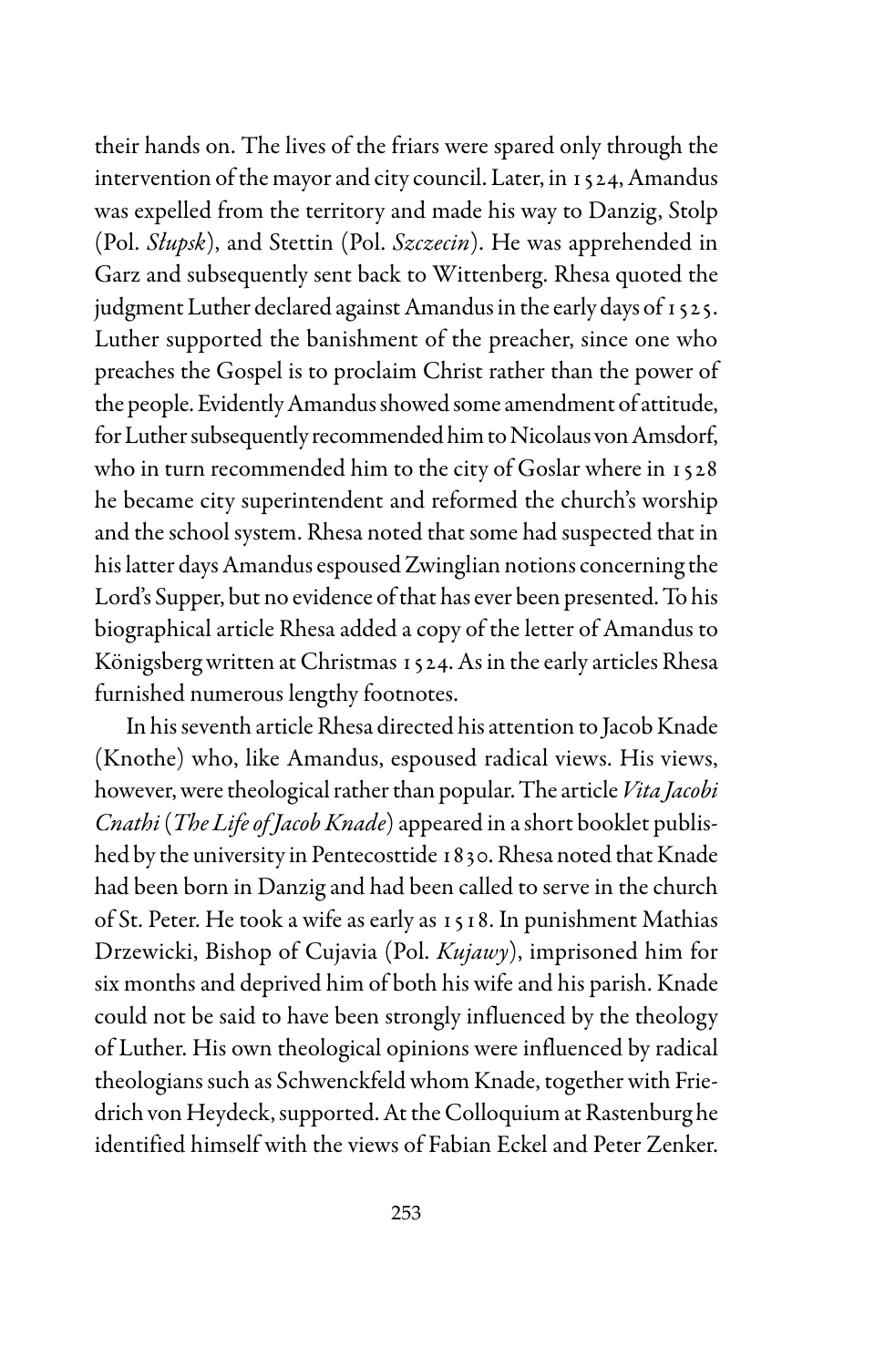their hands on. The lives of the friars were spared only through the intervention of the mayor and city council. Later, in 1524, Amandus was expelled from the territory and made his way to Danzig, Stolp (Pol. *Słupsk*), and Stettin (Pol. *Szczecin*). He was apprehended in Garz and subsequently sent back to Wittenberg. Rhesa quoted the judgment Luther declared against Amandus in the early days of 1525. Luther supported the banishment of the preacher, since one who preaches the Gospel is to proclaim Christ rather than the power of the people. Evidently Amandus showed some amendment of attitude, for Luther subsequently recommended him to Nicolaus von Amsdorf, who in turn recommended him to the city of Goslar where in 1528 he became city superintendent and reformed the church's worship and the school system. Rhesa noted that some had suspected that in his latter days Amandus espoused Zwinglian notions concerning the Lord's Supper, but no evidence of that has ever been presented. To his biographical article Rhesa added a copy of the letter of Amandus to Königsberg written at Christmas 1524. As in the early articles Rhesa furnished numerous lengthy footnotes.

In his seventh article Rhesa directed his attention to Jacob Knade (Knothe) who, like Amandus, espoused radical views. His views, however, were theological rather than popular. The article *Vita Jacobi Cnathi* (*The Life of Jacob Knade*) appeared in a short booklet published by the university in Pentecosttide 1830. Rhesa noted that Knade had been born in Danzig and had been called to serve in the church of St. Peter. He took a wife as early as 1518. In punishment Mathias Drzewicki, Bishop of Cujavia (Pol. *Kujawy*), imprisoned him for six months and deprived him of both his wife and his parish. Knade could not be said to have been strongly influenced by the theology of Luther. His own theological opinions were influenced by radical theologians such as Schwenckfeld whom Knade, together with Friedrich von Heydeck, supported. At the Colloquium at Rastenburg he identified himself with the views of Fabian Eckel and Peter Zenker.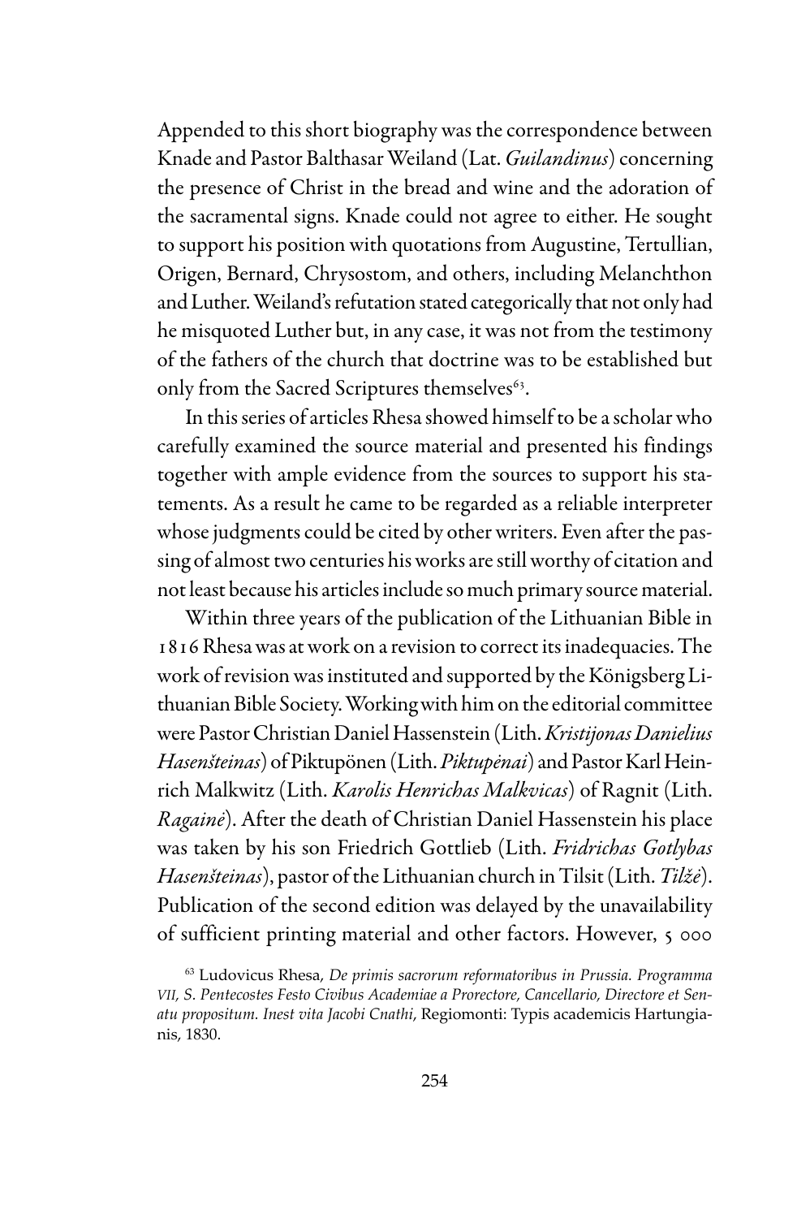Appended to this short biography was the correspondence between Knade and Pastor Balthasar Weiland (Lat. *Guilandinus*) concerning the presence of Christ in the bread and wine and the adoration of the sacramental signs. Knade could not agree to either. He sought to support his position with quotations from Augustine, Tertullian, Origen, Bernard, Chrysostom, and others, including Melanchthon and Luther. Weiland's refutation stated categorically that not only had he misquoted Luther but, in any case, it was not from the testimony of the fathers of the church that doctrine was to be established but only from the Sacred Scriptures themselves[63].

In this series of articles Rhesa showed himself to be a scholar who carefully examined the source material and presented his findings together with ample evidence from the sources to support his statements. As a result he came to be regarded as a reliable interpreter whose judgments could be cited by other writers. Even after the passing of almost two centuries his works are still worthy of citation and not least because his articles include so much primary source material.

Within three years of the publication of the Lithuanian Bible in 1816 Rhesa was at work on a revision to correct its inadequacies. The work of revision was instituted and supported by the Königsberg Lithuanian Bible Society. Working with him on the editorial committee were Pastor Christian Daniel Hassenstein (Lith. *Kristijonas Danielius Hasenšteinas*) of Piktupönen (Lith. *Piktupėnai*) and Pastor Karl Heinrich Malkwitz (Lith. *Karolis Henrichas Malkvicas*) of Ragnit (Lith. *Ragainė*). After the death of Christian Daniel Hassenstein his place was taken by his son Friedrich Gottlieb (Lith. *Fridrichas Gotlybas Hasenšteinas*), pastor of the Lithuanian church in Tilsit (Lith. *Tilžė*). Publication of the second edition was delayed by the unavailability of sufficient printing material and other factors. However, 5 000

[63] Ludovicus Rhesa, *De primis sacrorum reformatoribus in Prussia. Programma VII, S. Pentecostes Festo Civibus Academiae a Prorectore, Cancellario, Directore et Senatu propositum. Inest vita Jacobi Cnathi*, Regiomonti: Typis academicis Hartungianis, 1830.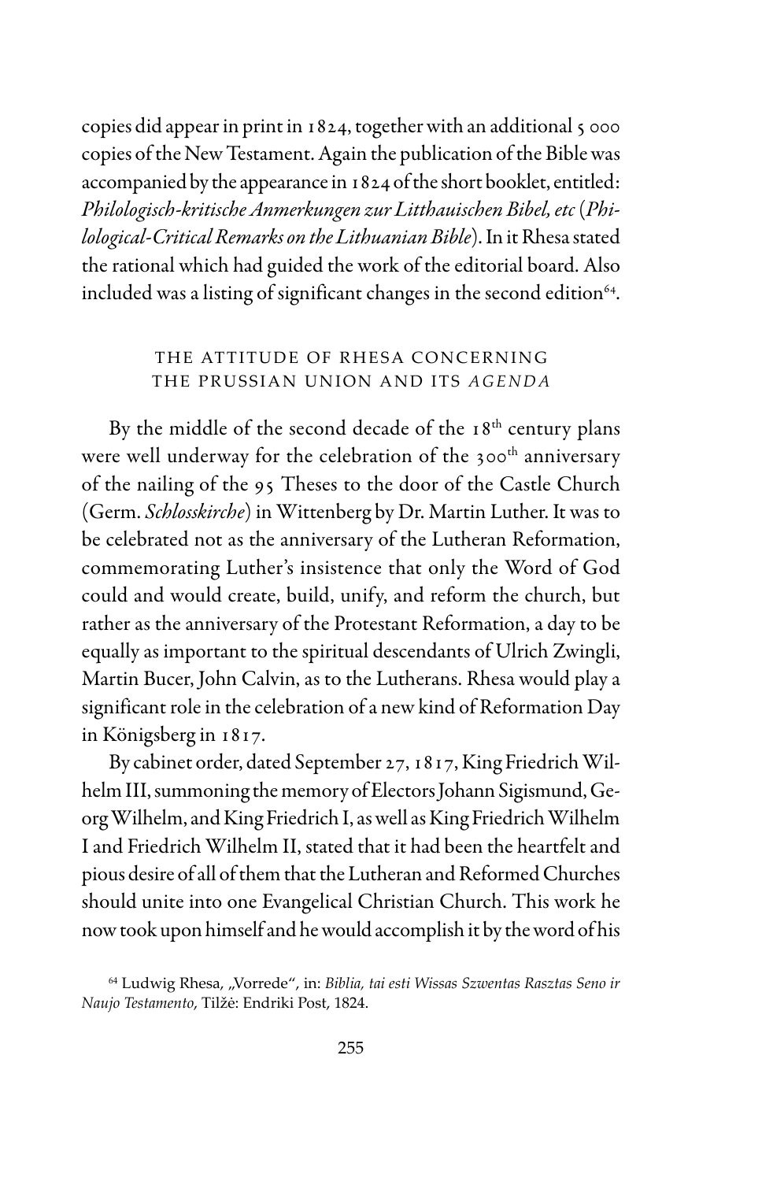copies did appear in print in 1824, together with an additional 5 000 copies of the New Testament. Again the publication of the Bible was accompanied by the appearance in 1824 of the short booklet, entitled: *Philologisch-kritische Anmerkungen zur Litthauischen Bibel, etc* (*Philological-Critical Remarks on the Lithuanian Bible*). In it Rhesa stated the rational which had guided the work of the editorial board. Also included was a listing of significant changes in the second edition[64].

## THE ATTITUDE OF RHESA CONCERNING THE PRUSSIAN UNION AND ITS *AGENDA*

By the middle of the second decade of the 18th century plans were well underway for the celebration of the 300th anniversary of the nailing of the 95 Theses to the door of the Castle Church (Germ. *Schlosskirche*) in Wittenberg by Dr. Martin Luther. It was to be celebrated not as the anniversary of the Lutheran Reformation, commemorating Luther's insistence that only the Word of God could and would create, build, unify, and reform the church, but rather as the anniversary of the Protestant Reformation, a day to be equally as important to the spiritual descendants of Ulrich Zwingli, Martin Bucer, John Calvin, as to the Lutherans. Rhesa would play a significant role in the celebration of a new kind of Reformation Day in Königsberg in 1817.

By cabinet order, dated September 27, 1817, King Friedrich Wilhelm III, summoning the memory of Electors Johann Sigismund, Georg Wilhelm, and King Friedrich I, as well as King Friedrich Wilhelm I and Friedrich Wilhelm II, stated that it had been the heartfelt and pious desire of all of them that the Lutheran and Reformed Churches should unite into one Evangelical Christian Church. This work he now took upon himself and he would accomplish it by the word of his

[64] Ludwig Rhesa, „Vorrede", in: *Biblia, tai esti Wissas Szwentas Rasztas Seno ir Naujo Testamento*, Tilžė: Endriki Post, 1824.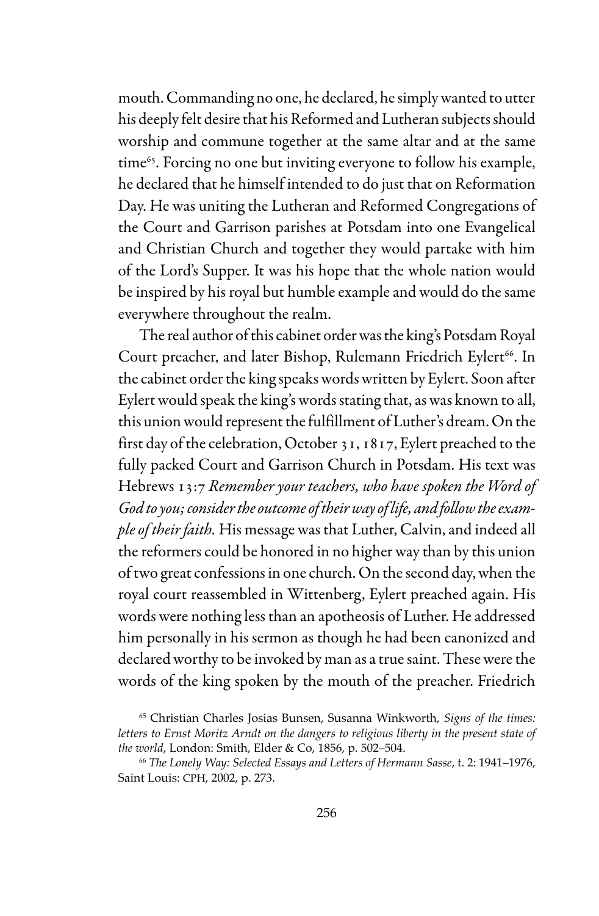mouth. Commanding no one, he declared, he simply wanted to utter his deeply felt desire that his Reformed and Lutheran subjects should worship and commune together at the same altar and at the same time[65]. Forcing no one but inviting everyone to follow his example, he declared that he himself intended to do just that on Reformation Day. He was uniting the Lutheran and Reformed Congregations of the Court and Garrison parishes at Potsdam into one Evangelical and Christian Church and together they would partake with him of the Lord's Supper. It was his hope that the whole nation would be inspired by his royal but humble example and would do the same everywhere throughout the realm.

The real author of this cabinet order was the king's Potsdam Royal Court preacher, and later Bishop, Rulemann Friedrich Eylert[66]. In the cabinet order the king speaks words written by Eylert. Soon after Eylert would speak the king's words stating that, as was known to all, this union would represent the fulfillment of Luther's dream. On the first day of the celebration, October 31, 1817, Eylert preached to the fully packed Court and Garrison Church in Potsdam. His text was Hebrews 13:7 *Remember your teachers, who have spoken the Word of God to you; consider the outcome of their way of life, and follow the example of their faith.* His message was that Luther, Calvin, and indeed all the reformers could be honored in no higher way than by this union of two great confessions in one church. On the second day, when the royal court reassembled in Wittenberg, Eylert preached again. His words were nothing less than an apotheosis of Luther. He addressed him personally in his sermon as though he had been canonized and declared worthy to be invoked by man as a true saint. These were the words of the king spoken by the mouth of the preacher. Friedrich

[65] Christian Charles Josias Bunsen, Susanna Winkworth, *Signs of the times: letters to Ernst Moritz Arndt on the dangers to religious liberty in the present state of the world*, London: Smith, Elder & Co, 1856, p. 502–504.

[66] *The Lonely Way: Selected Essays and Letters of Hermann Sasse*, t. 2: 1941–1976, Saint Louis: CPH, 2002, p. 273.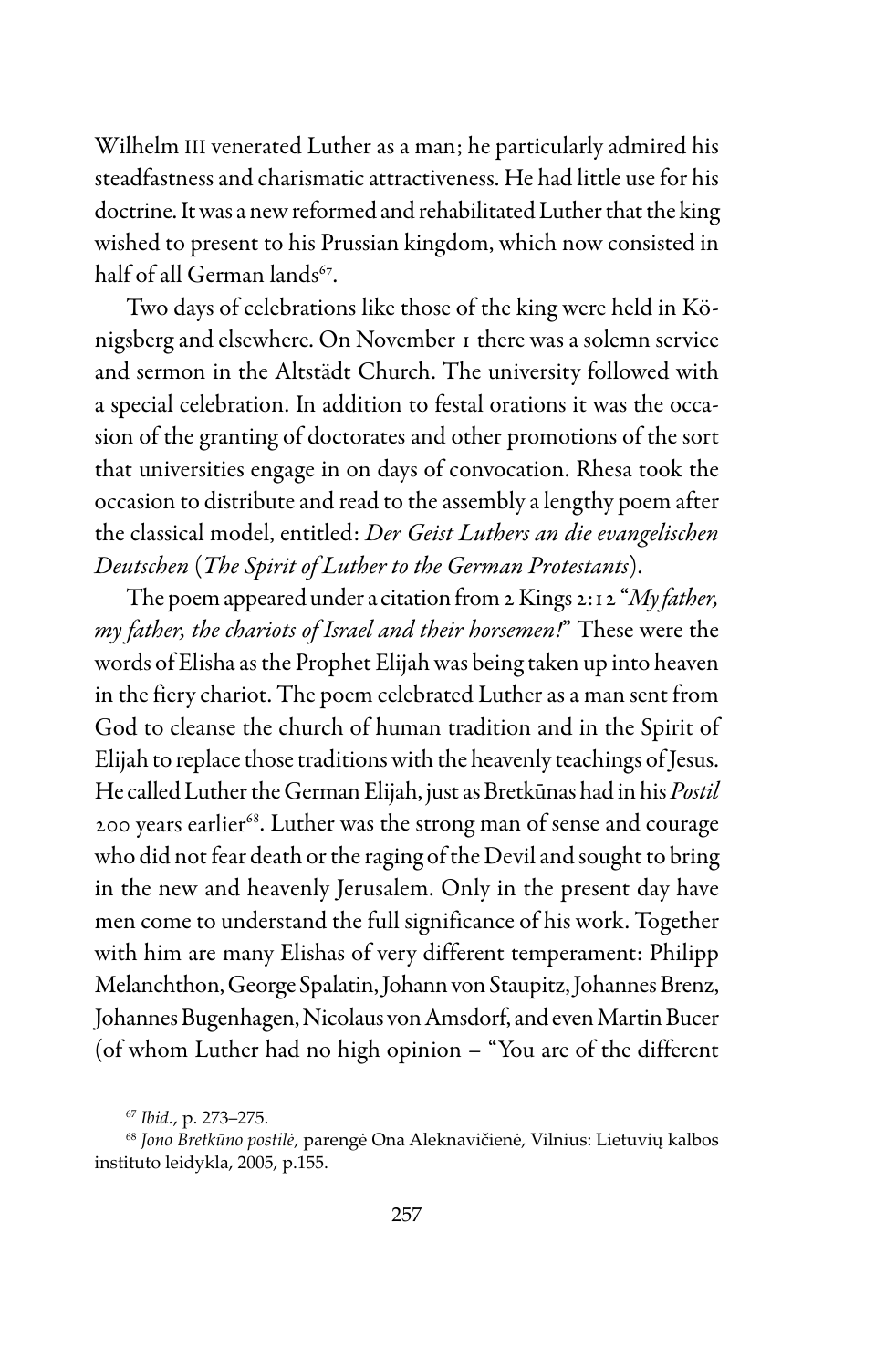Wilhelm III venerated Luther as a man; he particularly admired his steadfastness and charismatic attractiveness. He had little use for his doctrine. It was a new reformed and rehabilitated Luther that the king wished to present to his Prussian kingdom, which now consisted in half of all German lands[67].

Two days of celebrations like those of the king were held in Königsberg and elsewhere. On November 1 there was a solemn service and sermon in the Altstädt Church. The university followed with a special celebration. In addition to festal orations it was the occasion of the granting of doctorates and other promotions of the sort that universities engage in on days of convocation. Rhesa took the occasion to distribute and read to the assembly a lengthy poem after the classical model, entitled: *Der Geist Luthers an die evangelischen Deutschen* (*The Spirit of Luther to the German Protestants*).

The poem appeared under a citation from 2 Kings 2:12 "*My father, my father, the chariots of Israel and their horsemen!*" These were the words of Elisha as the Prophet Elijah was being taken up into heaven in the fiery chariot. The poem celebrated Luther as a man sent from God to cleanse the church of human tradition and in the Spirit of Elijah to replace those traditions with the heavenly teachings of Jesus. He called Luther the German Elijah, just as Bretkūnas had in his *Postil* 200 years earlier[68]. Luther was the strong man of sense and courage who did not fear death or the raging of the Devil and sought to bring in the new and heavenly Jerusalem. Only in the present day have men come to understand the full significance of his work. Together with him are many Elishas of very different temperament: Philipp Melanchthon, George Spalatin, Johann von Staupitz, Johannes Brenz, Johannes Bugenhagen, Nicolaus von Amsdorf, and even Martin Bucer (of whom Luther had no high opinion – "You are of the different

[67] *Ibid.*, p. 273–275.

[68] *Jono Bretkūno postilė*, parengė Ona Aleknavičienė, Vilnius: Lietuvių kalbos instituto leidykla, 2005, p.155.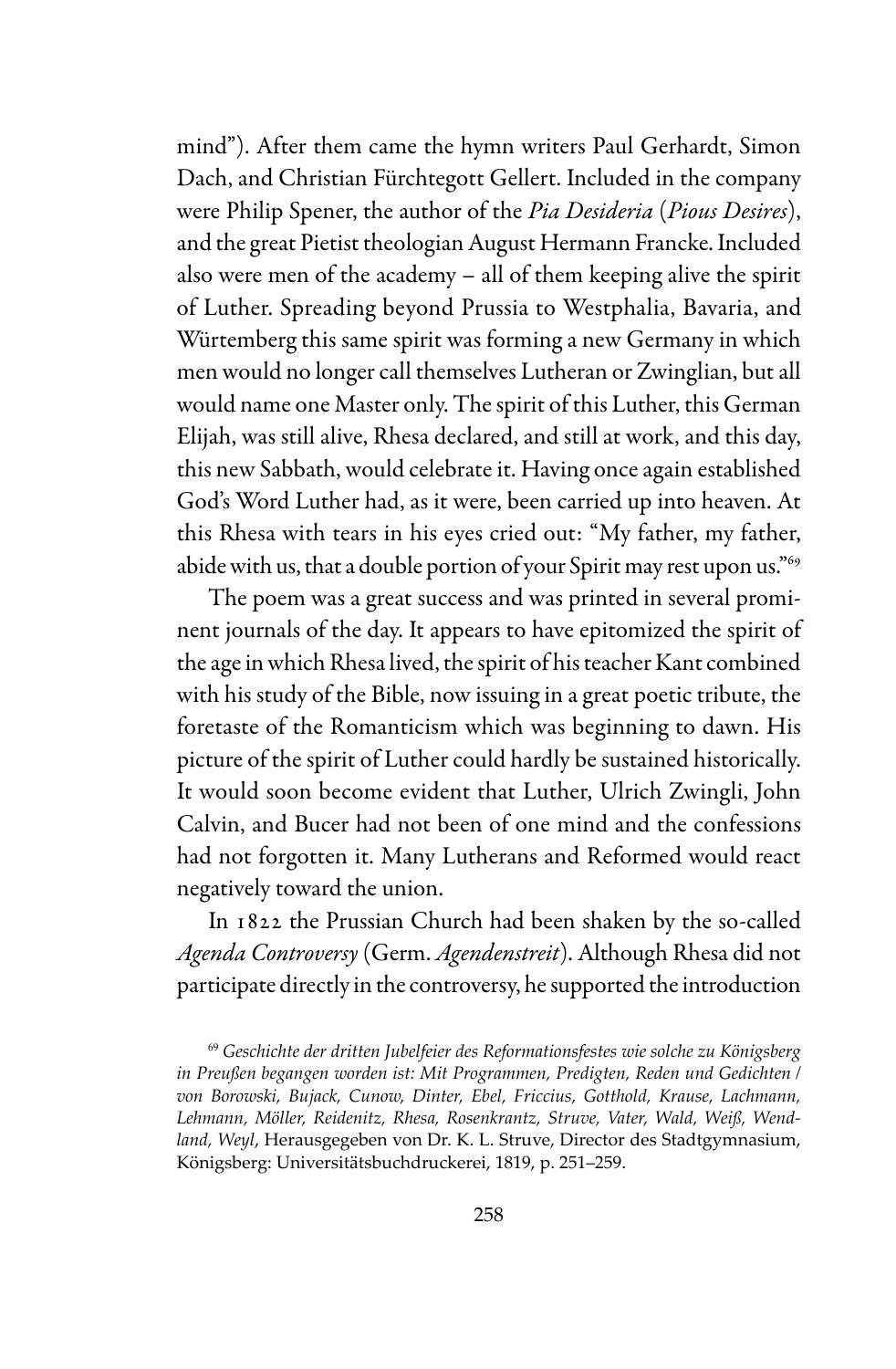mind"). After them came the hymn writers Paul Gerhardt, Simon Dach, and Christian Fürchtegott Gellert. Included in the company were Philip Spener, the author of the *Pia Desideria* (*Pious Desires*), and the great Pietist theologian August Hermann Francke. Included also were men of the academy – all of them keeping alive the spirit of Luther. Spreading beyond Prussia to Westphalia, Bavaria, and Würtemberg this same spirit was forming a new Germany in which men would no longer call themselves Lutheran or Zwinglian, but all would name one Master only. The spirit of this Luther, this German Elijah, was still alive, Rhesa declared, and still at work, and this day, this new Sabbath, would celebrate it. Having once again established God's Word Luther had, as it were, been carried up into heaven. At this Rhesa with tears in his eyes cried out: "My father, my father, abide with us, that a double portion of your Spirit may rest upon us."[69]

The poem was a great success and was printed in several prominent journals of the day. It appears to have epitomized the spirit of the age in which Rhesa lived, the spirit of his teacher Kant combined with his study of the Bible, now issuing in a great poetic tribute, the foretaste of the Romanticism which was beginning to dawn. His picture of the spirit of Luther could hardly be sustained historically. It would soon become evident that Luther, Ulrich Zwingli, John Calvin, and Bucer had not been of one mind and the confessions had not forgotten it. Many Lutherans and Reformed would react negatively toward the union.

In 1822 the Prussian Church had been shaken by the so-called *Agenda Controversy* (Germ. *Agendenstreit*). Although Rhesa did not participate directly in the controversy, he supported the introduction

[69] *Geschichte der dritten Jubelfeier des Reformationsfestes wie solche zu Königsberg in Preußen begangen worden ist: Mit Programmen, Predigten, Reden und Gedichten / von Borowski, Bujack, Cunow, Dinter, Ebel, Friccius, Gotthold, Krause, Lachmann, Lehmann, Möller, Reidenitz, Rhesa, Rosenkrantz, Struve, Vater, Wald, Weiß, Wendland, Weyl*, Herausgegeben von Dr. K. L. Struve, Director des Stadtgymnasium, Königsberg: Universitätsbuchdruckerei, 1819, p. 251–259.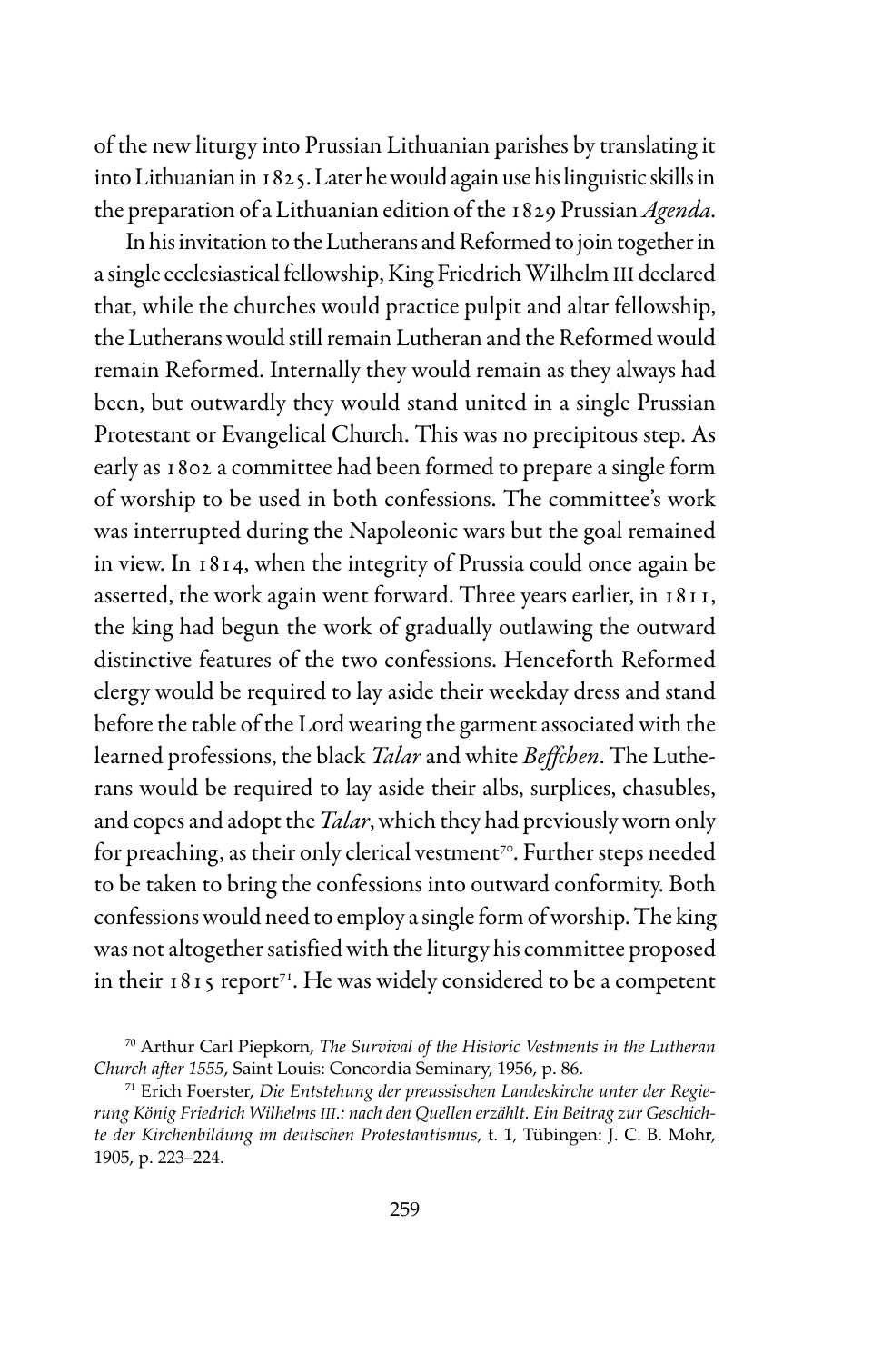of the new liturgy into Prussian Lithuanian parishes by translating it into Lithuanian in 1825. Later he would again use his linguistic skills in the preparation of a Lithuanian edition of the 1829 Prussian *Agenda*.

In his invitation to the Lutherans and Reformed to join together in a single ecclesiastical fellowship, King Friedrich Wilhelm III declared that, while the churches would practice pulpit and altar fellowship, the Lutherans would still remain Lutheran and the Reformed would remain Reformed. Internally they would remain as they always had been, but outwardly they would stand united in a single Prussian Protestant or Evangelical Church. This was no precipitous step. As early as 1802 a committee had been formed to prepare a single form of worship to be used in both confessions. The committee's work was interrupted during the Napoleonic wars but the goal remained in view. In 1814, when the integrity of Prussia could once again be asserted, the work again went forward. Three years earlier, in 1811, the king had begun the work of gradually outlawing the outward distinctive features of the two confessions. Henceforth Reformed clergy would be required to lay aside their weekday dress and stand before the table of the Lord wearing the garment associated with the learned professions, the black *Talar* and white *Beffchen*. The Lutherans would be required to lay aside their albs, surplices, chasubles, and copes and adopt the *Talar*, which they had previously worn only for preaching, as their only clerical vestment[70]. Further steps needed to be taken to bring the confessions into outward conformity. Both confessions would need to employ a single form of worship. The king was not altogether satisfied with the liturgy his committee proposed in their 1815 report[71]. He was widely considered to be a competent

[70] Arthur Carl Piepkorn, *The Survival of the Historic Vestments in the Lutheran Church after 1555*, Saint Louis: Concordia Seminary, 1956, p. 86.

[71] Erich Foerster, *Die Entstehung der preussischen Landeskirche unter der Regierung König Friedrich Wilhelms III.: nach den Quellen erzählt. Ein Beitrag zur Geschichte der Kirchenbildung im deutschen Protestantismus*, t. 1, Tübingen: J. C. B. Mohr, 1905, p. 223–224.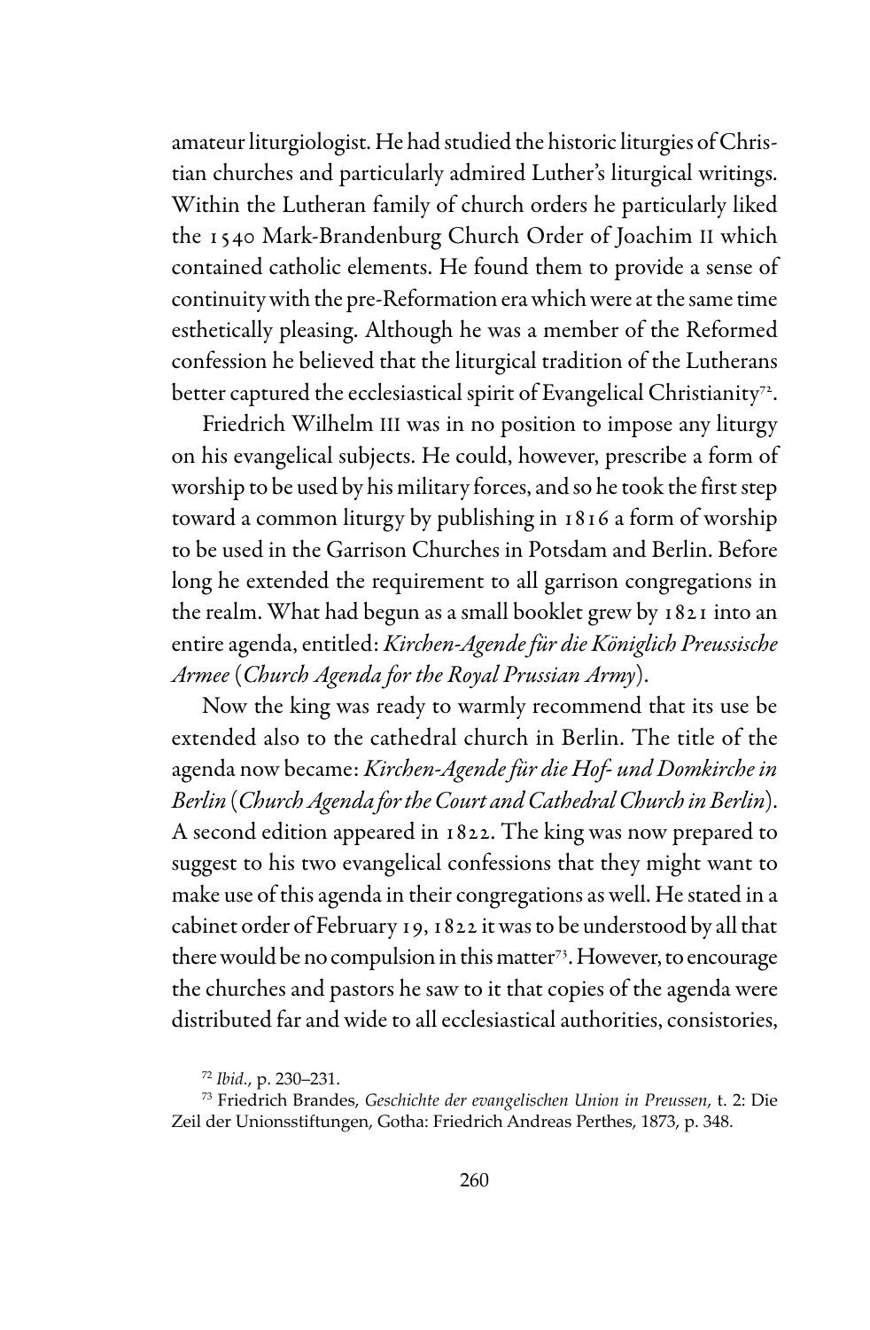amateur liturgiologist. He had studied the historic liturgies of Christian churches and particularly admired Luther's liturgical writings. Within the Lutheran family of church orders he particularly liked the 1540 Mark-Brandenburg Church Order of Joachim II which contained catholic elements. He found them to provide a sense of continuity with the pre-Reformation era which were at the same time esthetically pleasing. Although he was a member of the Reformed confession he believed that the liturgical tradition of the Lutherans better captured the ecclesiastical spirit of Evangelical Christianity[72].

Friedrich Wilhelm III was in no position to impose any liturgy on his evangelical subjects. He could, however, prescribe a form of worship to be used by his military forces, and so he took the first step toward a common liturgy by publishing in 1816 a form of worship to be used in the Garrison Churches in Potsdam and Berlin. Before long he extended the requirement to all garrison congregations in the realm. What had begun as a small booklet grew by 1821 into an entire agenda, entitled: *Kirchen-Agende für die Königlich Preussische Armee* (*Church Agenda for the Royal Prussian Army*).

Now the king was ready to warmly recommend that its use be extended also to the cathedral church in Berlin. The title of the agenda now became: *Kirchen-Agende für die Hof- und Domkirche in Berlin* (*Church Agenda for the Court and Cathedral Church in Berlin*). A second edition appeared in 1822. The king was now prepared to suggest to his two evangelical confessions that they might want to make use of this agenda in their congregations as well. He stated in a cabinet order of February 19, 1822 it was to be understood by all that there would be no compulsion in this matter[73]. However, to encourage the churches and pastors he saw to it that copies of the agenda were distributed far and wide to all ecclesiastical authorities, consistories,

[72] *Ibid*., p. 230–231.

[73] Friedrich Brandes, *Geschichte der evangelischen Union in Preussen*, t. 2: Die Zeil der Unionsstiftungen, Gotha: Friedrich Andreas Perthes, 1873, p. 348.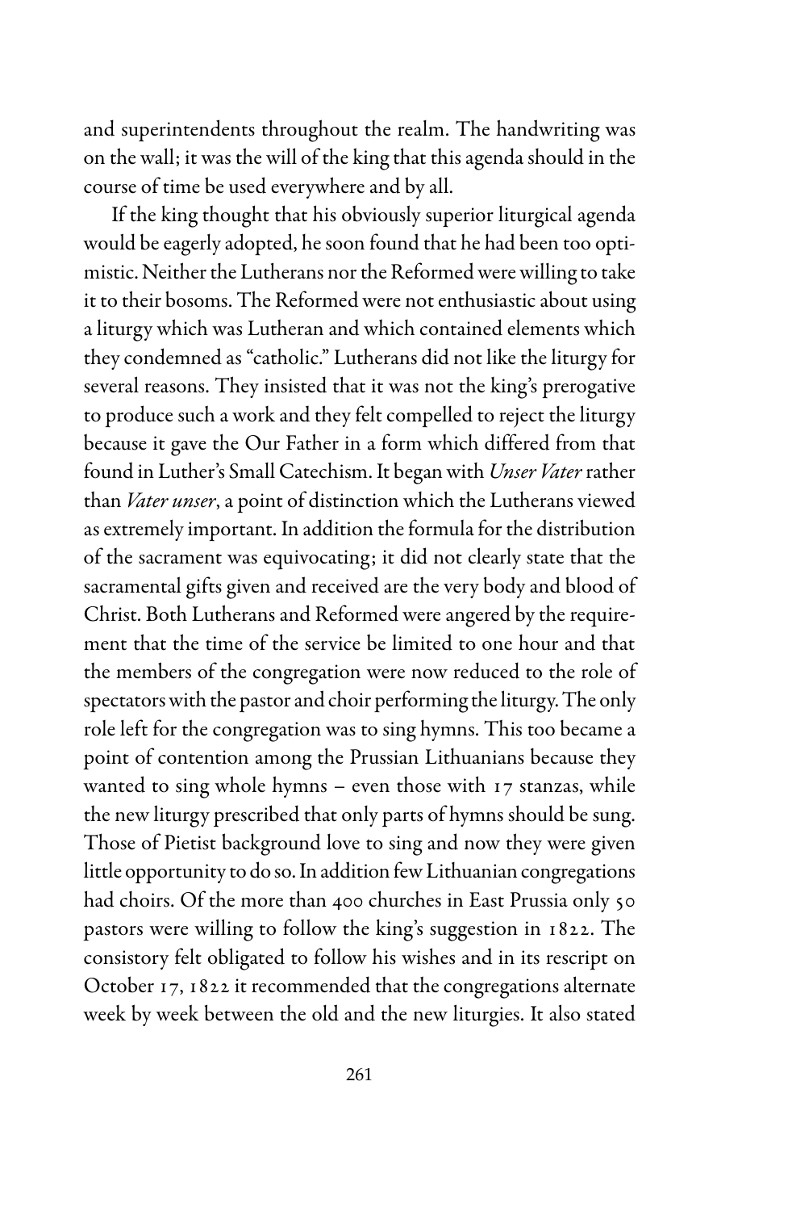and superintendents throughout the realm. The handwriting was on the wall; it was the will of the king that this agenda should in the course of time be used everywhere and by all.

If the king thought that his obviously superior liturgical agenda would be eagerly adopted, he soon found that he had been too optimistic. Neither the Lutherans nor the Reformed were willing to take it to their bosoms. The Reformed were not enthusiastic about using a liturgy which was Lutheran and which contained elements which they condemned as "catholic." Lutherans did not like the liturgy for several reasons. They insisted that it was not the king's prerogative to produce such a work and they felt compelled to reject the liturgy because it gave the Our Father in a form which differed from that found in Luther's Small Catechism. It began with *Unser Vater* rather than *Vater unser*, a point of distinction which the Lutherans viewed as extremely important. In addition the formula for the distribution of the sacrament was equivocating; it did not clearly state that the sacramental gifts given and received are the very body and blood of Christ. Both Lutherans and Reformed were angered by the requirement that the time of the service be limited to one hour and that the members of the congregation were now reduced to the role of spectators with the pastor and choir performing the liturgy. The only role left for the congregation was to sing hymns. This too became a point of contention among the Prussian Lithuanians because they wanted to sing whole hymns – even those with 17 stanzas, while the new liturgy prescribed that only parts of hymns should be sung. Those of Pietist background love to sing and now they were given little opportunity to do so. In addition few Lithuanian congregations had choirs. Of the more than 400 churches in East Prussia only 50 pastors were willing to follow the king's suggestion in 1822. The consistory felt obligated to follow his wishes and in its rescript on October 17, 1822 it recommended that the congregations alternate week by week between the old and the new liturgies. It also stated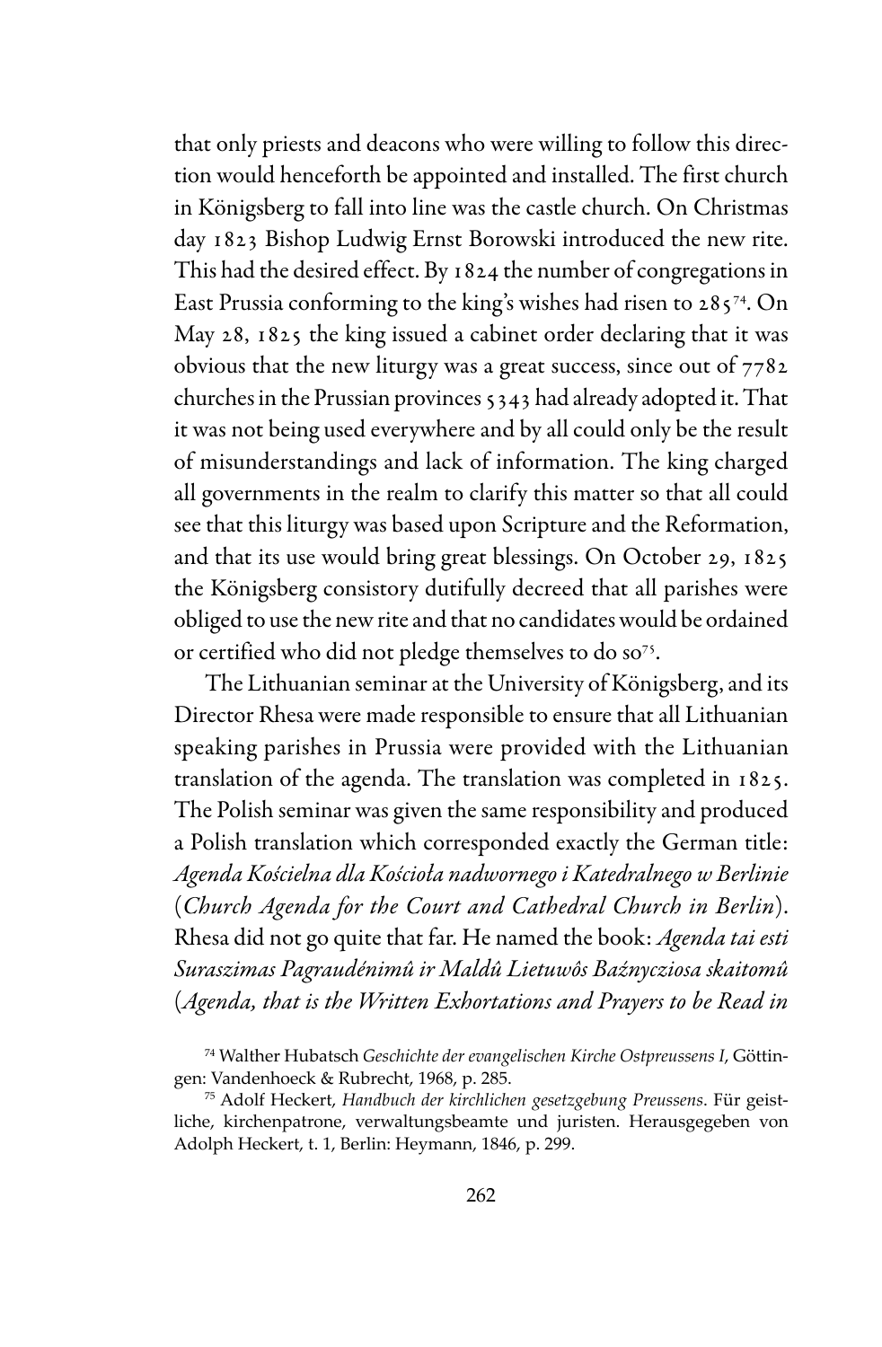that only priests and deacons who were willing to follow this direction would henceforth be appointed and installed. The first church in Königsberg to fall into line was the castle church. On Christmas day 1823 Bishop Ludwig Ernst Borowski introduced the new rite. This had the desired effect. By 1824 the number of congregations in East Prussia conforming to the king's wishes had risen to 285[74]. On May 28, 1825 the king issued a cabinet order declaring that it was obvious that the new liturgy was a great success, since out of 7782 churches in the Prussian provinces 5343 had already adopted it. That it was not being used everywhere and by all could only be the result of misunderstandings and lack of information. The king charged all governments in the realm to clarify this matter so that all could see that this liturgy was based upon Scripture and the Reformation, and that its use would bring great blessings. On October 29, 1825 the Königsberg consistory dutifully decreed that all parishes were obliged to use the new rite and that no candidates would be ordained or certified who did not pledge themselves to do so[75].

The Lithuanian seminar at the University of Königsberg, and its Director Rhesa were made responsible to ensure that all Lithuanian speaking parishes in Prussia were provided with the Lithuanian translation of the agenda. The translation was completed in 1825. The Polish seminar was given the same responsibility and produced a Polish translation which corresponded exactly the German title: *Agenda Kościelna dla Kościoła nadwornego i Katedralnego w Berlinie* (*Church Agenda for the Court and Cathedral Church in Berlin*). Rhesa did not go quite that far. He named the book: *Agenda tai esti Suraszimas Pagraudénimû ir Maldû Lietuwôs Baźnycziosa skaitomû* (*Agenda, that is the Written Exhortations and Prayers to be Read in*

[74] Walther Hubatsch *Geschichte der evangelischen Kirche Ostpreussens I*, Göttingen: Vandenhoeck & Rubrecht, 1968, p. 285.

[75] Adolf Heckert, *Handbuch der kirchlichen gesetzgebung Preussens*. Für geistliche, kirchenpatrone, verwaltungsbeamte und juristen. Herausgegeben von Adolph Heckert, t. 1, Berlin: Heymann, 1846, p. 299.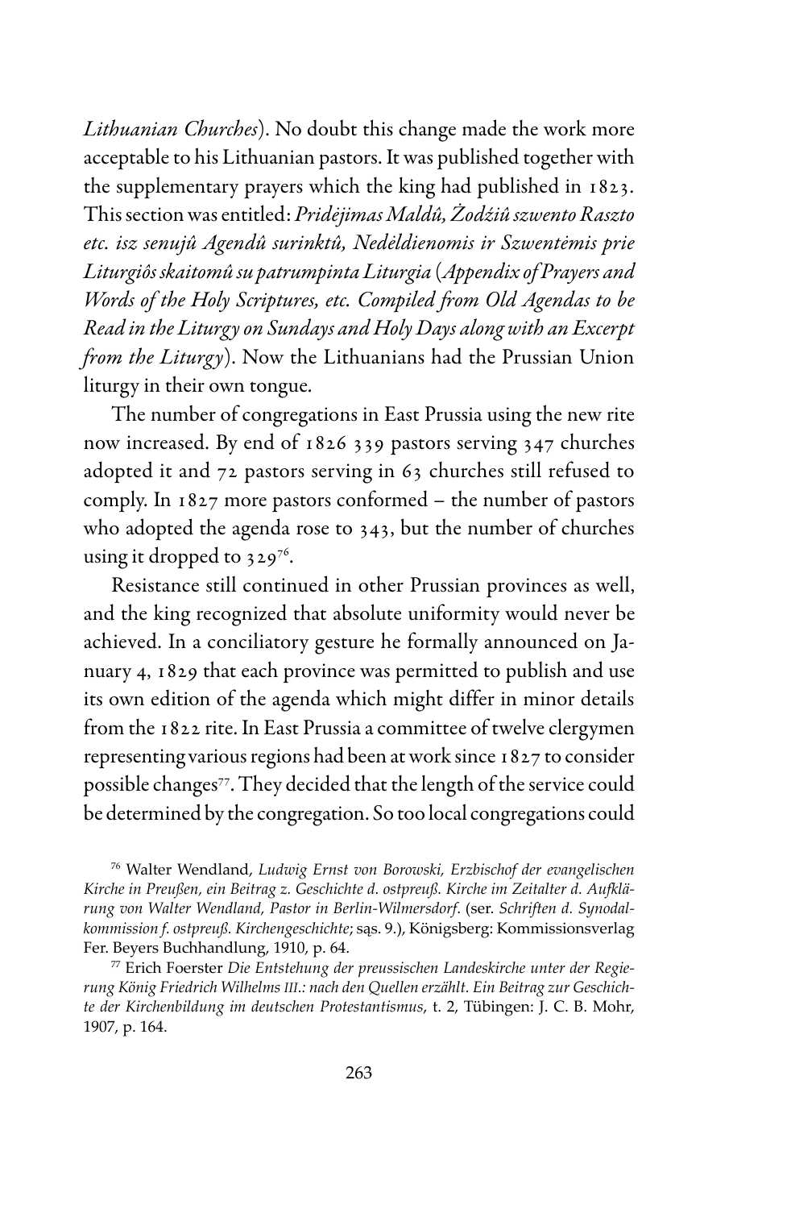*Lithuanian Churches*). No doubt this change made the work more acceptable to his Lithuanian pastors. It was published together with the supplementary prayers which the king had published in 1823. This section was entitled: *Pridėjimas Maldû, Żodźiû szwento Raszto etc. isz senujû Agendû surinktû, Nedėldienomis ir Szwentėmis prie Liturgiôs skaitomû su patrumpinta Liturgia* (*Appendix of Prayers and Words of the Holy Scriptures, etc. Compiled from Old Agendas to be Read in the Liturgy on Sundays and Holy Days along with an Excerpt from the Liturgy*). Now the Lithuanians had the Prussian Union liturgy in their own tongue.

The number of congregations in East Prussia using the new rite now increased. By end of 1826 339 pastors serving 347 churches adopted it and 72 pastors serving in 63 churches still refused to comply. In 1827 more pastors conformed – the number of pastors who adopted the agenda rose to 343, but the number of churches using it dropped to 329[76].

Resistance still continued in other Prussian provinces as well, and the king recognized that absolute uniformity would never be achieved. In a conciliatory gesture he formally announced on January 4, 1829 that each province was permitted to publish and use its own edition of the agenda which might differ in minor details from the 1822 rite. In East Prussia a committee of twelve clergymen representing various regions had been at work since 1827 to consider possible changes[77]. They decided that the length of the service could be determined by the congregation. So too local congregations could

[76] Walter Wendland, *Ludwig Ernst von Borowski, Erzbischof der evangelischen Kirche in Preußen, ein Beitrag z. Geschichte d. ostpreuß. Kirche im Zeitalter d. Aufklärung von Walter Wendland, Pastor in Berlin-Wilmersdorf*. (ser. *Schriften d. Synodalkommission f. ostpreuß. Kirchengeschichte*; sąs. 9.), Königsberg: Kommissionsverlag Fer. Beyers Buchhandlung, 1910, p. 64.

[77] Erich Foerster *Die Entstehung der preussischen Landeskirche unter der Regierung König Friedrich Wilhelms III.: nach den Quellen erzählt. Ein Beitrag zur Geschichte der Kirchenbildung im deutschen Protestantismus*, t. 2, Tübingen: J. C. B. Mohr, 1907, p. 164.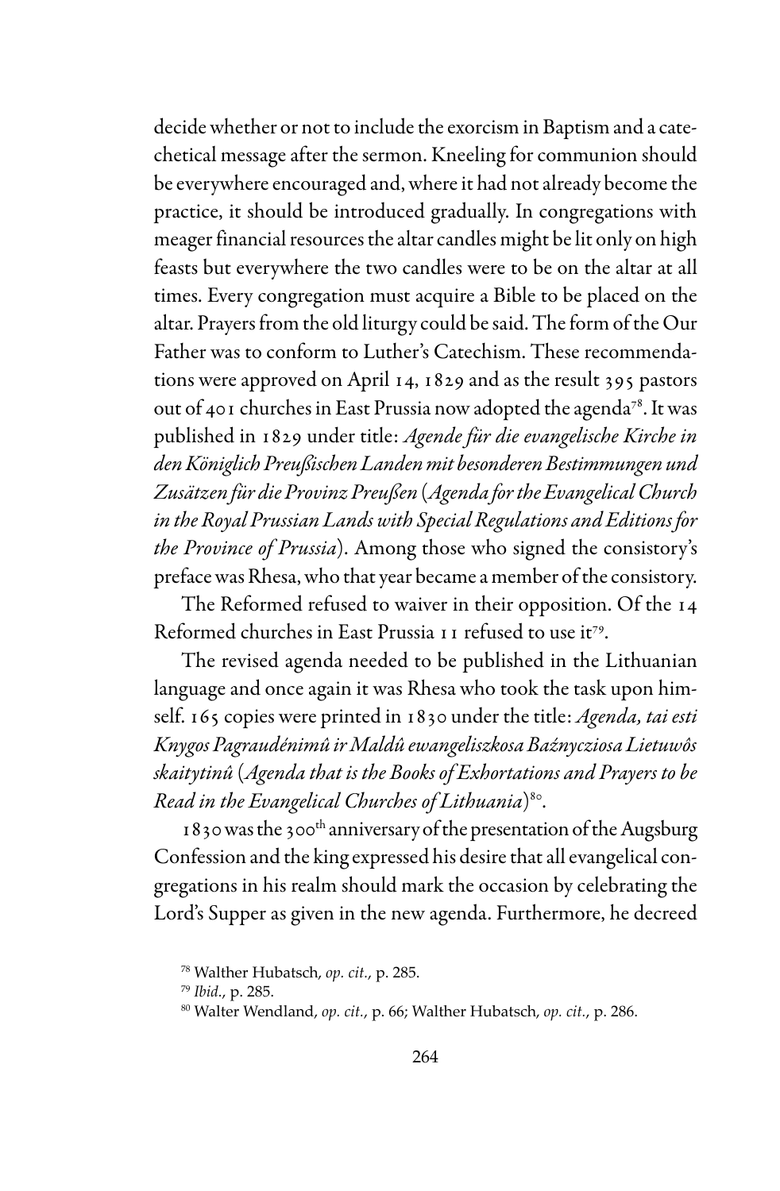decide whether or not to include the exorcism in Baptism and a catechetical message after the sermon. Kneeling for communion should be everywhere encouraged and, where it had not already become the practice, it should be introduced gradually. In congregations with meager financial resources the altar candles might be lit only on high feasts but everywhere the two candles were to be on the altar at all times. Every congregation must acquire a Bible to be placed on the altar. Prayers from the old liturgy could be said. The form of the Our Father was to conform to Luther's Catechism. These recommendations were approved on April 14, 1829 and as the result 395 pastors out of 401 churches in East Prussia now adopted the agenda[78]. It was published in 1829 under title: *Agende für die evangelische Kirche in den Königlich Preußischen Landen mit besonderen Bestimmungen und Zusätzen für die Provinz Preußen* (*Agenda for the Evangelical Church in the Royal Prussian Lands with Special Regulations and Editions for the Province of Prussia*). Among those who signed the consistory's preface was Rhesa, who that year became a member of the consistory.

The Reformed refused to waiver in their opposition. Of the 14 Reformed churches in East Prussia 11 refused to use it[79].

The revised agenda needed to be published in the Lithuanian language and once again it was Rhesa who took the task upon himself. 165 copies were printed in 1830 under the title: *Agenda, tai esti Knygos Pagraudénimû ir Maldû ewangeliszkosa Baźnycziosa Lietuwôs skaitytinû* (*Agenda that is the Books of Exhortations and Prayers to be Read in the Evangelical Churches of Lithuania*)[80].

1830 was the 300th anniversary of the presentation of the Augsburg Confession and the king expressed his desire that all evangelical congregations in his realm should mark the occasion by celebrating the Lord's Supper as given in the new agenda. Furthermore, he decreed

[78] Walther Hubatsch, *op. cit.*, p. 285.

[79] *Ibid.*, p. 285.

[80] Walter Wendland, *op. cit.*, p. 66; Walther Hubatsch, *op. cit.*, p. 286.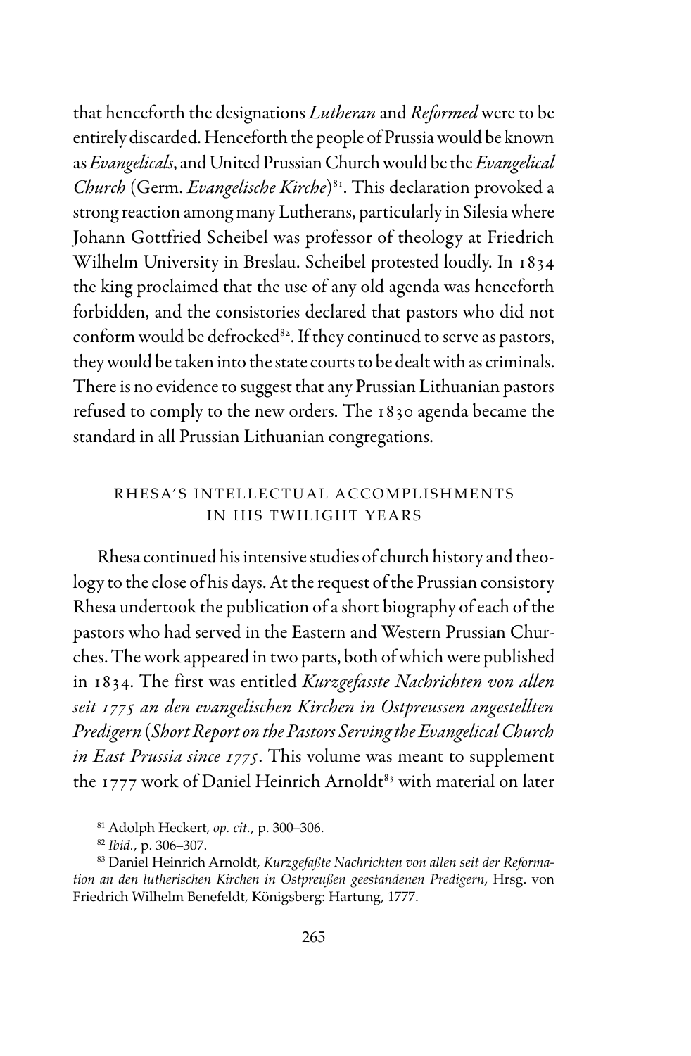that henceforth the designations *Lutheran* and *Reformed* were to be entirely discarded. Henceforth the people of Prussia would be known as *Evangelicals*, and United Prussian Church would be the *Evangelical Church* (Germ. *Evangelische Kirche*)[81]. This declaration provoked a strong reaction among many Lutherans, particularly in Silesia where Johann Gottfried Scheibel was professor of theology at Friedrich Wilhelm University in Breslau. Scheibel protested loudly. In 1834 the king proclaimed that the use of any old agenda was henceforth forbidden, and the consistories declared that pastors who did not conform would be defrocked[82]. If they continued to serve as pastors, they would be taken into the state courts to be dealt with as criminals. There is no evidence to suggest that any Prussian Lithuanian pastors refused to comply to the new orders. The 1830 agenda became the standard in all Prussian Lithuanian congregations.

## RHESA'S INTELLECTUAL ACCOMPLISHMENTS IN HIS TWILIGHT YEARS

Rhesa continued his intensive studies of church history and theology to the close of his days. At the request of the Prussian consistory Rhesa undertook the publication of a short biography of each of the pastors who had served in the Eastern and Western Prussian Churches. The work appeared in two parts, both of which were published in 1834. The first was entitled *Kurzgefasste Nachrichten von allen seit 1775 an den evangelischen Kirchen in Ostpreussen angestellten Predigern* (*Short Report on the Pastors Serving the Evangelical Church in East Prussia since 1775*. This volume was meant to supplement the 1777 work of Daniel Heinrich Arnoldt[83] with material on later

[81] Adolph Heckert, *op. cit.*, p. 300–306.

[82] *Ibid.*, p. 306–307.

[83] Daniel Heinrich Arnoldt, *Kurzgefaßte Nachrichten von allen seit der Reformation an den lutherischen Kirchen in Ostpreußen geestandenen Predigern*, Hrsg. von Friedrich Wilhelm Benefeldt, Königsberg: Hartung, 1777.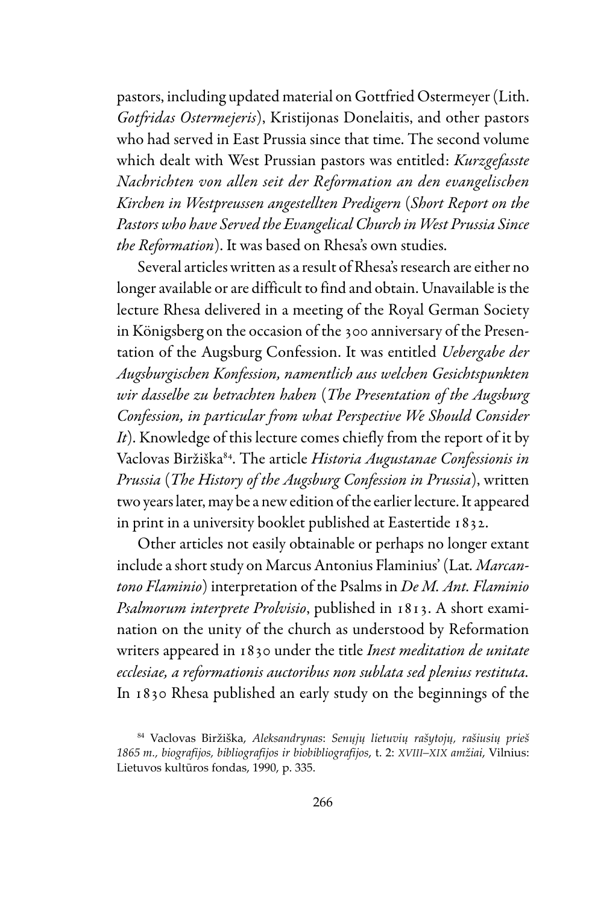pastors, including updated material on Gottfried Ostermeyer (Lith. *Gotfridas Ostermejeris*), Kristijonas Donelaitis, and other pastors who had served in East Prussia since that time. The second volume which dealt with West Prussian pastors was entitled: *Kurzgefasste Nachrichten von allen seit der Reformation an den evangelischen Kirchen in Westpreussen angestellten Predigern* (*Short Report on the Pastors who have Served the Evangelical Church in West Prussia Since the Reformation*). It was based on Rhesa's own studies.

Several articles written as a result of Rhesa's research are either no longer available or are difficult to find and obtain. Unavailable is the lecture Rhesa delivered in a meeting of the Royal German Society in Königsberg on the occasion of the 300 anniversary of the Presentation of the Augsburg Confession. It was entitled *Uebergabe der Augsburgischen Konfession, namentlich aus welchen Gesichtspunkten wir dasselbe zu betrachten haben* (*The Presentation of the Augsburg Confession, in particular from what Perspective We Should Consider It*). Knowledge of this lecture comes chiefly from the report of it by Vaclovas Biržiška[84]. The article *Historia Augustanae Confessionis in Prussia* (*The History of the Augsburg Confession in Prussia*), written two years later, may be a new edition of the earlier lecture. It appeared in print in a university booklet published at Eastertide 1832.

Other articles not easily obtainable or perhaps no longer extant include a short study on Marcus Antonius Flaminius' (Lat. *Marcantono Flaminio*) interpretation of the Psalms in *De M. Ant. Flaminio Psalmorum interprete Prolvisio*, published in 1813. A short examination on the unity of the church as understood by Reformation writers appeared in 1830 under the title *Inest meditation de unitate ecclesiae, a reformationis auctoribus non sublata sed plenius restituta*. In 1830 Rhesa published an early study on the beginnings of the

[84] Vaclovas Biržiška, *Aleksandrynas*: *Senųjų lietuvių rašytojų, rašiusių prieš 1865 m., biografijos, bibliografijos ir biobibliografijos*, t. 2: *XVIII–XIX amžiai*, Vilnius: Lietuvos kultūros fondas, 1990, p. 335.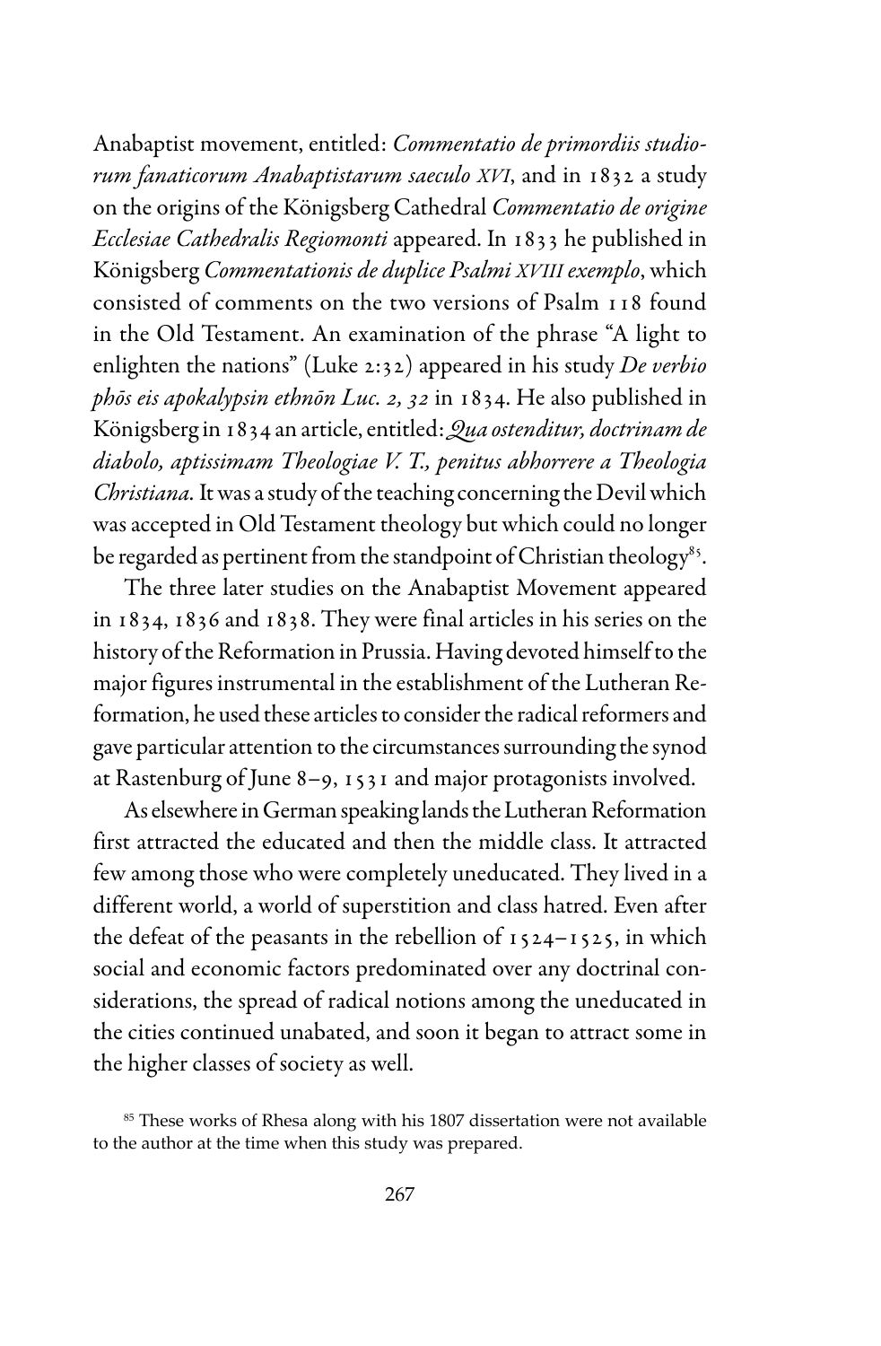Anabaptist movement, entitled: *Commentatio de primordiis studiorum fanaticorum Anabaptistarum saeculo XVI*, and in 1832 a study on the origins of the Königsberg Cathedral *Commentatio de origine Ecclesiae Cathedralis Regiomonti* appeared. In 1833 he published in Königsberg *Commentationis de duplice Psalmi XVIII exemplo*, which consisted of comments on the two versions of Psalm 118 found in the Old Testament. An examination of the phrase "A light to enlighten the nations" (Luke 2:32) appeared in his study *De verbio phōs eis apokalypsin ethnōn Luc. 2, 32* in 1834. He also published in Königsberg in 1834 an article, entitled: *Qua ostenditur, doctrinam de diabolo, aptissimam Theologiae V. T., penitus abhorrere a Theologia Christiana.* It was a study of the teaching concerning the Devil which was accepted in Old Testament theology but which could no longer be regarded as pertinent from the standpoint of Christian theology[85].

The three later studies on the Anabaptist Movement appeared in 1834, 1836 and 1838. They were final articles in his series on the history of the Reformation in Prussia. Having devoted himself to the major figures instrumental in the establishment of the Lutheran Reformation, he used these articles to consider the radical reformers and gave particular attention to the circumstances surrounding the synod at Rastenburg of June 8–9, 1531 and major protagonists involved.

As elsewhere in German speaking lands the Lutheran Reformation first attracted the educated and then the middle class. It attracted few among those who were completely uneducated. They lived in a different world, a world of superstition and class hatred. Even after the defeat of the peasants in the rebellion of 1524–1525, in which social and economic factors predominated over any doctrinal considerations, the spread of radical notions among the uneducated in the cities continued unabated, and soon it began to attract some in the higher classes of society as well.

[85] These works of Rhesa along with his 1807 dissertation were not available to the author at the time when this study was prepared.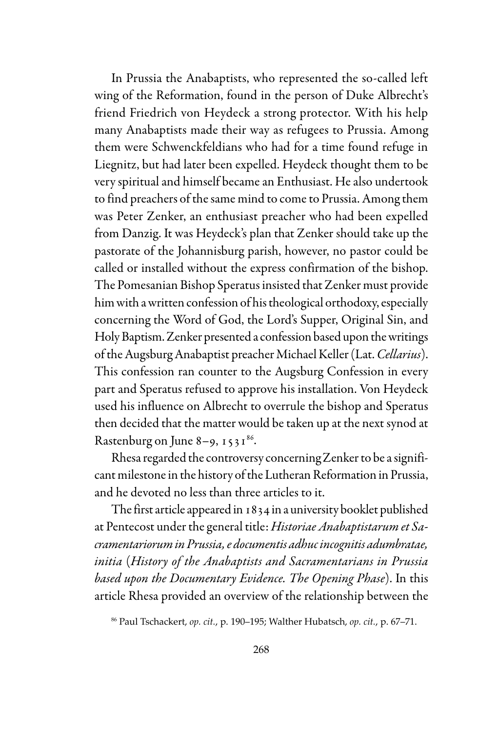In Prussia the Anabaptists, who represented the so-called left wing of the Reformation, found in the person of Duke Albrecht's friend Friedrich von Heydeck a strong protector. With his help many Anabaptists made their way as refugees to Prussia. Among them were Schwenckfeldians who had for a time found refuge in Liegnitz, but had later been expelled. Heydeck thought them to be very spiritual and himself became an Enthusiast. He also undertook to find preachers of the same mind to come to Prussia. Among them was Peter Zenker, an enthusiast preacher who had been expelled from Danzig. It was Heydeck's plan that Zenker should take up the pastorate of the Johannisburg parish, however, no pastor could be called or installed without the express confirmation of the bishop. The Pomesanian Bishop Speratus insisted that Zenker must provide him with a written confession of his theological orthodoxy, especially concerning the Word of God, the Lord's Supper, Original Sin, and Holy Baptism. Zenker presented a confession based upon the writings of the Augsburg Anabaptist preacher Michael Keller (Lat. *Cellarius*). This confession ran counter to the Augsburg Confession in every part and Speratus refused to approve his installation. Von Heydeck used his influence on Albrecht to overrule the bishop and Speratus then decided that the matter would be taken up at the next synod at Rastenburg on June 8–9, 1531[86].

Rhesa regarded the controversy concerning Zenker to be a significant milestone in the history of the Lutheran Reformation in Prussia, and he devoted no less than three articles to it.

The first article appeared in 1834 in a university booklet published at Pentecost under the general title: *Historiae Anabaptistarum et Sacramentariorum in Prussia, e documentis adhuc incognitis adumbratae, initia* (*History of the Anabaptists and Sacramentarians in Prussia based upon the Documentary Evidence. The Opening Phase*). In this article Rhesa provided an overview of the relationship between the

[86] Paul Tschackert, *op. cit.*, p. 190–195; Walther Hubatsch, *op. cit.*, p. 67–71.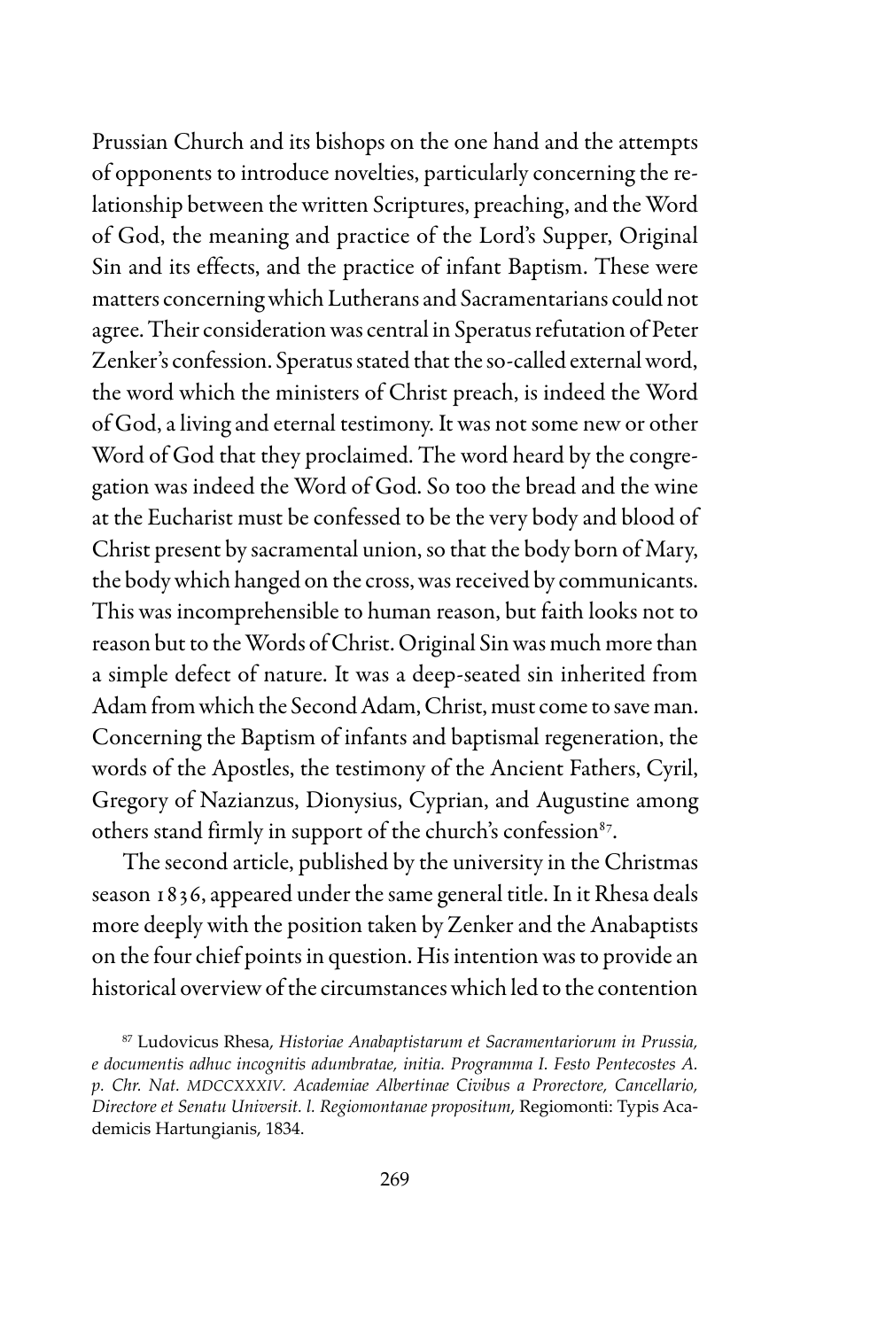Prussian Church and its bishops on the one hand and the attempts of opponents to introduce novelties, particularly concerning the relationship between the written Scriptures, preaching, and the Word of God, the meaning and practice of the Lord's Supper, Original Sin and its effects, and the practice of infant Baptism. These were matters concerning which Lutherans and Sacramentarians could not agree. Their consideration was central in Speratus refutation of Peter Zenker's confession. Speratus stated that the so-called external word, the word which the ministers of Christ preach, is indeed the Word of God, a living and eternal testimony. It was not some new or other Word of God that they proclaimed. The word heard by the congregation was indeed the Word of God. So too the bread and the wine at the Eucharist must be confessed to be the very body and blood of Christ present by sacramental union, so that the body born of Mary, the body which hanged on the cross, was received by communicants. This was incomprehensible to human reason, but faith looks not to reason but to the Words of Christ. Original Sin was much more than a simple defect of nature. It was a deep-seated sin inherited from Adam from which the Second Adam, Christ, must come to save man. Concerning the Baptism of infants and baptismal regeneration, the words of the Apostles, the testimony of the Ancient Fathers, Cyril, Gregory of Nazianzus, Dionysius, Cyprian, and Augustine among others stand firmly in support of the church's confession[87].

The second article, published by the university in the Christmas season 1836, appeared under the same general title. In it Rhesa deals more deeply with the position taken by Zenker and the Anabaptists on the four chief points in question. His intention was to provide an historical overview of the circumstances which led to the contention

[87] Ludovicus Rhesa, *Historiae Anabaptistarum et Sacramentariorum in Prussia, e documentis adhuc incognitis adumbratae, initia. Programma I. Festo Pentecostes A. p. Chr. Nat. MDCCXXXIV. Academiae Albertinae Civibus a Prorectore, Cancellario, Directore et Senatu Universit. l. Regiomontanae propositum*, Regiomonti: Typis Academicis Hartungianis, 1834.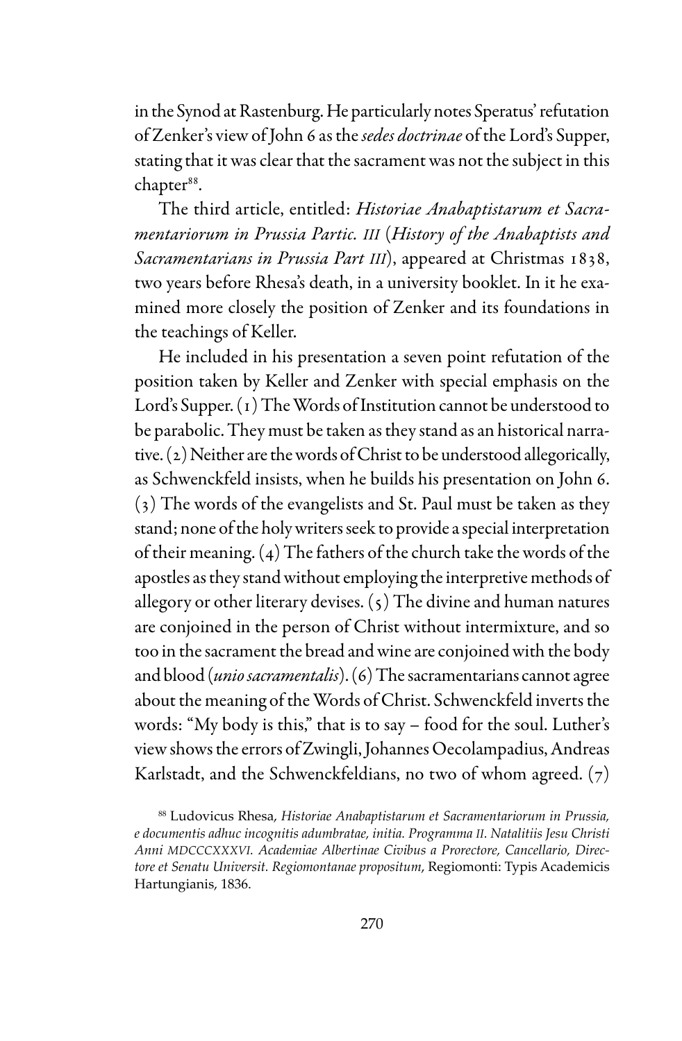in the Synod at Rastenburg. He particularly notes Speratus' refutation of Zenker's view of John 6 as the *sedes doctrinae* of the Lord's Supper, stating that it was clear that the sacrament was not the subject in this chapter[88].

The third article, entitled: *Historiae Anabaptistarum et Sacramentariorum in Prussia Partic. III* (*History of the Anabaptists and Sacramentarians in Prussia Part III*), appeared at Christmas 1838, two years before Rhesa's death, in a university booklet. In it he examined more closely the position of Zenker and its foundations in the teachings of Keller.

He included in his presentation a seven point refutation of the position taken by Keller and Zenker with special emphasis on the Lord's Supper. (1) The Words of Institution cannot be understood to be parabolic. They must be taken as they stand as an historical narrative. (2) Neither are the words of Christ to be understood allegorically, as Schwenckfeld insists, when he builds his presentation on John 6. (3) The words of the evangelists and St. Paul must be taken as they stand; none of the holy writers seek to provide a special interpretation of their meaning. (4) The fathers of the church take the words of the apostles as they stand without employing the interpretive methods of allegory or other literary devises. (5) The divine and human natures are conjoined in the person of Christ without intermixture, and so too in the sacrament the bread and wine are conjoined with the body and blood (*unio sacramentalis*). (6) The sacramentarians cannot agree about the meaning of the Words of Christ. Schwenckfeld inverts the words: "My body is this," that is to say – food for the soul. Luther's view shows the errors of Zwingli, Johannes Oecolampadius, Andreas Karlstadt, and the Schwenckfeldians, no two of whom agreed. (7)

[88] Ludovicus Rhesa, *Historiae Anabaptistarum et Sacramentariorum in Prussia, e documentis adhuc incognitis adumbratae, initia. Programma II. Natalitiis Jesu Christi Anni MDCCCXXXVI. Academiae Albertinae Civibus a Prorectore, Cancellario, Directore et Senatu Universit. Regiomontanae propositum*, Regiomonti: Typis Academicis Hartungianis, 1836.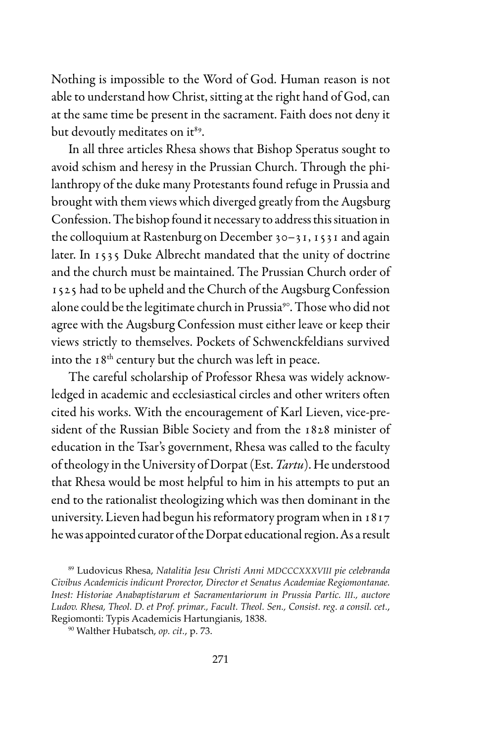Nothing is impossible to the Word of God. Human reason is not able to understand how Christ, sitting at the right hand of God, can at the same time be present in the sacrament. Faith does not deny it but devoutly meditates on it[89].

In all three articles Rhesa shows that Bishop Speratus sought to avoid schism and heresy in the Prussian Church. Through the philanthropy of the duke many Protestants found refuge in Prussia and brought with them views which diverged greatly from the Augsburg Confession. The bishop found it necessary to address this situation in the colloquium at Rastenburg on December 30–31, 1531 and again later. In 1535 Duke Albrecht mandated that the unity of doctrine and the church must be maintained. The Prussian Church order of 1525 had to be upheld and the Church of the Augsburg Confession alone could be the legitimate church in Prussia[90]. Those who did not agree with the Augsburg Confession must either leave or keep their views strictly to themselves. Pockets of Schwenckfeldians survived into the 18th century but the church was left in peace.

The careful scholarship of Professor Rhesa was widely acknowledged in academic and ecclesiastical circles and other writers often cited his works. With the encouragement of Karl Lieven, vice-president of the Russian Bible Society and from the 1828 minister of education in the Tsar's government, Rhesa was called to the faculty of theology in the University of Dorpat (Est. *Tartu*). He understood that Rhesa would be most helpful to him in his attempts to put an end to the rationalist theologizing which was then dominant in the university. Lieven had begun his reformatory program when in 1817 he was appointed curator of the Dorpat educational region. As a result

---

[89] Ludovicus Rhesa, *Natalitia Jesu Christi Anni MDCCCXXXVIII pie celebranda Civibus Academicis indicunt Prorector, Director et Senatus Academiae Regiomontanae. Inest: Historiae Anabaptistarum et Sacramentariorum in Prussia Partic. III., auctore Ludov. Rhesa, Theol. D. et Prof. primar., Facult. Theol. Sen., Consist. reg. a consil. cet.*, Regiomonti: Typis Academicis Hartungianis, 1838.

[90] Walther Hubatsch, *op. cit.*, p. 73.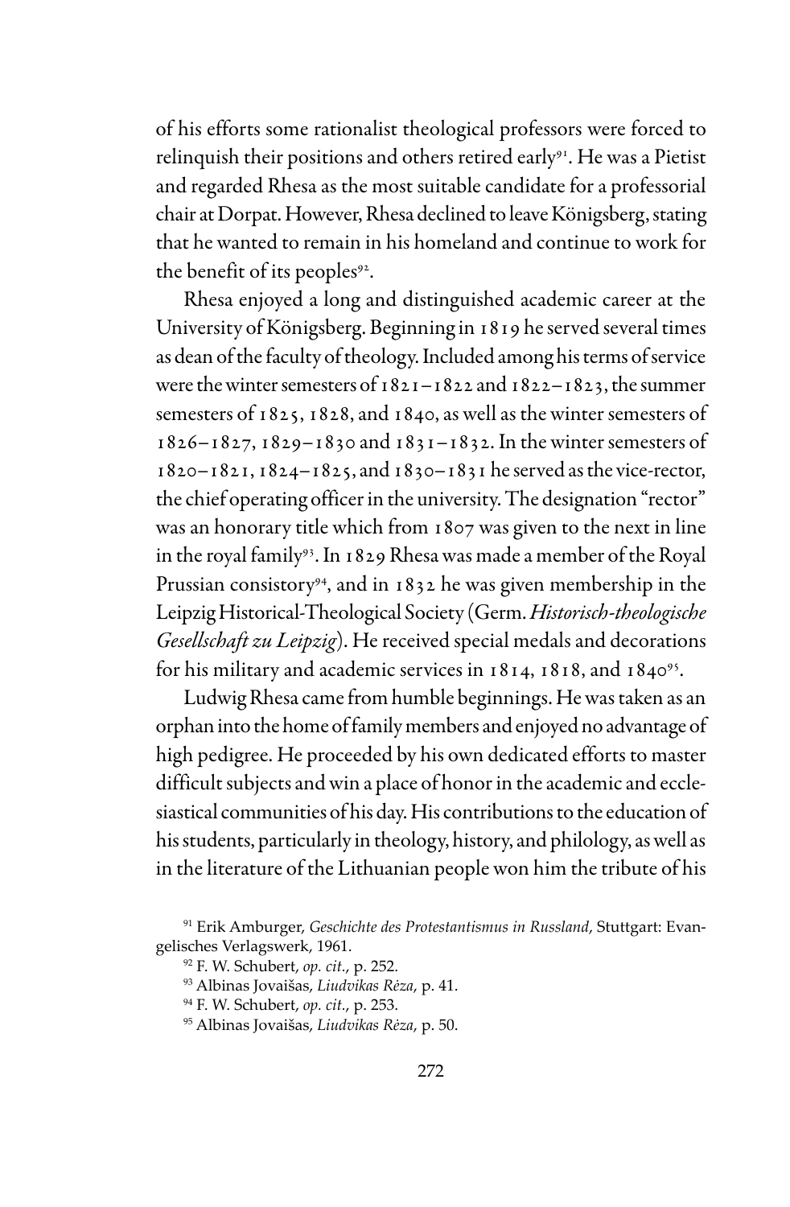of his efforts some rationalist theological professors were forced to relinquish their positions and others retired early[91]. He was a Pietist and regarded Rhesa as the most suitable candidate for a professorial chair at Dorpat. However, Rhesa declined to leave Königsberg, stating that he wanted to remain in his homeland and continue to work for the benefit of its peoples[92].

Rhesa enjoyed a long and distinguished academic career at the University of Königsberg. Beginning in 1819 he served several times as dean of the faculty of theology. Included among his terms of service were the winter semesters of 1821–1822 and 1822–1823, the summer semesters of 1825, 1828, and 1840, as well as the winter semesters of 1826–1827, 1829–1830 and 1831–1832. In the winter semesters of 1820–1821, 1824–1825, and 1830–1831 he served as the vice-rector, the chief operating officer in the university. The designation "rector" was an honorary title which from 1807 was given to the next in line in the royal family[93]. In 1829 Rhesa was made a member of the Royal Prussian consistory[94], and in 1832 he was given membership in the Leipzig Historical-Theological Society (Germ. *Historisch-theologische Gesellschaft zu Leipzig*). He received special medals and decorations for his military and academic services in 1814, 1818, and 1840[95].

Ludwig Rhesa came from humble beginnings. He was taken as an orphan into the home of family members and enjoyed no advantage of high pedigree. He proceeded by his own dedicated efforts to master difficult subjects and win a place of honor in the academic and ecclesiastical communities of his day. His contributions to the education of his students, particularly in theology, history, and philology, as well as in the literature of the Lithuanian people won him the tribute of his

[91] Erik Amburger, *Geschichte des Protestantismus in Russland*, Stuttgart: Evangelisches Verlagswerk, 1961.

[92] F. W. Schubert, *op. cit.*, p. 252.

[93] Albinas Jovaišas, *Liudvikas Rėza*, p. 41.

[94] F. W. Schubert, *op. cit.*, p. 253.

[95] Albinas Jovaišas, *Liudvikas Rėza*, p. 50.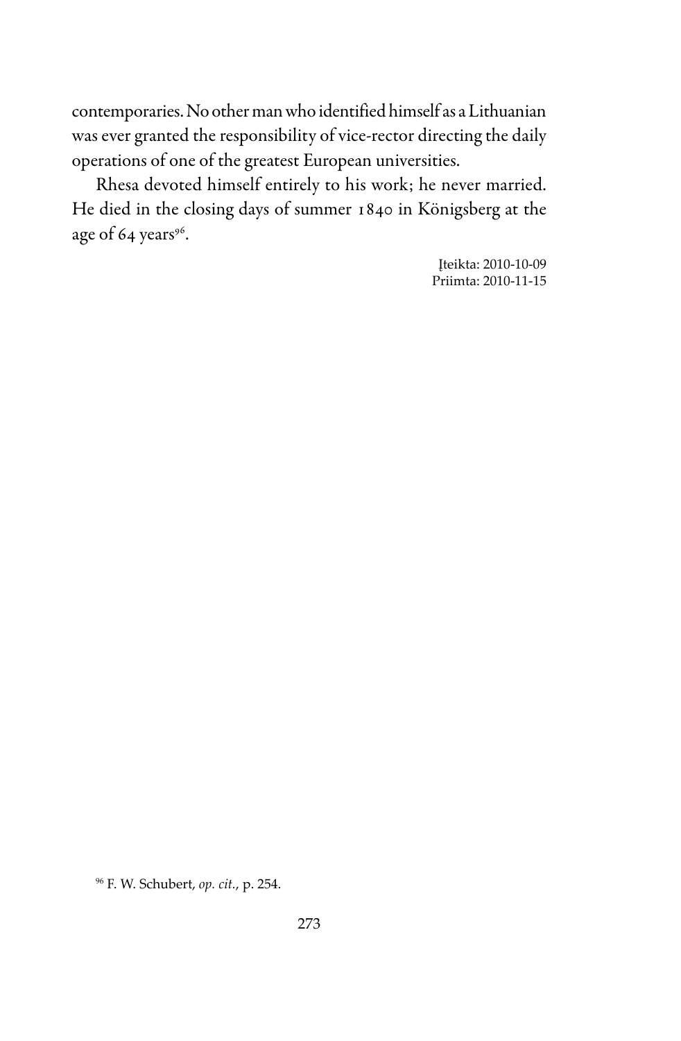contemporaries. No other man who identified himself as a Lithuanian was ever granted the responsibility of vice-rector directing the daily operations of one of the greatest European universities.

Rhesa devoted himself entirely to his work; he never married. He died in the closing days of summer 1840 in Königsberg at the age of 64 years[96].

Įteikta: 2010-10-09
Priimta: 2010-11-15

[96] F. W. Schubert, *op. cit.*, p. 254.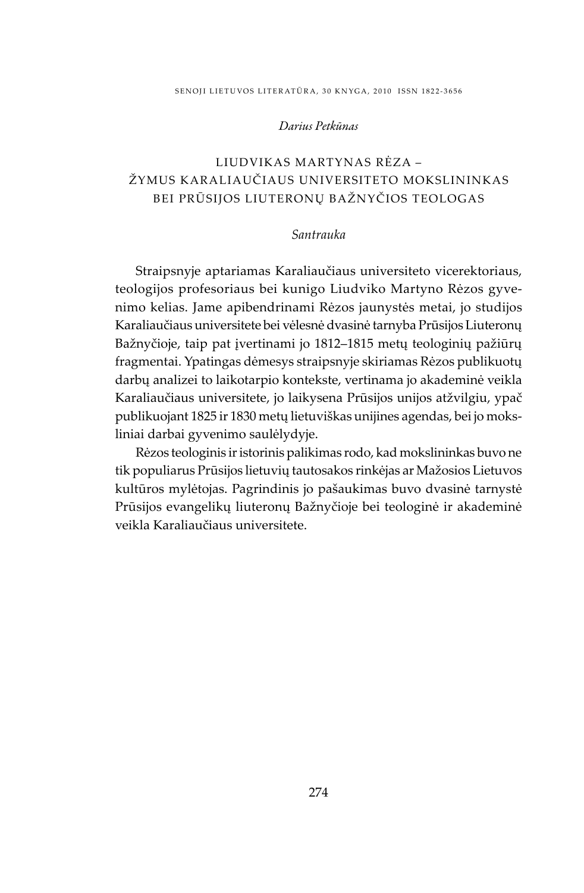*Darius Petkūnas*

# LIUDVIKAS MARTYNAS RĖZA – ŽYMUS KARALIAUČIAUS UNIVERSITETO MOKSLININKAS BEI PRŪSIJOS LIUTERONŲ BAŽNYČIOS TEOLOGAS

*Santrauka*

Straipsnyje aptariamas Karaliaučiaus universiteto vicerektoriaus, teologijos profesoriaus bei kunigo Liudviko Martyno Rėzos gyvenimo kelias. Jame apibendrinami Rėzos jaunystės metai, jo studijos Karaliaučiaus universitete bei vėlesnė dvasinė tarnyba Prūsijos Liuteronų Bažnyčioje, taip pat įvertinami jo 1812–1815 metų teologinių pažiūrų fragmentai. Ypatingas dėmesys straipsnyje skiriamas Rėzos publikuotų darbų analizei to laikotarpio kontekste, vertinama jo akademinė veikla Karaliaučiaus universitete, jo laikysena Prūsijos unijos atžvilgiu, ypač publikuojant 1825 ir 1830 metų lietuviškas unijines agendas, bei jo moksliniai darbai gyvenimo saulėlydyje.

Rėzos teologinis ir istorinis palikimas rodo, kad mokslininkas buvo ne tik populiarus Prūsijos lietuvių tautosakos rinkėjas ar Mažosios Lietuvos kultūros mylėtojas. Pagrindinis jo pašaukimas buvo dvasinė tarnystė Prūsijos evangelikų liuteronų Bažnyčioje bei teologinė ir akademinė veikla Karaliaučiaus universitete.